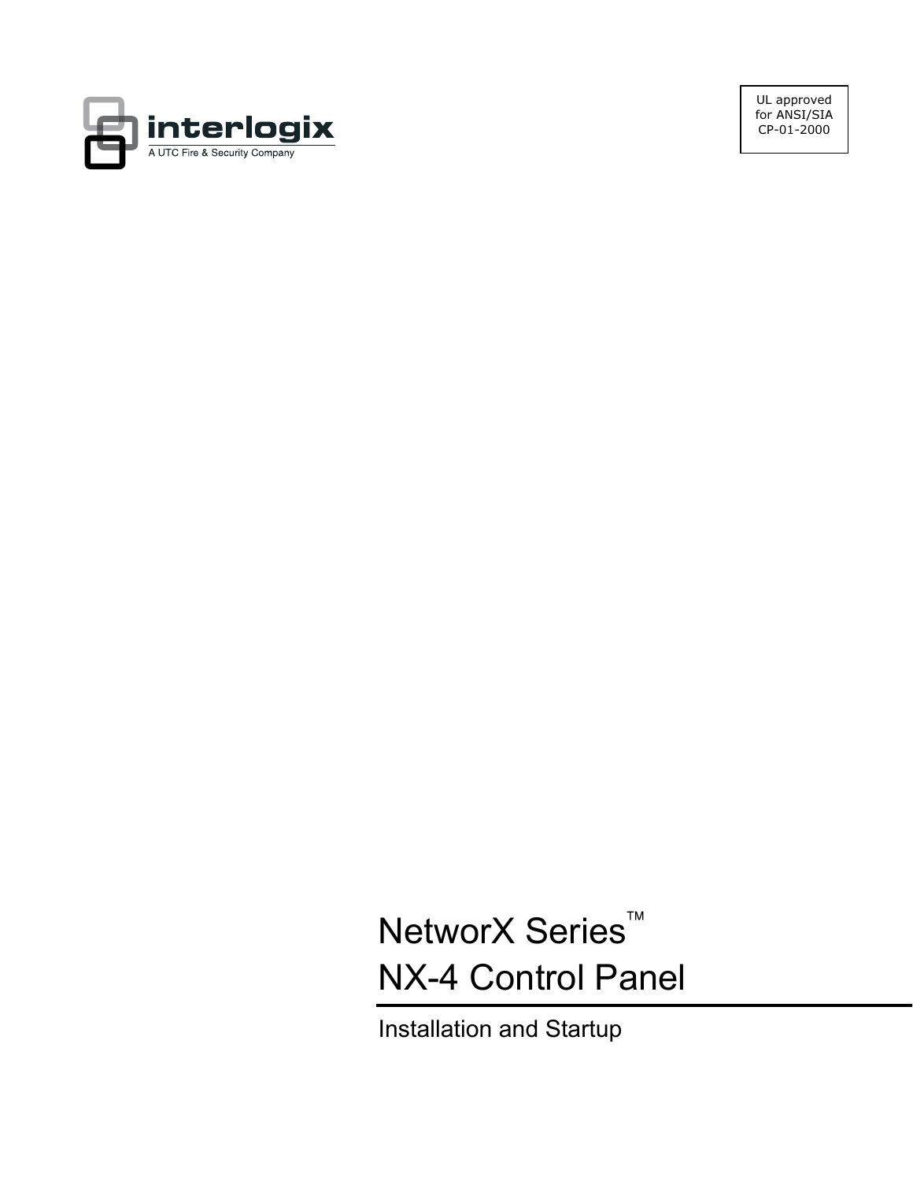interlogix

A UTC Fire & Security Company

UL approved for ANSI/SIA CP-01-2000

# NetworX Series™ NX-4 Control Panel

Installation and Startup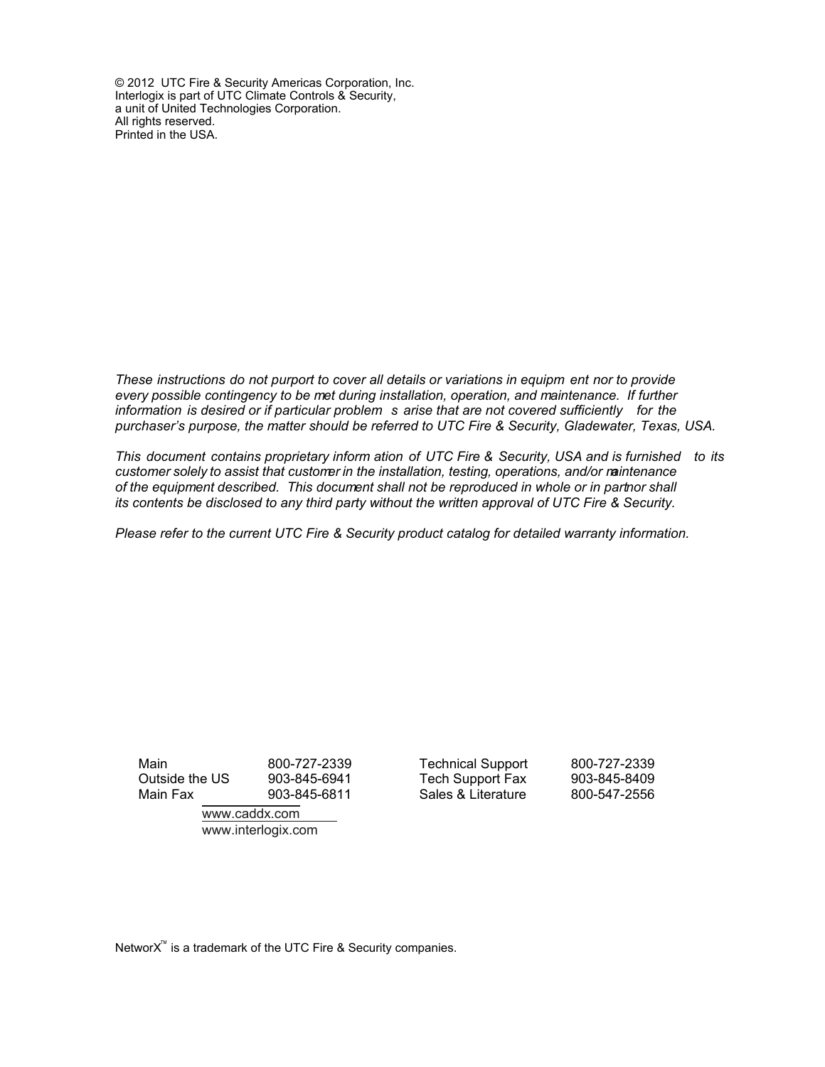© 2012 UTC Fire & Security Americas Corporation, Inc.
Interlogix is part of UTC Climate Controls & Security,
a unit of United Technologies Corporation.
All rights reserved.
Printed in the USA.

*These instructions do not purport to cover all details or variations in equipment nor to provide every possible contingency to be met during installation, operation, and maintenance. If further information is desired or if particular problems arise that are not covered sufficiently for the purchaser's purpose, the matter should be referred to UTC Fire & Security, Gladewater, Texas, USA.*

*This document contains proprietary information of UTC Fire & Security, USA and is furnished to its customer solely to assist that customer in the installation, testing, operations, and/or maintenance of the equipment described. This document shall not be reproduced in whole or in part nor shall its contents be disclosed to any third party without the written approval of UTC Fire & Security.*

*Please refer to the current UTC Fire & Security product catalog for detailed warranty information.*

| | | | |
|---|---|---|---|
| Main | 800-727-2339 | Technical Support | 800-727-2339 |
| Outside the US | 903-845-6941 | Tech Support Fax | 903-845-8409 |
| Main Fax | 903-845-6811 | Sales & Literature | 800-547-2556 |

www.caddx.com
www.interlogix.com

NetworX™ is a trademark of the UTC Fire & Security companies.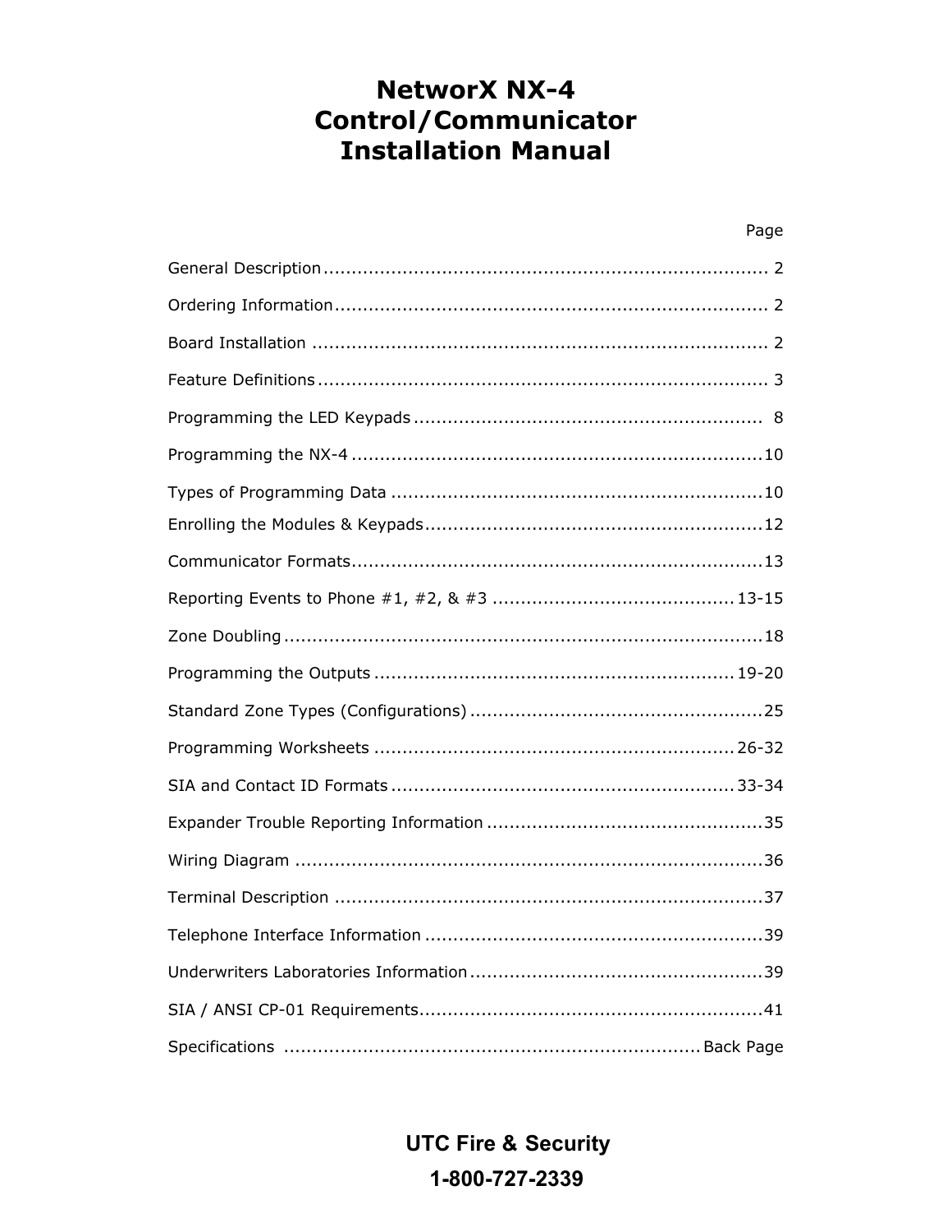# NetworX NX-4 Control/Communicator Installation Manual

| | Page |
|---|---|
| General Description | 2 |
| Ordering Information | 2 |
| Board Installation | 2 |
| Feature Definitions | 3 |
| Programming the LED Keypads | 8 |
| Programming the NX-4 | 10 |
| Types of Programming Data | 10 |
| Enrolling the Modules & Keypads | 12 |
| Communicator Formats | 13 |
| Reporting Events to Phone #1, #2, & #3 | 13-15 |
| Zone Doubling | 18 |
| Programming the Outputs | 19-20 |
| Standard Zone Types (Configurations) | 25 |
| Programming Worksheets | 26-32 |
| SIA and Contact ID Formats | 33-34 |
| Expander Trouble Reporting Information | 35 |
| Wiring Diagram | 36 |
| Terminal Description | 37 |
| Telephone Interface Information | 39 |
| Underwriters Laboratories Information | 39 |
| SIA / ANSI CP-01 Requirements | 41 |
| Specifications | Back Page |

**UTC Fire & Security**

**1-800-727-2339**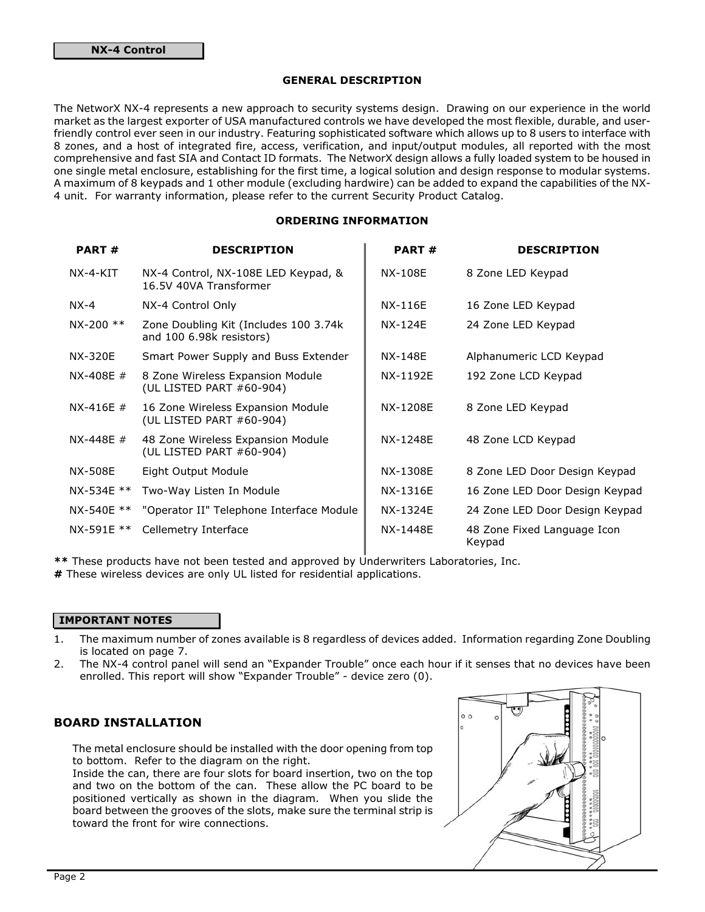**NX-4 Control**

## GENERAL DESCRIPTION

The NetworX NX-4 represents a new approach to security systems design. Drawing on our experience in the world market as the largest exporter of USA manufactured controls we have developed the most flexible, durable, and user-friendly control ever seen in our industry. Featuring sophisticated software which allows up to 8 users to interface with 8 zones, and a host of integrated fire, access, verification, and input/output modules, all reported with the most comprehensive and fast SIA and Contact ID formats. The NetworX design allows a fully loaded system to be housed in one single metal enclosure, establishing for the first time, a logical solution and design response to modular systems. A maximum of 8 keypads and 1 other module (excluding hardwire) can be added to expand the capabilities of the NX-4 unit. For warranty information, please refer to the current Security Product Catalog.

## ORDERING INFORMATION

| PART # | DESCRIPTION | PART # | DESCRIPTION |
|---|---|---|---|
| NX-4-KIT | NX-4 Control, NX-108E LED Keypad, & 16.5V 40VA Transformer | NX-108E | 8 Zone LED Keypad |
| NX-4 | NX-4 Control Only | NX-116E | 16 Zone LED Keypad |
| NX-200 ** | Zone Doubling Kit (Includes 100 3.74k and 100 6.98k resistors) | NX-124E | 24 Zone LED Keypad |
| NX-320E | Smart Power Supply and Buss Extender | NX-148E | Alphanumeric LCD Keypad |
| NX-408E # | 8 Zone Wireless Expansion Module (UL LISTED PART #60-904) | NX-1192E | 192 Zone LCD Keypad |
| NX-416E # | 16 Zone Wireless Expansion Module (UL LISTED PART #60-904) | NX-1208E | 8 Zone LED Keypad |
| NX-448E # | 48 Zone Wireless Expansion Module (UL LISTED PART #60-904) | NX-1248E | 48 Zone LCD Keypad |
| NX-508E | Eight Output Module | NX-1308E | 8 Zone LED Door Design Keypad |
| NX-534E ** | Two-Way Listen In Module | NX-1316E | 16 Zone LED Door Design Keypad |
| NX-540E ** | "Operator II" Telephone Interface Module | NX-1324E | 24 Zone LED Door Design Keypad |
| NX-591E ** | Cellemetry Interface | NX-1448E | 48 Zone Fixed Language Icon Keypad |

**\*\*** These products have not been tested and approved by Underwriters Laboratories, Inc.
**#** These wireless devices are only UL listed for residential applications.

**IMPORTANT NOTES**

1. The maximum number of zones available is 8 regardless of devices added. Information regarding Zone Doubling is located on page 7.
2. The NX-4 control panel will send an "Expander Trouble" once each hour if it senses that no devices have been enrolled. This report will show "Expander Trouble" - device zero (0).

## BOARD INSTALLATION

The metal enclosure should be installed with the door opening from top to bottom. Refer to the diagram on the right.
Inside the can, there are four slots for board insertion, two on the top and two on the bottom of the can. These allow the PC board to be positioned vertically as shown in the diagram. When you slide the board between the grooves of the slots, make sure the terminal strip is toward the front for wire connections.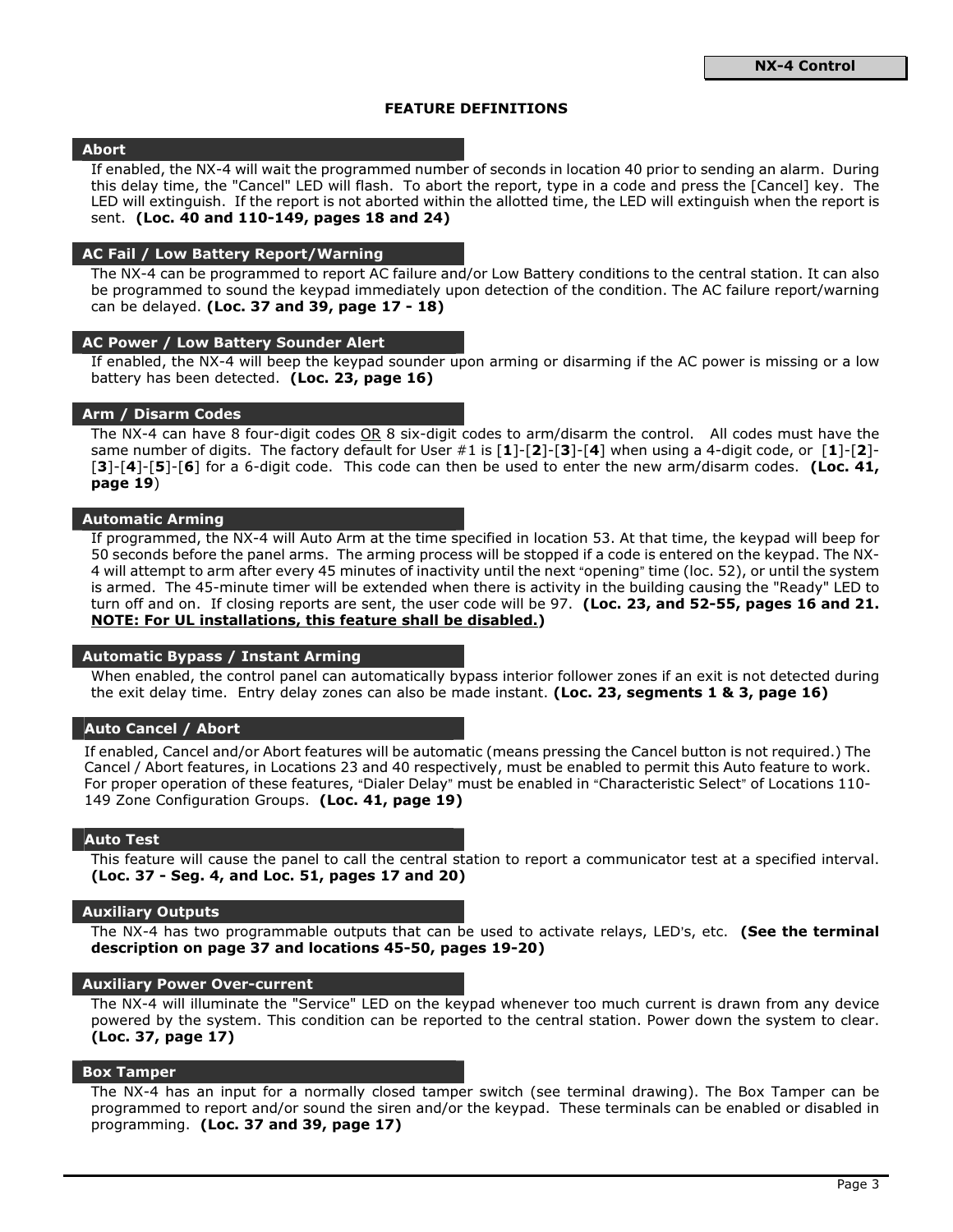# FEATURE DEFINITIONS

### Abort

If enabled, the NX-4 will wait the programmed number of seconds in location 40 prior to sending an alarm. During this delay time, the "Cancel" LED will flash. To abort the report, type in a code and press the [Cancel] key. The LED will extinguish. If the report is not aborted within the allotted time, the LED will extinguish when the report is sent. **(Loc. 40 and 110-149, pages 18 and 24)**

### AC Fail / Low Battery Report/Warning

The NX-4 can be programmed to report AC failure and/or Low Battery conditions to the central station. It can also be programmed to sound the keypad immediately upon detection of the condition. The AC failure report/warning can be delayed. **(Loc. 37 and 39, page 17 - 18)**

### AC Power / Low Battery Sounder Alert

If enabled, the NX-4 will beep the keypad sounder upon arming or disarming if the AC power is missing or a low battery has been detected. **(Loc. 23, page 16)**

### Arm / Disarm Codes

The NX-4 can have 8 four-digit codes OR 8 six-digit codes to arm/disarm the control. All codes must have the same number of digits. The factory default for User #1 is [**1**]-[**2**]-[**3**]-[**4**] when using a 4-digit code, or [**1**]-[**2**]-[**3**]-[**4**]-[**5**]-[**6**] for a 6-digit code. This code can then be used to enter the new arm/disarm codes. **(Loc. 41, page 19**)

### Automatic Arming

If programmed, the NX-4 will Auto Arm at the time specified in location 53. At that time, the keypad will beep for 50 seconds before the panel arms. The arming process will be stopped if a code is entered on the keypad. The NX-4 will attempt to arm after every 45 minutes of inactivity until the next "opening" time (loc. 52), or until the system is armed. The 45-minute timer will be extended when there is activity in the building causing the "Ready" LED to turn off and on. If closing reports are sent, the user code will be 97. **(Loc. 23, and 52-55, pages 16 and 21. NOTE: For UL installations, this feature shall be disabled.)**

### Automatic Bypass / Instant Arming

When enabled, the control panel can automatically bypass interior follower zones if an exit is not detected during the exit delay time. Entry delay zones can also be made instant. **(Loc. 23, segments 1 & 3, page 16)**

### Auto Cancel / Abort

If enabled, Cancel and/or Abort features will be automatic (means pressing the Cancel button is not required.) The Cancel / Abort features, in Locations 23 and 40 respectively, must be enabled to permit this Auto feature to work. For proper operation of these features, "Dialer Delay" must be enabled in "Characteristic Select" of Locations 110-149 Zone Configuration Groups. **(Loc. 41, page 19)**

### Auto Test

This feature will cause the panel to call the central station to report a communicator test at a specified interval. **(Loc. 37 - Seg. 4, and Loc. 51, pages 17 and 20)**

### Auxiliary Outputs

The NX-4 has two programmable outputs that can be used to activate relays, LED's, etc. **(See the terminal description on page 37 and locations 45-50, pages 19-20)**

### Auxiliary Power Over-current

The NX-4 will illuminate the "Service" LED on the keypad whenever too much current is drawn from any device powered by the system. This condition can be reported to the central station. Power down the system to clear. **(Loc. 37, page 17)**

### Box Tamper

The NX-4 has an input for a normally closed tamper switch (see terminal drawing). The Box Tamper can be programmed to report and/or sound the siren and/or the keypad. These terminals can be enabled or disabled in programming. **(Loc. 37 and 39, page 17)**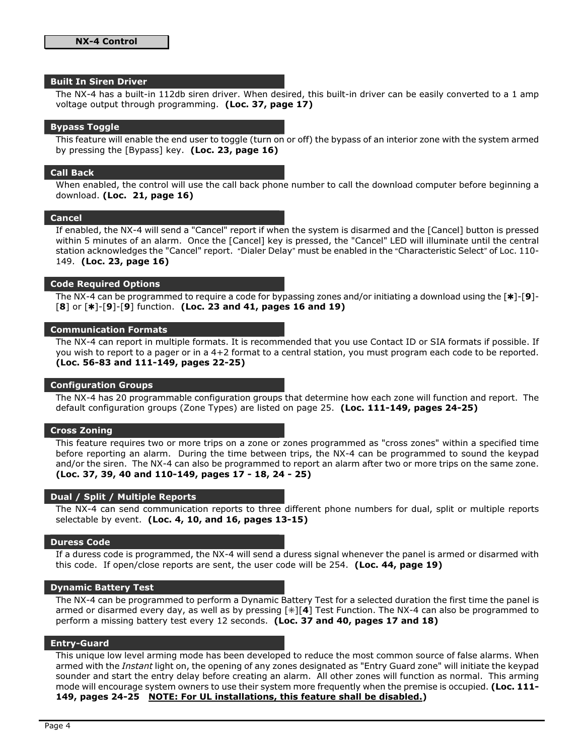## NX-4 Control

### Built In Siren Driver

The NX-4 has a built-in 112db siren driver. When desired, this built-in driver can be easily converted to a 1 amp voltage output through programming. **(Loc. 37, page 17)**

### Bypass Toggle

This feature will enable the end user to toggle (turn on or off) the bypass of an interior zone with the system armed by pressing the [Bypass] key. **(Loc. 23, page 16)**

### Call Back

When enabled, the control will use the call back phone number to call the download computer before beginning a download. **(Loc. 21, page 16)**

### Cancel

If enabled, the NX-4 will send a "Cancel" report if when the system is disarmed and the [Cancel] button is pressed within 5 minutes of an alarm. Once the [Cancel] key is pressed, the "Cancel" LED will illuminate until the central station acknowledges the "Cancel" report. "Dialer Delay" must be enabled in the "Characteristic Select" of Loc. 110-149. **(Loc. 23, page 16)**

### Code Required Options

The NX-4 can be programmed to require a code for bypassing zones and/or initiating a download using the [✱]-[**9**]-[**8**] or [✱]-[**9**]-[**9**] function. **(Loc. 23 and 41, pages 16 and 19)**

### Communication Formats

The NX-4 can report in multiple formats. It is recommended that you use Contact ID or SIA formats if possible. If you wish to report to a pager or in a 4+2 format to a central station, you must program each code to be reported. **(Loc. 56-83 and 111-149, pages 22-25)**

### Configuration Groups

The NX-4 has 20 programmable configuration groups that determine how each zone will function and report. The default configuration groups (Zone Types) are listed on page 25. **(Loc. 111-149, pages 24-25)**

### Cross Zoning

This feature requires two or more trips on a zone or zones programmed as "cross zones" within a specified time before reporting an alarm. During the time between trips, the NX-4 can be programmed to sound the keypad and/or the siren. The NX-4 can also be programmed to report an alarm after two or more trips on the same zone. **(Loc. 37, 39, 40 and 110-149, pages 17 - 18, 24 - 25)**

### Dual / Split / Multiple Reports

The NX-4 can send communication reports to three different phone numbers for dual, split or multiple reports selectable by event. **(Loc. 4, 10, and 16, pages 13-15)**

### Duress Code

If a duress code is programmed, the NX-4 will send a duress signal whenever the panel is armed or disarmed with this code. If open/close reports are sent, the user code will be 254. **(Loc. 44, page 19)**

### Dynamic Battery Test

The NX-4 can be programmed to perform a Dynamic Battery Test for a selected duration the first time the panel is armed or disarmed every day, as well as by pressing [✳][**4**] Test Function. The NX-4 can also be programmed to perform a missing battery test every 12 seconds. **(Loc. 37 and 40, pages 17 and 18)**

### Entry-Guard

This unique low level arming mode has been developed to reduce the most common source of false alarms. When armed with the *Instant* light on, the opening of any zones designated as "Entry Guard zone" will initiate the keypad sounder and start the entry delay before creating an alarm. All other zones will function as normal. This arming mode will encourage system owners to use their system more frequently when the premise is occupied. **(Loc. 111-149, pages 24-25 <u>NOTE: For UL installations, this feature shall be disabled.</u>)**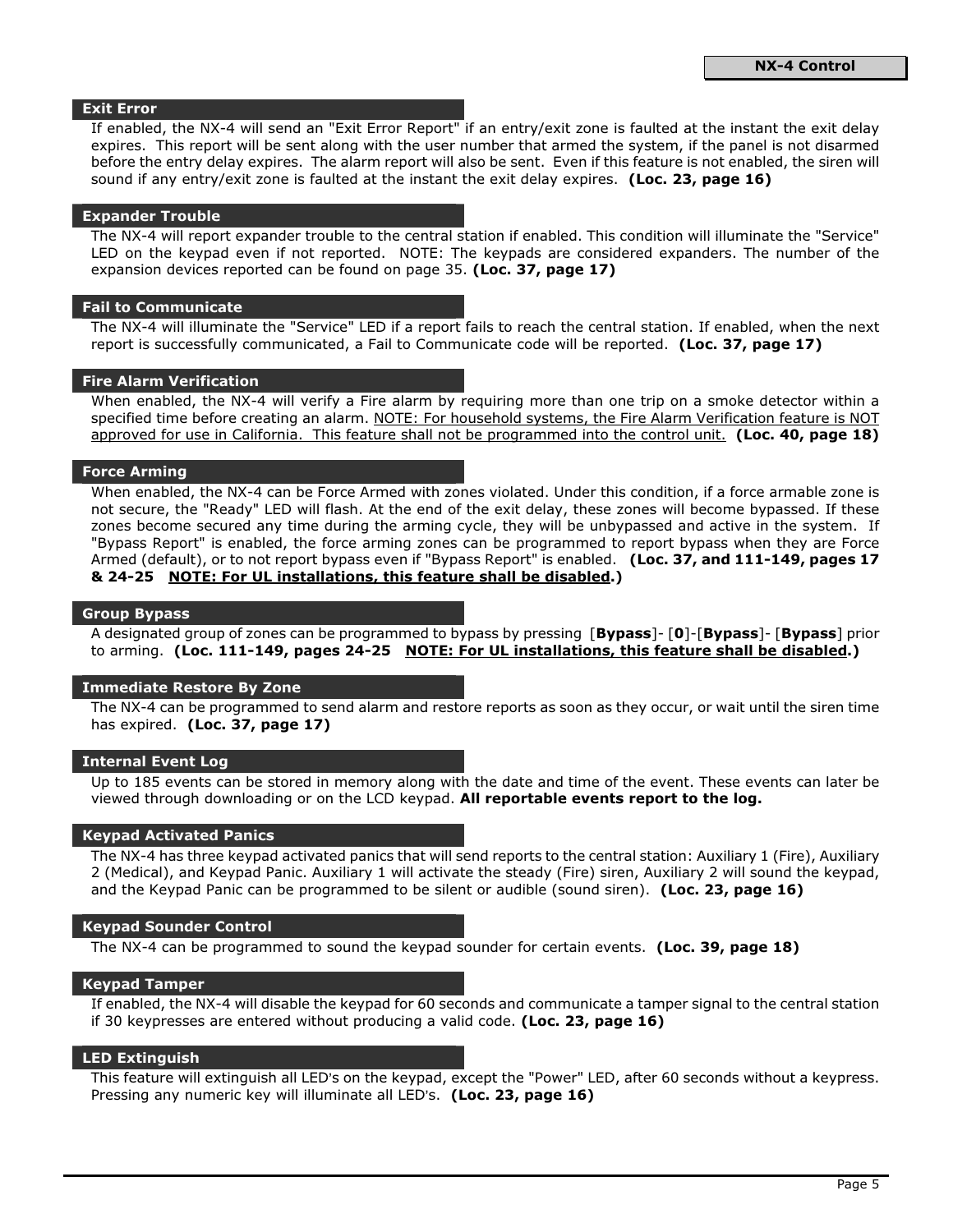### Exit Error

If enabled, the NX-4 will send an "Exit Error Report" if an entry/exit zone is faulted at the instant the exit delay expires. This report will be sent along with the user number that armed the system, if the panel is not disarmed before the entry delay expires. The alarm report will also be sent. Even if this feature is not enabled, the siren will sound if any entry/exit zone is faulted at the instant the exit delay expires. **(Loc. 23, page 16)**

### Expander Trouble

The NX-4 will report expander trouble to the central station if enabled. This condition will illuminate the "Service" LED on the keypad even if not reported. NOTE: The keypads are considered expanders. The number of the expansion devices reported can be found on page 35. **(Loc. 37, page 17)**

### Fail to Communicate

The NX-4 will illuminate the "Service" LED if a report fails to reach the central station. If enabled, when the next report is successfully communicated, a Fail to Communicate code will be reported. **(Loc. 37, page 17)**

### Fire Alarm Verification

When enabled, the NX-4 will verify a Fire alarm by requiring more than one trip on a smoke detector within a specified time before creating an alarm. NOTE: For household systems, the Fire Alarm Verification feature is NOT approved for use in California. This feature shall not be programmed into the control unit. **(Loc. 40, page 18)**

### Force Arming

When enabled, the NX-4 can be Force Armed with zones violated. Under this condition, if a force armable zone is not secure, the "Ready" LED will flash. At the end of the exit delay, these zones will become bypassed. If these zones become secured any time during the arming cycle, they will be unbypassed and active in the system. If "Bypass Report" is enabled, the force arming zones can be programmed to report bypass when they are Force Armed (default), or to not report bypass even if "Bypass Report" is enabled. **(Loc. 37, and 111-149, pages 17 & 24-25 NOTE: For UL installations, this feature shall be disabled.)**

### Group Bypass

A designated group of zones can be programmed to bypass by pressing [**Bypass**]- [**0**]-[**Bypass**]- [**Bypass**] prior to arming. **(Loc. 111-149, pages 24-25 NOTE: For UL installations, this feature shall be disabled.)**

### Immediate Restore By Zone

The NX-4 can be programmed to send alarm and restore reports as soon as they occur, or wait until the siren time has expired. **(Loc. 37, page 17)**

### Internal Event Log

Up to 185 events can be stored in memory along with the date and time of the event. These events can later be viewed through downloading or on the LCD keypad. **All reportable events report to the log.**

### Keypad Activated Panics

The NX-4 has three keypad activated panics that will send reports to the central station: Auxiliary 1 (Fire), Auxiliary 2 (Medical), and Keypad Panic. Auxiliary 1 will activate the steady (Fire) siren, Auxiliary 2 will sound the keypad, and the Keypad Panic can be programmed to be silent or audible (sound siren). **(Loc. 23, page 16)**

### Keypad Sounder Control

The NX-4 can be programmed to sound the keypad sounder for certain events. **(Loc. 39, page 18)**

### Keypad Tamper

If enabled, the NX-4 will disable the keypad for 60 seconds and communicate a tamper signal to the central station if 30 keypresses are entered without producing a valid code. **(Loc. 23, page 16)**

### LED Extinguish

This feature will extinguish all LED's on the keypad, except the "Power" LED, after 60 seconds without a keypress. Pressing any numeric key will illuminate all LED's. **(Loc. 23, page 16)**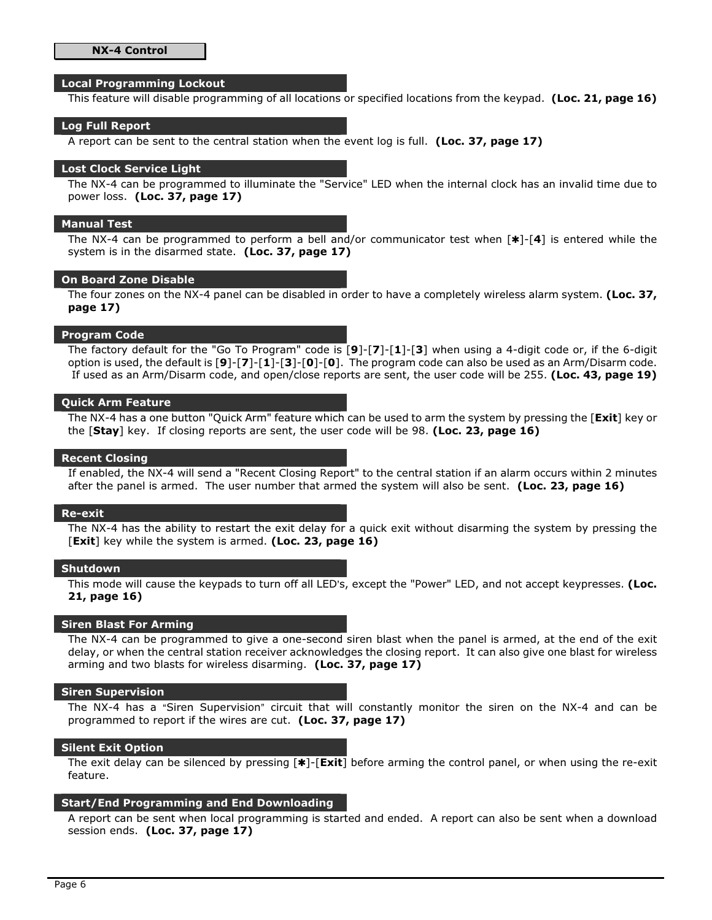**NX-4 Control**

## Local Programming Lockout

This feature will disable programming of all locations or specified locations from the keypad. **(Loc. 21, page 16)**

## Log Full Report

A report can be sent to the central station when the event log is full. **(Loc. 37, page 17)**

## Lost Clock Service Light

The NX-4 can be programmed to illuminate the "Service" LED when the internal clock has an invalid time due to power loss. **(Loc. 37, page 17)**

## Manual Test

The NX-4 can be programmed to perform a bell and/or communicator test when [✱]-[**4**] is entered while the system is in the disarmed state. **(Loc. 37, page 17)**

## On Board Zone Disable

The four zones on the NX-4 panel can be disabled in order to have a completely wireless alarm system. **(Loc. 37, page 17)**

## Program Code

The factory default for the "Go To Program" code is [**9**]-[**7**]-[**1**]-[**3**] when using a 4-digit code or, if the 6-digit option is used, the default is [**9**]-[**7**]-[**1**]-[**3**]-[**0**]-[**0**]. The program code can also be used as an Arm/Disarm code. If used as an Arm/Disarm code, and open/close reports are sent, the user code will be 255. **(Loc. 43, page 19)**

## Quick Arm Feature

The NX-4 has a one button "Quick Arm" feature which can be used to arm the system by pressing the [**Exit**] key or the [**Stay**] key. If closing reports are sent, the user code will be 98. **(Loc. 23, page 16)**

## Recent Closing

If enabled, the NX-4 will send a "Recent Closing Report" to the central station if an alarm occurs within 2 minutes after the panel is armed. The user number that armed the system will also be sent. **(Loc. 23, page 16)**

## Re-exit

The NX-4 has the ability to restart the exit delay for a quick exit without disarming the system by pressing the [**Exit**] key while the system is armed. **(Loc. 23, page 16)**

## Shutdown

This mode will cause the keypads to turn off all LED's, except the "Power" LED, and not accept keypresses. **(Loc. 21, page 16)**

## Siren Blast For Arming

The NX-4 can be programmed to give a one-second siren blast when the panel is armed, at the end of the exit delay, or when the central station receiver acknowledges the closing report. It can also give one blast for wireless arming and two blasts for wireless disarming. **(Loc. 37, page 17)**

## Siren Supervision

The NX-4 has a "Siren Supervision" circuit that will constantly monitor the siren on the NX-4 and can be programmed to report if the wires are cut. **(Loc. 37, page 17)**

## Silent Exit Option

The exit delay can be silenced by pressing [✱]-[**Exit**] before arming the control panel, or when using the re-exit feature.

## Start/End Programming and End Downloading

A report can be sent when local programming is started and ended. A report can also be sent when a download session ends. **(Loc. 37, page 17)**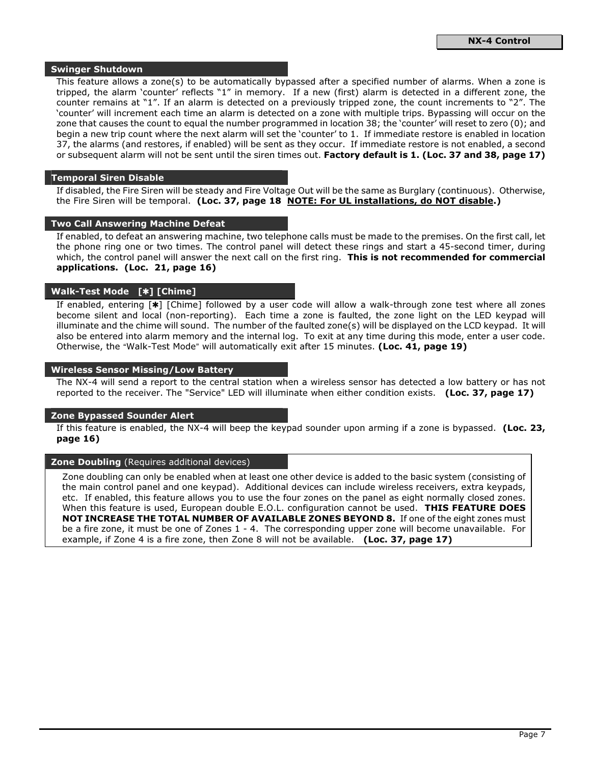## Swinger Shutdown

This feature allows a zone(s) to be automatically bypassed after a specified number of alarms. When a zone is tripped, the alarm 'counter' reflects "1" in memory. If a new (first) alarm is detected in a different zone, the counter remains at "1". If an alarm is detected on a previously tripped zone, the count increments to "2". The 'counter' will increment each time an alarm is detected on a zone with multiple trips. Bypassing will occur on the zone that causes the count to equal the number programmed in location 38; the 'counter' will reset to zero (0); and begin a new trip count where the next alarm will set the 'counter' to 1. If immediate restore is enabled in location 37, the alarms (and restores, if enabled) will be sent as they occur. If immediate restore is not enabled, a second or subsequent alarm will not be sent until the siren times out. **Factory default is 1. (Loc. 37 and 38, page 17)**

## Temporal Siren Disable

If disabled, the Fire Siren will be steady and Fire Voltage Out will be the same as Burglary (continuous). Otherwise, the Fire Siren will be temporal. **(Loc. 37, page 18 NOTE: For UL installations, do NOT disable.)**

## Two Call Answering Machine Defeat

If enabled, to defeat an answering machine, two telephone calls must be made to the premises. On the first call, let the phone ring one or two times. The control panel will detect these rings and start a 45-second timer, during which, the control panel will answer the next call on the first ring. **This is not recommended for commercial applications. (Loc. 21, page 16)**

## Walk-Test Mode [✱] [Chime]

If enabled, entering [✱] [Chime] followed by a user code will allow a walk-through zone test where all zones become silent and local (non-reporting). Each time a zone is faulted, the zone light on the LED keypad will illuminate and the chime will sound. The number of the faulted zone(s) will be displayed on the LCD keypad. It will also be entered into alarm memory and the internal log. To exit at any time during this mode, enter a user code. Otherwise, the "Walk-Test Mode" will automatically exit after 15 minutes. **(Loc. 41, page 19)**

## Wireless Sensor Missing/Low Battery

The NX-4 will send a report to the central station when a wireless sensor has detected a low battery or has not reported to the receiver. The "Service" LED will illuminate when either condition exists. **(Loc. 37, page 17)**

## Zone Bypassed Sounder Alert

If this feature is enabled, the NX-4 will beep the keypad sounder upon arming if a zone is bypassed. **(Loc. 23, page 16)**

## Zone Doubling (Requires additional devices)

Zone doubling can only be enabled when at least one other device is added to the basic system (consisting of the main control panel and one keypad). Additional devices can include wireless receivers, extra keypads, etc. If enabled, this feature allows you to use the four zones on the panel as eight normally closed zones. When this feature is used, European double E.O.L. configuration cannot be used. **THIS FEATURE DOES NOT INCREASE THE TOTAL NUMBER OF AVAILABLE ZONES BEYOND 8.** If one of the eight zones must be a fire zone, it must be one of Zones 1 - 4. The corresponding upper zone will become unavailable. For example, if Zone 4 is a fire zone, then Zone 8 will not be available. **(Loc. 37, page 17)**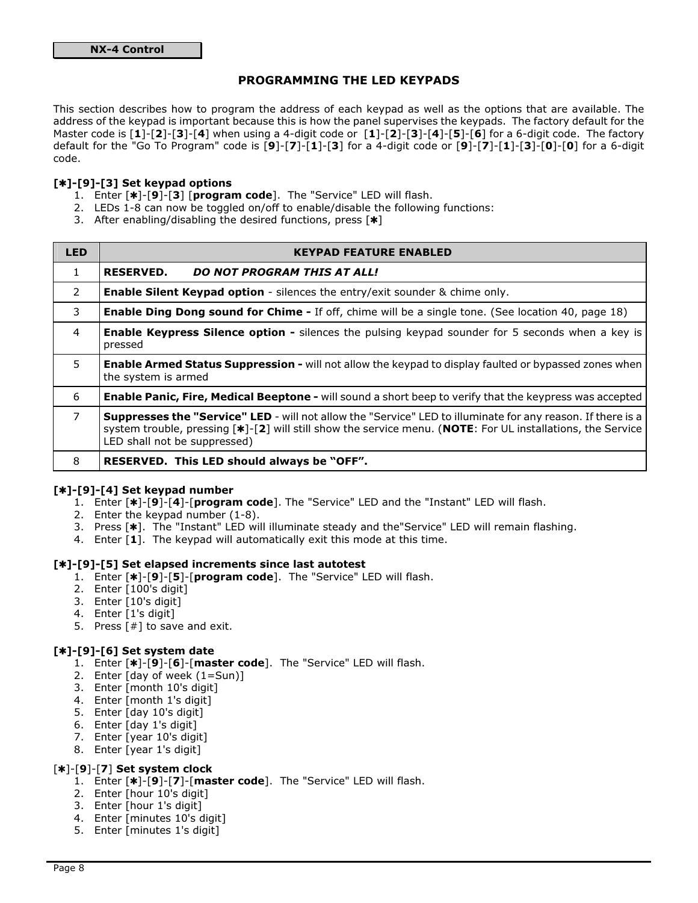## PROGRAMMING THE LED KEYPADS

This section describes how to program the address of each keypad as well as the options that are available. The address of the keypad is important because this is how the panel supervises the keypads. The factory default for the Master code is [**1**]-[**2**]-[**3**]-[**4**] when using a 4-digit code or [**1**]-[**2**]-[**3**]-[**4**]-[**5**]-[**6**] for a 6-digit code. The factory default for the "Go To Program" code is [**9**]-[**7**]-[**1**]-[**3**] for a 4-digit code or [**9**]-[**7**]-[**1**]-[**3**]-[**0**]-[**0**] for a 6-digit code.

### [✱]-[9]-[3] Set keypad options

1. Enter [✱]-[**9**]-[**3**] [**program code**]. The "Service" LED will flash.
2. LEDs 1-8 can now be toggled on/off to enable/disable the following functions:
3. After enabling/disabling the desired functions, press [✱]

| LED | KEYPAD FEATURE ENABLED |
|---|---|
| 1 | **RESERVED.** ***DO NOT PROGRAM THIS AT ALL!*** |
| 2 | **Enable Silent Keypad option** - silences the entry/exit sounder & chime only. |
| 3 | **Enable Ding Dong sound for Chime -** If off, chime will be a single tone. (See location 40, page 18) |
| 4 | **Enable Keypress Silence option -** silences the pulsing keypad sounder for 5 seconds when a key is pressed |
| 5 | **Enable Armed Status Suppression -** will not allow the keypad to display faulted or bypassed zones when the system is armed |
| 6 | **Enable Panic, Fire, Medical Beeptone -** will sound a short beep to verify that the keypress was accepted |
| 7 | **Suppresses the "Service" LED** - will not allow the "Service" LED to illuminate for any reason. If there is a system trouble, pressing [✱]-[**2**] will still show the service menu. (**NOTE**: For UL installations, the Service LED shall not be suppressed) |
| 8 | **RESERVED. This LED should always be "OFF".** |

### [✱]-[9]-[4] Set keypad number

1. Enter [✱]-[**9**]-[**4**]-[**program code**]. The "Service" LED and the "Instant" LED will flash.
2. Enter the keypad number (1-8).
3. Press [✱]. The "Instant" LED will illuminate steady and the"Service" LED will remain flashing.
4. Enter [**1**]. The keypad will automatically exit this mode at this time.

### [✱]-[9]-[5] Set elapsed increments since last autotest

1. Enter [✱]-[**9**]-[**5**]-[**program code**]. The "Service" LED will flash.
2. Enter [100's digit]
3. Enter [10's digit]
4. Enter [1's digit]
5. Press [#] to save and exit.

### [✱]-[9]-[6] Set system date

1. Enter [✱]-[**9**]-[**6**]-[**master code**]. The "Service" LED will flash.
2. Enter [day of week (1=Sun)]
3. Enter [month 10's digit]
4. Enter [month 1's digit]
5. Enter [day 10's digit]
6. Enter [day 1's digit]
7. Enter [year 10's digit]
8. Enter [year 1's digit]

### [✱]-[9]-[7] Set system clock

1. Enter [✱]-[**9**]-[**7**]-[**master code**]. The "Service" LED will flash.
2. Enter [hour 10's digit]
3. Enter [hour 1's digit]
4. Enter [minutes 10's digit]
5. Enter [minutes 1's digit]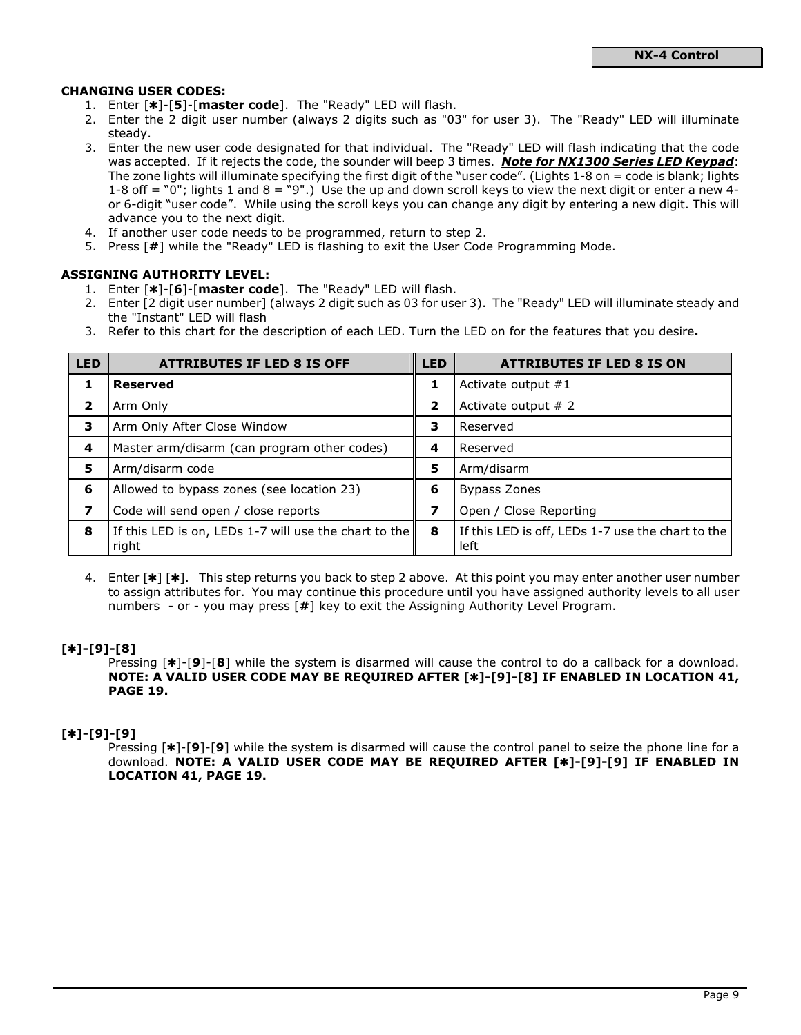### CHANGING USER CODES:

1. Enter [✱]-[**5**]-[**master code**]. The "Ready" LED will flash.
2. Enter the 2 digit user number (always 2 digits such as "03" for user 3). The "Ready" LED will illuminate steady.
3. Enter the new user code designated for that individual. The "Ready" LED will flash indicating that the code was accepted. If it rejects the code, the sounder will beep 3 times. ***Note for NX1300 Series LED Keypad***: The zone lights will illuminate specifying the first digit of the "user code". (Lights 1-8 on = code is blank; lights 1-8 off = "0"; lights 1 and 8 = "9".) Use the up and down scroll keys to view the next digit or enter a new 4- or 6-digit "user code". While using the scroll keys you can change any digit by entering a new digit. This will advance you to the next digit.
4. If another user code needs to be programmed, return to step 2.
5. Press [**#**] while the "Ready" LED is flashing to exit the User Code Programming Mode.

### ASSIGNING AUTHORITY LEVEL:

1. Enter [✱]-[**6**]-[**master code**]. The "Ready" LED will flash.
2. Enter [2 digit user number] (always 2 digit such as 03 for user 3). The "Ready" LED will illuminate steady and the "Instant" LED will flash
3. Refer to this chart for the description of each LED. Turn the LED on for the features that you desire**.**

| LED | ATTRIBUTES IF LED 8 IS OFF | LED | ATTRIBUTES IF LED 8 IS ON |
|---|---|---|---|
| **1** | **Reserved** | **1** | Activate output #1 |
| **2** | Arm Only | **2** | Activate output # 2 |
| **3** | Arm Only After Close Window | **3** | Reserved |
| **4** | Master arm/disarm (can program other codes) | **4** | Reserved |
| **5** | Arm/disarm code | **5** | Arm/disarm |
| **6** | Allowed to bypass zones (see location 23) | **6** | Bypass Zones |
| **7** | Code will send open / close reports | **7** | Open / Close Reporting |
| **8** | If this LED is on, LEDs 1-7 will use the chart to the right | **8** | If this LED is off, LEDs 1-7 use the chart to the left |

4. Enter [✱] [✱]. This step returns you back to step 2 above. At this point you may enter another user number to assign attributes for. You may continue this procedure until you have assigned authority levels to all user numbers - or - you may press [**#**] key to exit the Assigning Authority Level Program.

### [✱]-[9]-[8]

Pressing [✱]-[**9**]-[**8**] while the system is disarmed will cause the control to do a callback for a download. **NOTE: A VALID USER CODE MAY BE REQUIRED AFTER [✱]-[9]-[8] IF ENABLED IN LOCATION 41, PAGE 19.**

### [✱]-[9]-[9]

Pressing [✱]-[**9**]-[**9**] while the system is disarmed will cause the control panel to seize the phone line for a download. **NOTE: A VALID USER CODE MAY BE REQUIRED AFTER [✱]-[9]-[9] IF ENABLED IN LOCATION 41, PAGE 19.**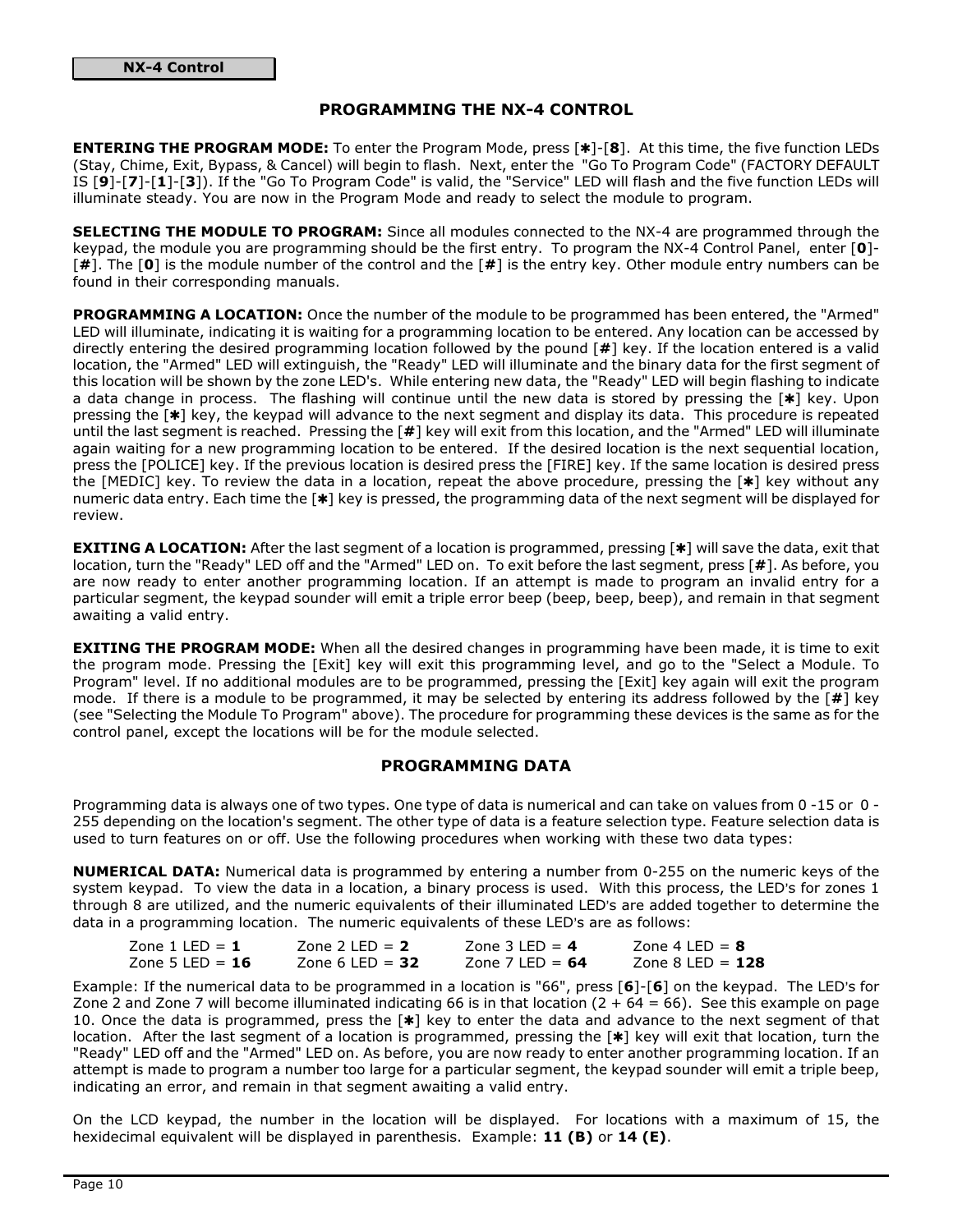## PROGRAMMING THE NX-4 CONTROL

**ENTERING THE PROGRAM MODE:** To enter the Program Mode, press [✱]-[**8**]. At this time, the five function LEDs (Stay, Chime, Exit, Bypass, & Cancel) will begin to flash. Next, enter the "Go To Program Code" (FACTORY DEFAULT IS [**9**]-[**7**]-[**1**]-[**3**]). If the "Go To Program Code" is valid, the "Service" LED will flash and the five function LEDs will illuminate steady. You are now in the Program Mode and ready to select the module to program.

**SELECTING THE MODULE TO PROGRAM:** Since all modules connected to the NX-4 are programmed through the keypad, the module you are programming should be the first entry. To program the NX-4 Control Panel, enter [**0**]-[**#**]. The [**0**] is the module number of the control and the [**#**] is the entry key. Other module entry numbers can be found in their corresponding manuals.

**PROGRAMMING A LOCATION:** Once the number of the module to be programmed has been entered, the "Armed" LED will illuminate, indicating it is waiting for a programming location to be entered. Any location can be accessed by directly entering the desired programming location followed by the pound [**#**] key. If the location entered is a valid location, the "Armed" LED will extinguish, the "Ready" LED will illuminate and the binary data for the first segment of this location will be shown by the zone LED's. While entering new data, the "Ready" LED will begin flashing to indicate a data change in process. The flashing will continue until the new data is stored by pressing the [✱] key. Upon pressing the [✱] key, the keypad will advance to the next segment and display its data. This procedure is repeated until the last segment is reached. Pressing the [**#**] key will exit from this location, and the "Armed" LED will illuminate again waiting for a new programming location to be entered. If the desired location is the next sequential location, press the [POLICE] key. If the previous location is desired press the [FIRE] key. If the same location is desired press the [MEDIC] key. To review the data in a location, repeat the above procedure, pressing the [✱] key without any numeric data entry. Each time the [✱] key is pressed, the programming data of the next segment will be displayed for review.

**EXITING A LOCATION:** After the last segment of a location is programmed, pressing [✱] will save the data, exit that location, turn the "Ready" LED off and the "Armed" LED on. To exit before the last segment, press [**#**]. As before, you are now ready to enter another programming location. If an attempt is made to program an invalid entry for a particular segment, the keypad sounder will emit a triple error beep (beep, beep, beep), and remain in that segment awaiting a valid entry.

**EXITING THE PROGRAM MODE:** When all the desired changes in programming have been made, it is time to exit the program mode. Pressing the [Exit] key will exit this programming level, and go to the "Select a Module. To Program" level. If no additional modules are to be programmed, pressing the [Exit] key again will exit the program mode. If there is a module to be programmed, it may be selected by entering its address followed by the [**#**] key (see "Selecting the Module To Program" above). The procedure for programming these devices is the same as for the control panel, except the locations will be for the module selected.

## PROGRAMMING DATA

Programming data is always one of two types. One type of data is numerical and can take on values from 0 -15 or 0 - 255 depending on the location's segment. The other type of data is a feature selection type. Feature selection data is used to turn features on or off. Use the following procedures when working with these two data types:

**NUMERICAL DATA:** Numerical data is programmed by entering a number from 0-255 on the numeric keys of the system keypad. To view the data in a location, a binary process is used. With this process, the LED's for zones 1 through 8 are utilized, and the numeric equivalents of their illuminated LED's are added together to determine the data in a programming location. The numeric equivalents of these LED's are as follows:

| | | | |
|---|---|---|---|
| Zone 1 LED = **1** | Zone 2 LED = **2** | Zone 3 LED = **4** | Zone 4 LED = **8** |
| Zone 5 LED = **16** | Zone 6 LED = **32** | Zone 7 LED = **64** | Zone 8 LED = **128** |

Example: If the numerical data to be programmed in a location is "66", press [**6**]-[**6**] on the keypad. The LED's for Zone 2 and Zone 7 will become illuminated indicating 66 is in that location (2 + 64 = 66). See this example on page 10. Once the data is programmed, press the [✱] key to enter the data and advance to the next segment of that location. After the last segment of a location is programmed, pressing the [✱] key will exit that location, turn the "Ready" LED off and the "Armed" LED on. As before, you are now ready to enter another programming location. If an attempt is made to program a number too large for a particular segment, the keypad sounder will emit a triple beep, indicating an error, and remain in that segment awaiting a valid entry.

On the LCD keypad, the number in the location will be displayed. For locations with a maximum of 15, the hexidecimal equivalent will be displayed in parenthesis. Example: **11 (B)** or **14 (E)**.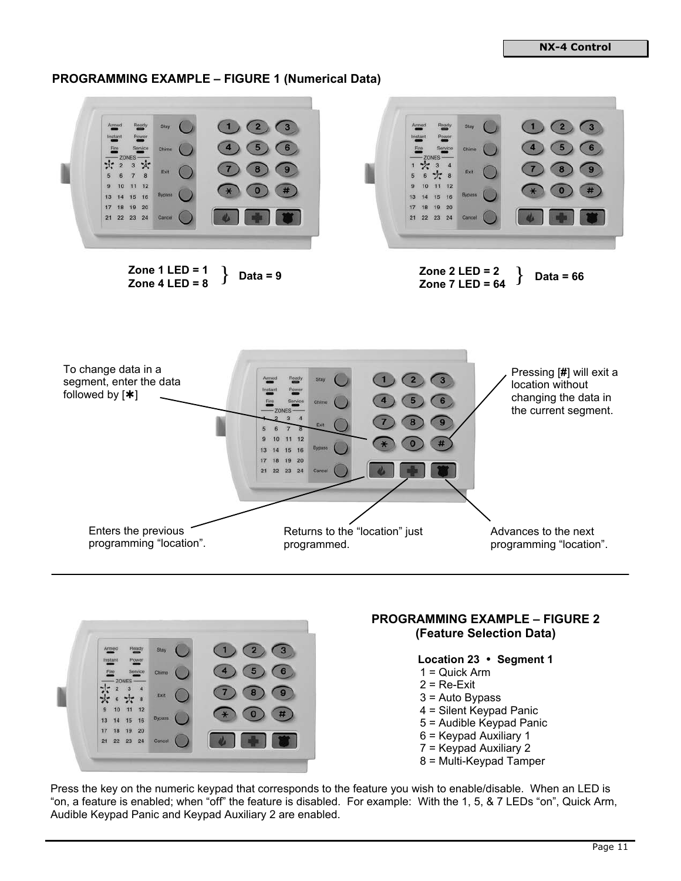## PROGRAMMING EXAMPLE – FIGURE 1 (Numerical Data)

Zone 1 LED = 1
Zone 4 LED = 8 } Data = 9

Zone 2 LED = 2
Zone 7 LED = 64 } Data = 66

To change data in a segment, enter the data followed by [*]

Pressing [#] will exit a location without changing the data in the current segment.

Enters the previous programming "location".

Returns to the "location" just programmed.

Advances to the next programming "location".

---

## PROGRAMMING EXAMPLE – FIGURE 2 (Feature Selection Data)

**Location 23 • Segment 1**

1 = Quick Arm
2 = Re-Exit
3 = Auto Bypass
4 = Silent Keypad Panic
5 = Audible Keypad Panic
6 = Keypad Auxiliary 1
7 = Keypad Auxiliary 2
8 = Multi-Keypad Tamper

Press the key on the numeric keypad that corresponds to the feature you wish to enable/disable. When an LED is "on, a feature is enabled; when "off" the feature is disabled. For example: With the 1, 5, & 7 LEDs "on", Quick Arm, Audible Keypad Panic and Keypad Auxiliary 2 are enabled.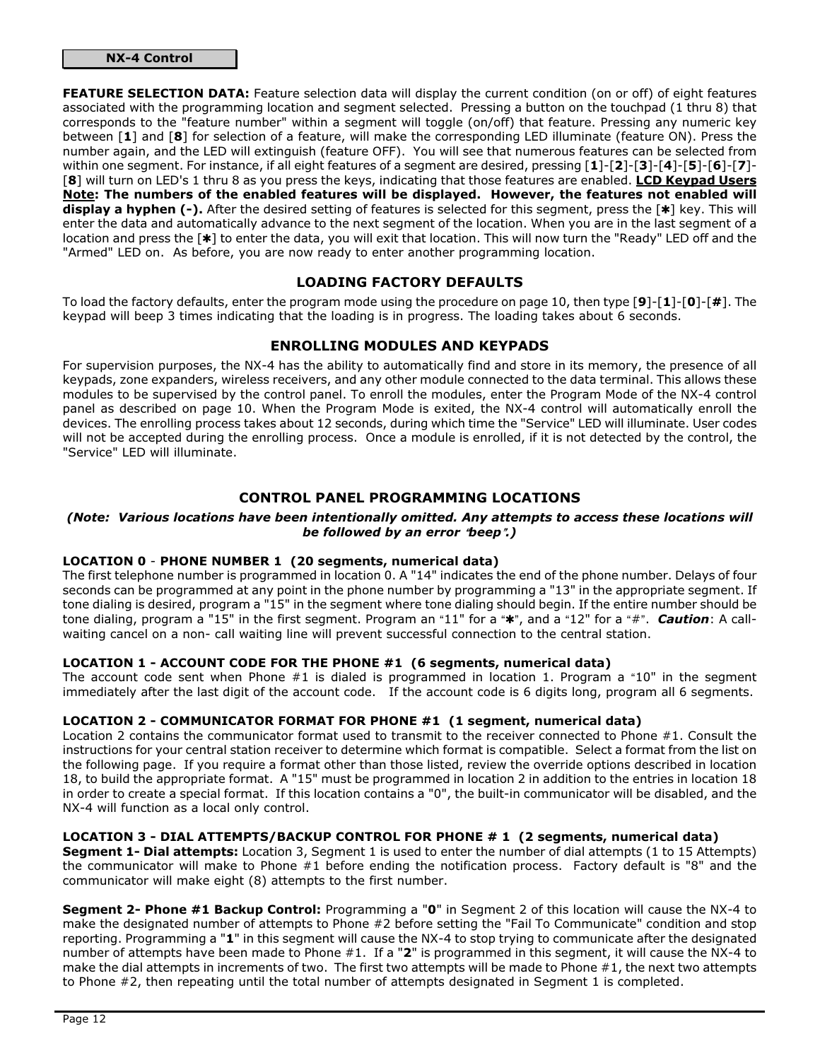**FEATURE SELECTION DATA:** Feature selection data will display the current condition (on or off) of eight features associated with the programming location and segment selected. Pressing a button on the touchpad (1 thru 8) that corresponds to the "feature number" within a segment will toggle (on/off) that feature. Pressing any numeric key between [**1**] and [**8**] for selection of a feature, will make the corresponding LED illuminate (feature ON). Press the number again, and the LED will extinguish (feature OFF). You will see that numerous features can be selected from within one segment. For instance, if all eight features of a segment are desired, pressing [**1**]-[**2**]-[**3**]-[**4**]-[**5**]-[**6**]-[**7**]-[**8**] will turn on LED's 1 thru 8 as you press the keys, indicating that those features are enabled. **LCD Keypad Users Note: The numbers of the enabled features will be displayed. However, the features not enabled will display a hyphen (-).** After the desired setting of features is selected for this segment, press the [**✱**] key. This will enter the data and automatically advance to the next segment of the location. When you are in the last segment of a location and press the [**✱**] to enter the data, you will exit that location. This will now turn the "Ready" LED off and the "Armed" LED on. As before, you are now ready to enter another programming location.

## LOADING FACTORY DEFAULTS

To load the factory defaults, enter the program mode using the procedure on page 10, then type [**9**]-[**1**]-[**0**]-[**#**]. The keypad will beep 3 times indicating that the loading is in progress. The loading takes about 6 seconds.

## ENROLLING MODULES AND KEYPADS

For supervision purposes, the NX-4 has the ability to automatically find and store in its memory, the presence of all keypads, zone expanders, wireless receivers, and any other module connected to the data terminal. This allows these modules to be supervised by the control panel. To enroll the modules, enter the Program Mode of the NX-4 control panel as described on page 10. When the Program Mode is exited, the NX-4 control will automatically enroll the devices. The enrolling process takes about 12 seconds, during which time the "Service" LED will illuminate. User codes will not be accepted during the enrolling process. Once a module is enrolled, if it is not detected by the control, the "Service" LED will illuminate.

## CONTROL PANEL PROGRAMMING LOCATIONS

***(Note: Various locations have been intentionally omitted. Any attempts to access these locations will be followed by an error "beep".)***

**LOCATION 0 - PHONE NUMBER 1 (20 segments, numerical data)**

The first telephone number is programmed in location 0. A "14" indicates the end of the phone number. Delays of four seconds can be programmed at any point in the phone number by programming a "13" in the appropriate segment. If tone dialing is desired, program a "15" in the segment where tone dialing should begin. If the entire number should be tone dialing, program a "15" in the first segment. Program an "11" for a "**✱**", and a "12" for a "#". ***Caution***: A call-waiting cancel on a non- call waiting line will prevent successful connection to the central station.

**LOCATION 1 - ACCOUNT CODE FOR THE PHONE #1 (6 segments, numerical data)**

The account code sent when Phone #1 is dialed is programmed in location 1. Program a "10" in the segment immediately after the last digit of the account code. If the account code is 6 digits long, program all 6 segments.

**LOCATION 2 - COMMUNICATOR FORMAT FOR PHONE #1 (1 segment, numerical data)**

Location 2 contains the communicator format used to transmit to the receiver connected to Phone #1. Consult the instructions for your central station receiver to determine which format is compatible. Select a format from the list on the following page. If you require a format other than those listed, review the override options described in location 18, to build the appropriate format. A "15" must be programmed in location 2 in addition to the entries in location 18 in order to create a special format. If this location contains a "0", the built-in communicator will be disabled, and the NX-4 will function as a local only control.

**LOCATION 3 - DIAL ATTEMPTS/BACKUP CONTROL FOR PHONE # 1 (2 segments, numerical data)**

**Segment 1- Dial attempts:** Location 3, Segment 1 is used to enter the number of dial attempts (1 to 15 Attempts) the communicator will make to Phone #1 before ending the notification process. Factory default is "8" and the communicator will make eight (8) attempts to the first number.

**Segment 2- Phone #1 Backup Control:** Programming a "**0**" in Segment 2 of this location will cause the NX-4 to make the designated number of attempts to Phone #2 before setting the "Fail To Communicate" condition and stop reporting. Programming a "**1**" in this segment will cause the NX-4 to stop trying to communicate after the designated number of attempts have been made to Phone #1. If a "**2**" is programmed in this segment, it will cause the NX-4 to make the dial attempts in increments of two. The first two attempts will be made to Phone #1, the next two attempts to Phone #2, then repeating until the total number of attempts designated in Segment 1 is completed.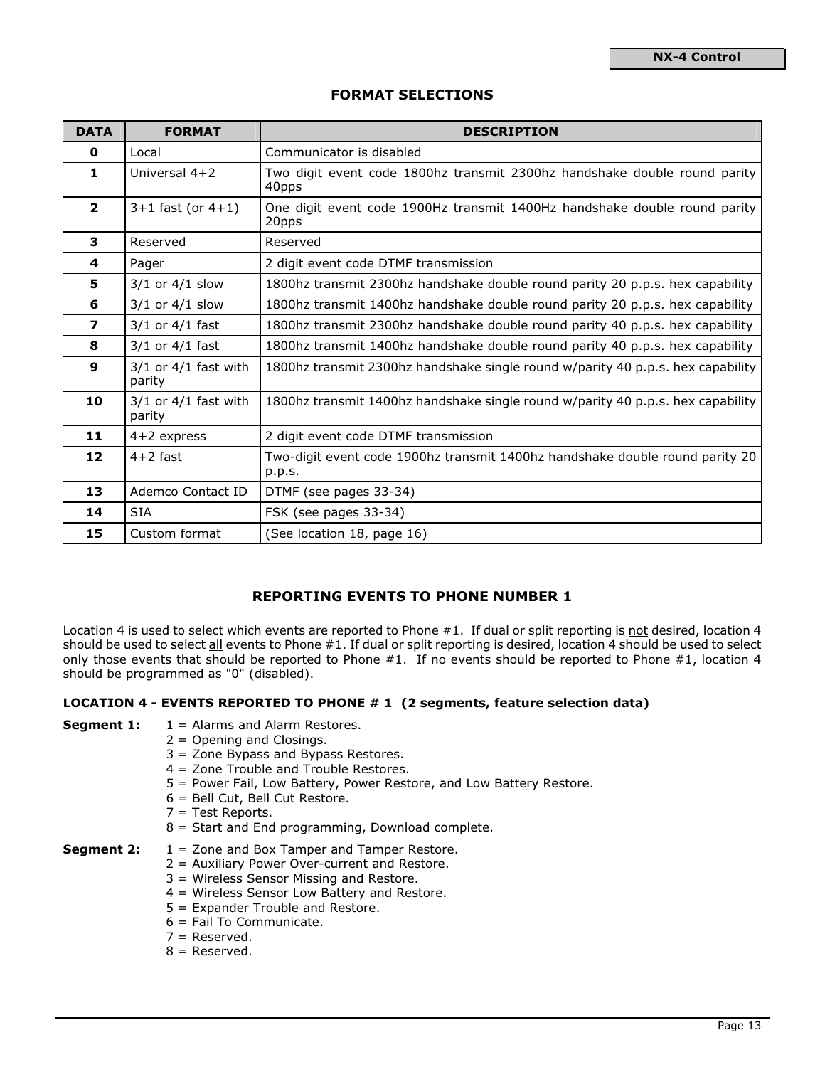## FORMAT SELECTIONS

| DATA | FORMAT | DESCRIPTION |
|---|---|---|
| **0** | Local | Communicator is disabled |
| **1** | Universal 4+2 | Two digit event code 1800hz transmit 2300hz handshake double round parity 40pps |
| **2** | 3+1 fast (or 4+1) | One digit event code 1900Hz transmit 1400Hz handshake double round parity 20pps |
| **3** | Reserved | Reserved |
| **4** | Pager | 2 digit event code DTMF transmission |
| **5** | 3/1 or 4/1 slow | 1800hz transmit 2300hz handshake double round parity 20 p.p.s. hex capability |
| **6** | 3/1 or 4/1 slow | 1800hz transmit 1400hz handshake double round parity 20 p.p.s. hex capability |
| **7** | 3/1 or 4/1 fast | 1800hz transmit 2300hz handshake double round parity 40 p.p.s. hex capability |
| **8** | 3/1 or 4/1 fast | 1800hz transmit 1400hz handshake double round parity 40 p.p.s. hex capability |
| **9** | 3/1 or 4/1 fast with parity | 1800hz transmit 2300hz handshake single round w/parity 40 p.p.s. hex capability |
| **10** | 3/1 or 4/1 fast with parity | 1800hz transmit 1400hz handshake single round w/parity 40 p.p.s. hex capability |
| **11** | 4+2 express | 2 digit event code DTMF transmission |
| **12** | 4+2 fast | Two-digit event code 1900hz transmit 1400hz handshake double round parity 20 p.p.s. |
| **13** | Ademco Contact ID | DTMF (see pages 33-34) |
| **14** | SIA | FSK (see pages 33-34) |
| **15** | Custom format | (See location 18, page 16) |

## REPORTING EVENTS TO PHONE NUMBER 1

Location 4 is used to select which events are reported to Phone #1. If dual or split reporting is not desired, location 4 should be used to select all events to Phone #1. If dual or split reporting is desired, location 4 should be used to select only those events that should be reported to Phone #1. If no events should be reported to Phone #1, location 4 should be programmed as "0" (disabled).

**LOCATION 4 - EVENTS REPORTED TO PHONE # 1 (2 segments, feature selection data)**

**Segment 1:**
1 = Alarms and Alarm Restores.
2 = Opening and Closings.
3 = Zone Bypass and Bypass Restores.
4 = Zone Trouble and Trouble Restores.
5 = Power Fail, Low Battery, Power Restore, and Low Battery Restore.
6 = Bell Cut, Bell Cut Restore.
7 = Test Reports.
8 = Start and End programming, Download complete.

**Segment 2:**
1 = Zone and Box Tamper and Tamper Restore.
2 = Auxiliary Power Over-current and Restore.
3 = Wireless Sensor Missing and Restore.
4 = Wireless Sensor Low Battery and Restore.
5 = Expander Trouble and Restore.
6 = Fail To Communicate.
7 = Reserved.
8 = Reserved.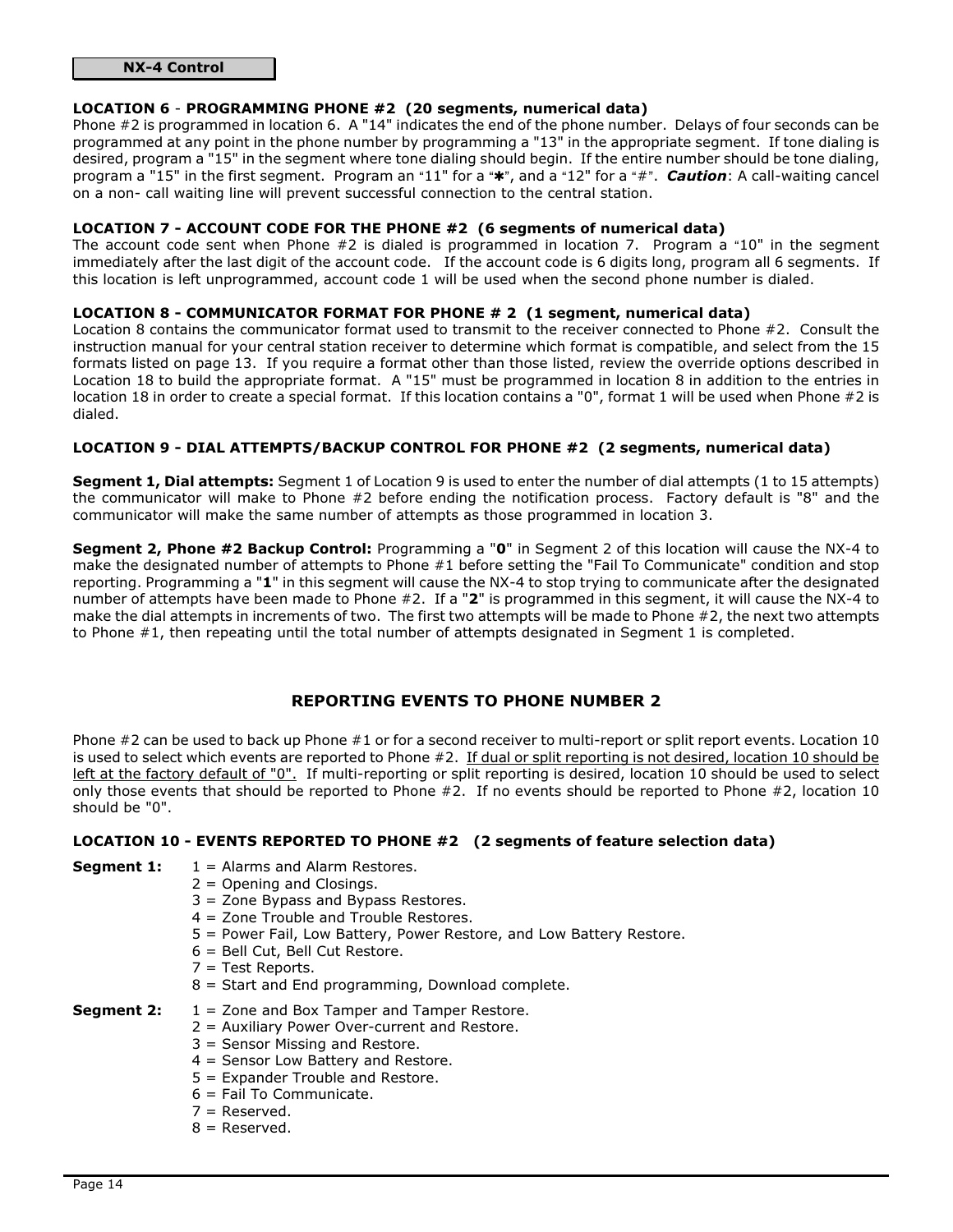**NX-4 Control**

### LOCATION 6 - PROGRAMMING PHONE #2 (20 segments, numerical data)

Phone #2 is programmed in location 6. A "14" indicates the end of the phone number. Delays of four seconds can be programmed at any point in the phone number by programming a "13" in the appropriate segment. If tone dialing is desired, program a "15" in the segment where tone dialing should begin. If the entire number should be tone dialing, program a "15" in the first segment. Program an "11" for a "✱", and a "12" for a "#". ***Caution***: A call-waiting cancel on a non- call waiting line will prevent successful connection to the central station.

### LOCATION 7 - ACCOUNT CODE FOR THE PHONE #2 (6 segments of numerical data)

The account code sent when Phone #2 is dialed is programmed in location 7. Program a "10" in the segment immediately after the last digit of the account code. If the account code is 6 digits long, program all 6 segments. If this location is left unprogrammed, account code 1 will be used when the second phone number is dialed.

### LOCATION 8 - COMMUNICATOR FORMAT FOR PHONE # 2 (1 segment, numerical data)

Location 8 contains the communicator format used to transmit to the receiver connected to Phone #2. Consult the instruction manual for your central station receiver to determine which format is compatible, and select from the 15 formats listed on page 13. If you require a format other than those listed, review the override options described in Location 18 to build the appropriate format. A "15" must be programmed in location 8 in addition to the entries in location 18 in order to create a special format. If this location contains a "0", format 1 will be used when Phone #2 is dialed.

### LOCATION 9 - DIAL ATTEMPTS/BACKUP CONTROL FOR PHONE #2 (2 segments, numerical data)

**Segment 1, Dial attempts:** Segment 1 of Location 9 is used to enter the number of dial attempts (1 to 15 attempts) the communicator will make to Phone #2 before ending the notification process. Factory default is "8" and the communicator will make the same number of attempts as those programmed in location 3.

**Segment 2, Phone #2 Backup Control:** Programming a "**0**" in Segment 2 of this location will cause the NX-4 to make the designated number of attempts to Phone #1 before setting the "Fail To Communicate" condition and stop reporting. Programming a "**1**" in this segment will cause the NX-4 to stop trying to communicate after the designated number of attempts have been made to Phone #2. If a "**2**" is programmed in this segment, it will cause the NX-4 to make the dial attempts in increments of two. The first two attempts will be made to Phone #2, the next two attempts to Phone #1, then repeating until the total number of attempts designated in Segment 1 is completed.

## REPORTING EVENTS TO PHONE NUMBER 2

Phone #2 can be used to back up Phone #1 or for a second receiver to multi-report or split report events. Location 10 is used to select which events are reported to Phone #2. If dual or split reporting is not desired, location 10 should be left at the factory default of "0". If multi-reporting or split reporting is desired, location 10 should be used to select only those events that should be reported to Phone #2. If no events should be reported to Phone #2, location 10 should be "0".

### LOCATION 10 - EVENTS REPORTED TO PHONE #2 (2 segments of feature selection data)

**Segment 1:**
- 1 = Alarms and Alarm Restores.
- 2 = Opening and Closings.
- 3 = Zone Bypass and Bypass Restores.
- 4 = Zone Trouble and Trouble Restores.
- 5 = Power Fail, Low Battery, Power Restore, and Low Battery Restore.
- 6 = Bell Cut, Bell Cut Restore.
- 7 = Test Reports.
- 8 = Start and End programming, Download complete.

**Segment 2:**
- 1 = Zone and Box Tamper and Tamper Restore.
- 2 = Auxiliary Power Over-current and Restore.
- 3 = Sensor Missing and Restore.
- 4 = Sensor Low Battery and Restore.
- 5 = Expander Trouble and Restore.
- 6 = Fail To Communicate.
- 7 = Reserved.
- 8 = Reserved.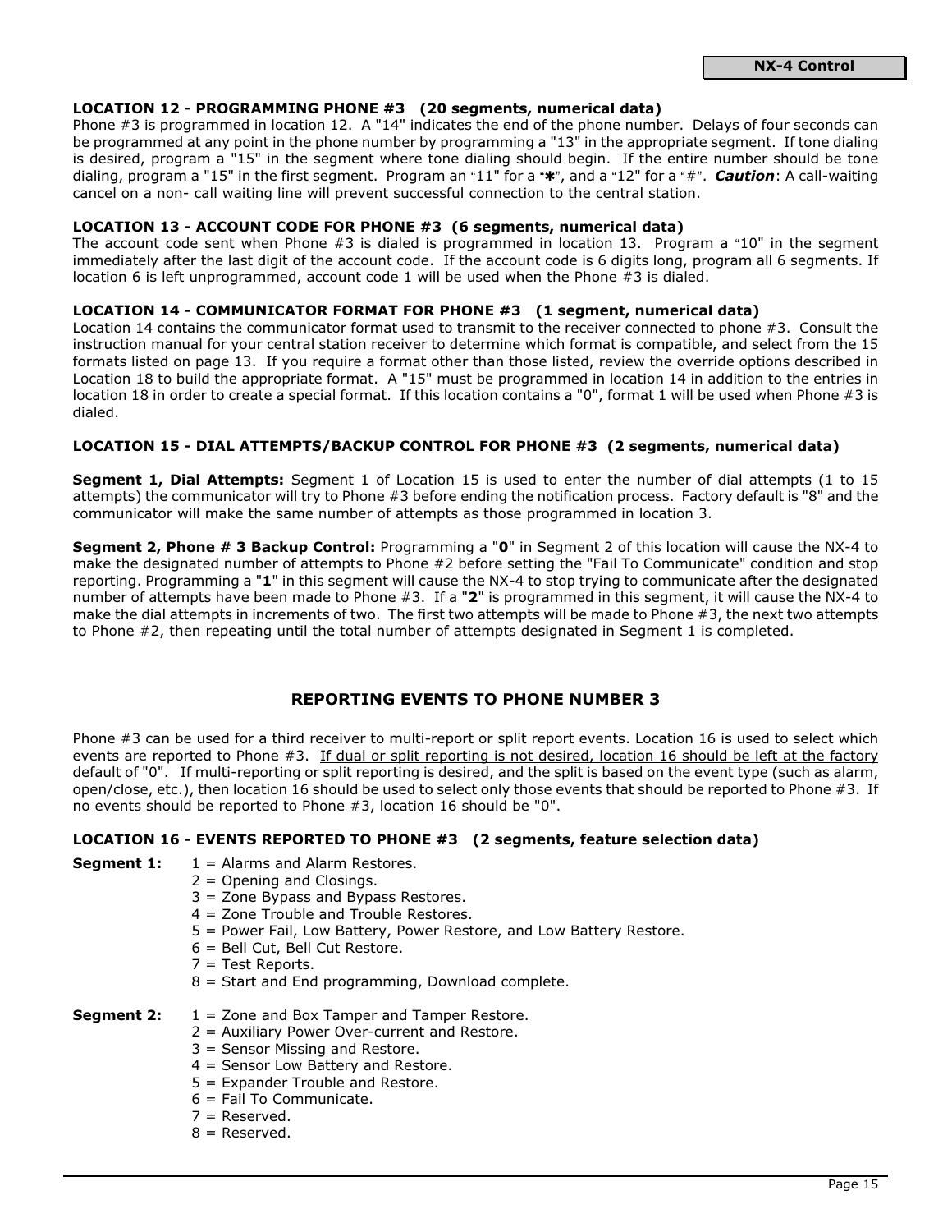**LOCATION 12** - **PROGRAMMING PHONE #3 (20 segments, numerical data)**

Phone #3 is programmed in location 12. A "14" indicates the end of the phone number. Delays of four seconds can be programmed at any point in the phone number by programming a "13" in the appropriate segment. If tone dialing is desired, program a "15" in the segment where tone dialing should begin. If the entire number should be tone dialing, program a "15" in the first segment. Program an "11" for a "✱", and a "12" for a "#". ***Caution***: A call-waiting cancel on a non- call waiting line will prevent successful connection to the central station.

**LOCATION 13 - ACCOUNT CODE FOR PHONE #3 (6 segments, numerical data)**

The account code sent when Phone #3 is dialed is programmed in location 13. Program a "10" in the segment immediately after the last digit of the account code. If the account code is 6 digits long, program all 6 segments. If location 6 is left unprogrammed, account code 1 will be used when the Phone #3 is dialed.

**LOCATION 14 - COMMUNICATOR FORMAT FOR PHONE #3 (1 segment, numerical data)**

Location 14 contains the communicator format used to transmit to the receiver connected to phone #3. Consult the instruction manual for your central station receiver to determine which format is compatible, and select from the 15 formats listed on page 13. If you require a format other than those listed, review the override options described in Location 18 to build the appropriate format. A "15" must be programmed in location 14 in addition to the entries in location 18 in order to create a special format. If this location contains a "0", format 1 will be used when Phone #3 is dialed.

**LOCATION 15 - DIAL ATTEMPTS/BACKUP CONTROL FOR PHONE #3 (2 segments, numerical data)**

**Segment 1, Dial Attempts:** Segment 1 of Location 15 is used to enter the number of dial attempts (1 to 15 attempts) the communicator will try to Phone #3 before ending the notification process. Factory default is "8" and the communicator will make the same number of attempts as those programmed in location 3.

**Segment 2, Phone # 3 Backup Control:** Programming a "**0**" in Segment 2 of this location will cause the NX-4 to make the designated number of attempts to Phone #2 before setting the "Fail To Communicate" condition and stop reporting. Programming a "**1**" in this segment will cause the NX-4 to stop trying to communicate after the designated number of attempts have been made to Phone #3. If a "**2**" is programmed in this segment, it will cause the NX-4 to make the dial attempts in increments of two. The first two attempts will be made to Phone #3, the next two attempts to Phone #2, then repeating until the total number of attempts designated in Segment 1 is completed.

## REPORTING EVENTS TO PHONE NUMBER 3

Phone #3 can be used for a third receiver to multi-report or split report events. Location 16 is used to select which events are reported to Phone #3. <u>If dual or split reporting is not desired, location 16 should be left at the factory default of "0".</u> If multi-reporting or split reporting is desired, and the split is based on the event type (such as alarm, open/close, etc.), then location 16 should be used to select only those events that should be reported to Phone #3. If no events should be reported to Phone #3, location 16 should be "0".

**LOCATION 16 - EVENTS REPORTED TO PHONE #3 (2 segments, feature selection data)**

**Segment 1:**
1 = Alarms and Alarm Restores.
2 = Opening and Closings.
3 = Zone Bypass and Bypass Restores.
4 = Zone Trouble and Trouble Restores.
5 = Power Fail, Low Battery, Power Restore, and Low Battery Restore.
6 = Bell Cut, Bell Cut Restore.
7 = Test Reports.
8 = Start and End programming, Download complete.

**Segment 2:**
1 = Zone and Box Tamper and Tamper Restore.
2 = Auxiliary Power Over-current and Restore.
3 = Sensor Missing and Restore.
4 = Sensor Low Battery and Restore.
5 = Expander Trouble and Restore.
6 = Fail To Communicate.
7 = Reserved.
8 = Reserved.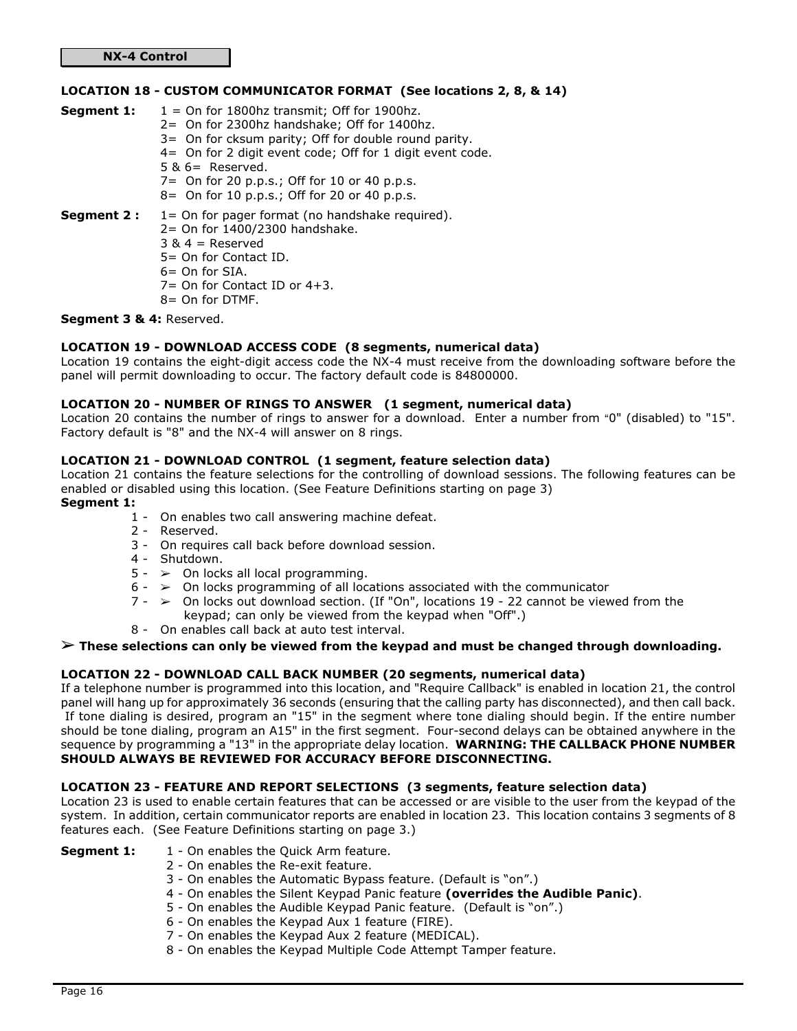**NX-4 Control**

### LOCATION 18 - CUSTOM COMMUNICATOR FORMAT (See locations 2, 8, & 14)

**Segment 1:**
- 1 = On for 1800hz transmit; Off for 1900hz.
- 2= On for 2300hz handshake; Off for 1400hz.
- 3= On for cksum parity; Off for double round parity.
- 4= On for 2 digit event code; Off for 1 digit event code.
- 5 & 6= Reserved.
- 7= On for 20 p.p.s.; Off for 10 or 40 p.p.s.
- 8= On for 10 p.p.s.; Off for 20 or 40 p.p.s.

**Segment 2 :**
- 1= On for pager format (no handshake required).
- 2= On for 1400/2300 handshake.
- 3 & 4 = Reserved
- 5= On for Contact ID.
- 6= On for SIA.
- 7= On for Contact ID or 4+3.
- 8= On for DTMF.

**Segment 3 & 4:** Reserved.

### LOCATION 19 - DOWNLOAD ACCESS CODE (8 segments, numerical data)

Location 19 contains the eight-digit access code the NX-4 must receive from the downloading software before the panel will permit downloading to occur. The factory default code is 84800000.

### LOCATION 20 - NUMBER OF RINGS TO ANSWER (1 segment, numerical data)

Location 20 contains the number of rings to answer for a download. Enter a number from "0" (disabled) to "15". Factory default is "8" and the NX-4 will answer on 8 rings.

### LOCATION 21 - DOWNLOAD CONTROL (1 segment, feature selection data)

Location 21 contains the feature selections for the controlling of download sessions. The following features can be enabled or disabled using this location. (See Feature Definitions starting on page 3)

**Segment 1:**
- 1 - On enables two call answering machine defeat.
- 2 - Reserved.
- 3 - On requires call back before download session.
- 4 - Shutdown.
- 5 - ➢ On locks all local programming.
- 6 - ➢ On locks programming of all locations associated with the communicator
- 7 - ➢ On locks out download section. (If "On", locations 19 - 22 cannot be viewed from the keypad; can only be viewed from the keypad when "Off".)
- 8 - On enables call back at auto test interval.

➢ **These selections can only be viewed from the keypad and must be changed through downloading.**

### LOCATION 22 - DOWNLOAD CALL BACK NUMBER (20 segments, numerical data)

If a telephone number is programmed into this location, and "Require Callback" is enabled in location 21, the control panel will hang up for approximately 36 seconds (ensuring that the calling party has disconnected), and then call back. If tone dialing is desired, program an "15" in the segment where tone dialing should begin. If the entire number should be tone dialing, program an A15" in the first segment. Four-second delays can be obtained anywhere in the sequence by programming a "13" in the appropriate delay location. **WARNING: THE CALLBACK PHONE NUMBER SHOULD ALWAYS BE REVIEWED FOR ACCURACY BEFORE DISCONNECTING.**

### LOCATION 23 - FEATURE AND REPORT SELECTIONS (3 segments, feature selection data)

Location 23 is used to enable certain features that can be accessed or are visible to the user from the keypad of the system. In addition, certain communicator reports are enabled in location 23. This location contains 3 segments of 8 features each. (See Feature Definitions starting on page 3.)

**Segment 1:**
- 1 - On enables the Quick Arm feature.
- 2 - On enables the Re-exit feature.
- 3 - On enables the Automatic Bypass feature. (Default is "on".)
- 4 - On enables the Silent Keypad Panic feature **(overrides the Audible Panic)**.
- 5 - On enables the Audible Keypad Panic feature. (Default is "on".)
- 6 - On enables the Keypad Aux 1 feature (FIRE).
- 7 - On enables the Keypad Aux 2 feature (MEDICAL).
- 8 - On enables the Keypad Multiple Code Attempt Tamper feature.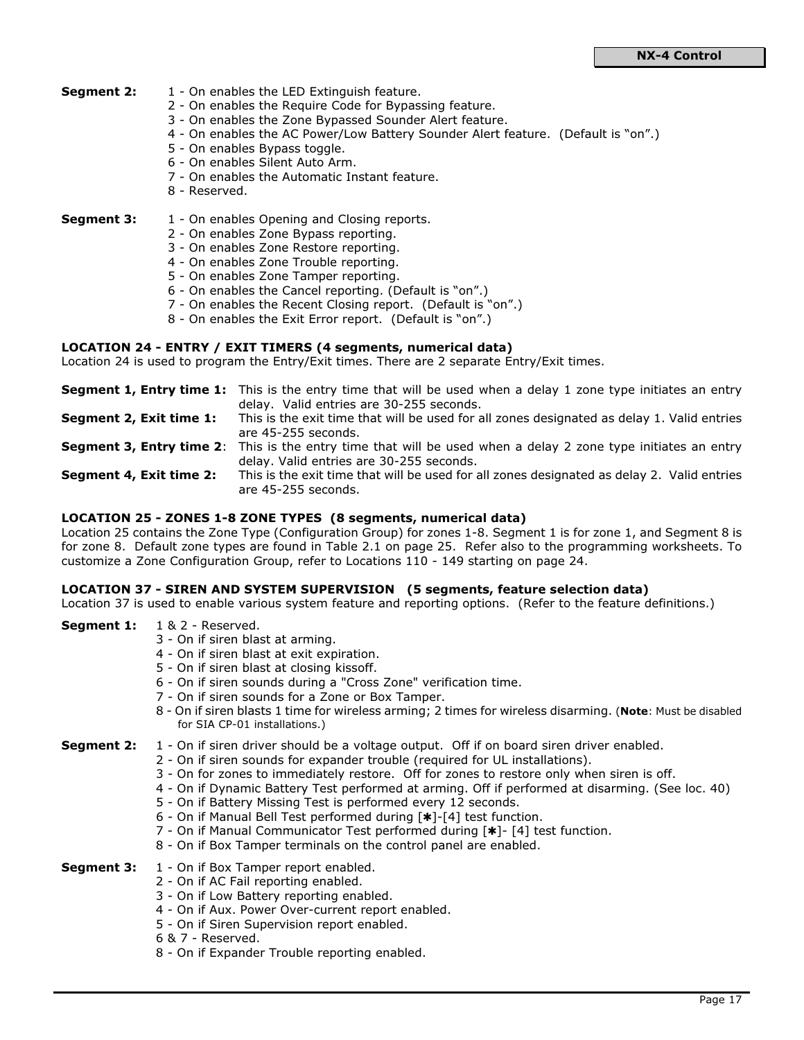**Segment 2:**
- 1 - On enables the LED Extinguish feature.
- 2 - On enables the Require Code for Bypassing feature.
- 3 - On enables the Zone Bypassed Sounder Alert feature.
- 4 - On enables the AC Power/Low Battery Sounder Alert feature. (Default is "on".)
- 5 - On enables Bypass toggle.
- 6 - On enables Silent Auto Arm.
- 7 - On enables the Automatic Instant feature.
- 8 - Reserved.

**Segment 3:**
- 1 - On enables Opening and Closing reports.
- 2 - On enables Zone Bypass reporting.
- 3 - On enables Zone Restore reporting.
- 4 - On enables Zone Trouble reporting.
- 5 - On enables Zone Tamper reporting.
- 6 - On enables the Cancel reporting. (Default is "on".)
- 7 - On enables the Recent Closing report. (Default is "on".)
- 8 - On enables the Exit Error report. (Default is "on".)

**LOCATION 24 - ENTRY / EXIT TIMERS (4 segments, numerical data)**

Location 24 is used to program the Entry/Exit times. There are 2 separate Entry/Exit times.

**Segment 1, Entry time 1:** This is the entry time that will be used when a delay 1 zone type initiates an entry delay. Valid entries are 30-255 seconds.

**Segment 2, Exit time 1:** This is the exit time that will be used for all zones designated as delay 1. Valid entries are 45-255 seconds.

**Segment 3, Entry time 2**: This is the entry time that will be used when a delay 2 zone type initiates an entry delay. Valid entries are 30-255 seconds.

**Segment 4, Exit time 2:** This is the exit time that will be used for all zones designated as delay 2. Valid entries are 45-255 seconds.

**LOCATION 25 - ZONES 1-8 ZONE TYPES (8 segments, numerical data)**

Location 25 contains the Zone Type (Configuration Group) for zones 1-8. Segment 1 is for zone 1, and Segment 8 is for zone 8. Default zone types are found in Table 2.1 on page 25. Refer also to the programming worksheets. To customize a Zone Configuration Group, refer to Locations 110 - 149 starting on page 24.

**LOCATION 37 - SIREN AND SYSTEM SUPERVISION (5 segments, feature selection data)**

Location 37 is used to enable various system feature and reporting options. (Refer to the feature definitions.)

**Segment 1:**
- 1 & 2 - Reserved.
- 3 - On if siren blast at arming.
- 4 - On if siren blast at exit expiration.
- 5 - On if siren blast at closing kissoff.
- 6 - On if siren sounds during a "Cross Zone" verification time.
- 7 - On if siren sounds for a Zone or Box Tamper.
- 8 - On if siren blasts 1 time for wireless arming; 2 times for wireless disarming. (**Note**: Must be disabled for SIA CP-01 installations.)

**Segment 2:**
- 1 - On if siren driver should be a voltage output. Off if on board siren driver enabled.
- 2 - On if siren sounds for expander trouble (required for UL installations).
- 3 - On for zones to immediately restore. Off for zones to restore only when siren is off.
- 4 - On if Dynamic Battery Test performed at arming. Off if performed at disarming. (See loc. 40)
- 5 - On if Battery Missing Test is performed every 12 seconds.
- 6 - On if Manual Bell Test performed during [✱]-[4] test function.
- 7 - On if Manual Communicator Test performed during [✱]- [4] test function.
- 8 - On if Box Tamper terminals on the control panel are enabled.

**Segment 3:**
- 1 - On if Box Tamper report enabled.
- 2 - On if AC Fail reporting enabled.
- 3 - On if Low Battery reporting enabled.
- 4 - On if Aux. Power Over-current report enabled.
- 5 - On if Siren Supervision report enabled.
- 6 & 7 - Reserved.
- 8 - On if Expander Trouble reporting enabled.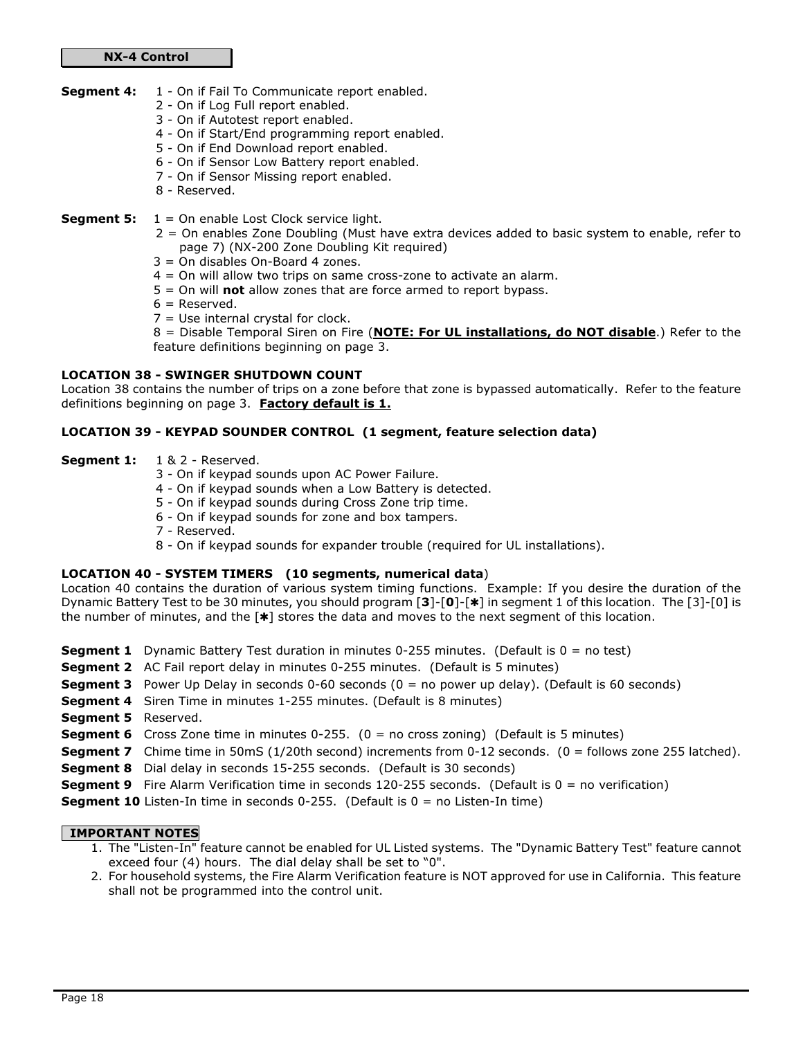**NX-4 Control**

**Segment 4:**
- 1 - On if Fail To Communicate report enabled.
- 2 - On if Log Full report enabled.
- 3 - On if Autotest report enabled.
- 4 - On if Start/End programming report enabled.
- 5 - On if End Download report enabled.
- 6 - On if Sensor Low Battery report enabled.
- 7 - On if Sensor Missing report enabled.
- 8 - Reserved.

**Segment 5:**
- 1 = On enable Lost Clock service light.
- 2 = On enables Zone Doubling (Must have extra devices added to basic system to enable, refer to page 7) (NX-200 Zone Doubling Kit required)
- 3 = On disables On-Board 4 zones.
- 4 = On will allow two trips on same cross-zone to activate an alarm.
- 5 = On will **not** allow zones that are force armed to report bypass.
- 6 = Reserved.
- 7 = Use internal crystal for clock.
- 8 = Disable Temporal Siren on Fire (**NOTE: For UL installations, do NOT disable**.) Refer to the feature definitions beginning on page 3.

### LOCATION 38 - SWINGER SHUTDOWN COUNT

Location 38 contains the number of trips on a zone before that zone is bypassed automatically. Refer to the feature definitions beginning on page 3. **Factory default is 1.**

### LOCATION 39 - KEYPAD SOUNDER CONTROL (1 segment, feature selection data)

**Segment 1:**
- 1 & 2 - Reserved.
- 3 - On if keypad sounds upon AC Power Failure.
- 4 - On if keypad sounds when a Low Battery is detected.
- 5 - On if keypad sounds during Cross Zone trip time.
- 6 - On if keypad sounds for zone and box tampers.
- 7 - Reserved.
- 8 - On if keypad sounds for expander trouble (required for UL installations).

### LOCATION 40 - SYSTEM TIMERS (10 segments, numerical data)

Location 40 contains the duration of various system timing functions. Example: If you desire the duration of the Dynamic Battery Test to be 30 minutes, you should program [**3**]-[**0**]-[✱] in segment 1 of this location. The [3]-[0] is the number of minutes, and the [✱] stores the data and moves to the next segment of this location.

**Segment 1** Dynamic Battery Test duration in minutes 0-255 minutes. (Default is 0 = no test)
**Segment 2** AC Fail report delay in minutes 0-255 minutes. (Default is 5 minutes)
**Segment 3** Power Up Delay in seconds 0-60 seconds (0 = no power up delay). (Default is 60 seconds)
**Segment 4** Siren Time in minutes 1-255 minutes. (Default is 8 minutes)
**Segment 5** Reserved.
**Segment 6** Cross Zone time in minutes 0-255. (0 = no cross zoning) (Default is 5 minutes)
**Segment 7** Chime time in 50mS (1/20th second) increments from 0-12 seconds. (0 = follows zone 255 latched).
**Segment 8** Dial delay in seconds 15-255 seconds. (Default is 30 seconds)
**Segment 9** Fire Alarm Verification time in seconds 120-255 seconds. (Default is 0 = no verification)
**Segment 10** Listen-In time in seconds 0-255. (Default is 0 = no Listen-In time)

**IMPORTANT NOTES**

1. The "Listen-In" feature cannot be enabled for UL Listed systems. The "Dynamic Battery Test" feature cannot exceed four (4) hours. The dial delay shall be set to "0".
2. For household systems, the Fire Alarm Verification feature is NOT approved for use in California. This feature shall not be programmed into the control unit.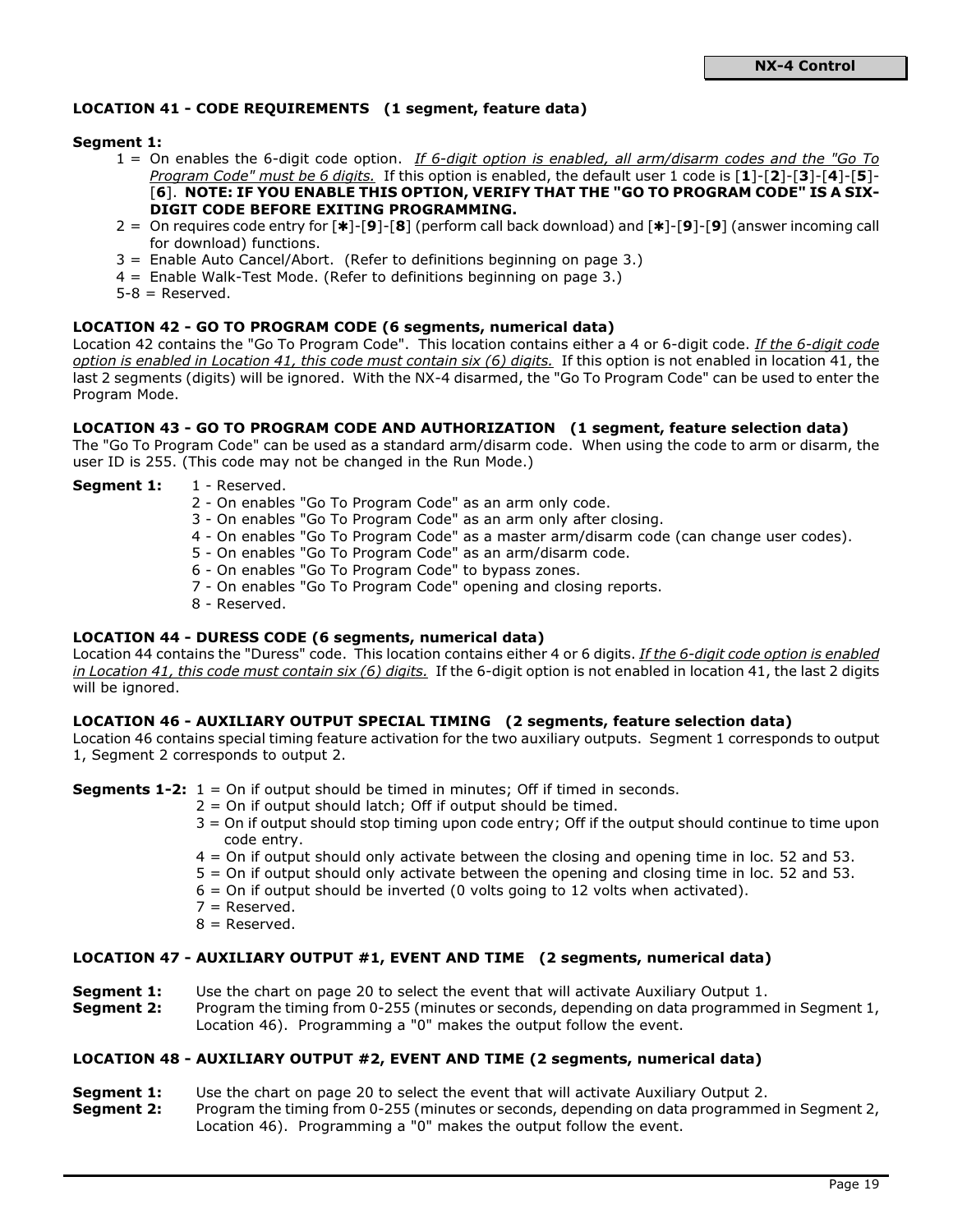### LOCATION 41 - CODE REQUIREMENTS (1 segment, feature data)

**Segment 1:**

1 = On enables the 6-digit code option. _If 6-digit option is enabled, all arm/disarm codes and the "Go To Program Code" must be 6 digits._ If this option is enabled, the default user 1 code is [**1**]-[**2**]-[**3**]-[**4**]-[**5**]-[**6**]. **NOTE: IF YOU ENABLE THIS OPTION, VERIFY THAT THE "GO TO PROGRAM CODE" IS A SIX-DIGIT CODE BEFORE EXITING PROGRAMMING.**

2 = On requires code entry for [✱]-[**9**]-[**8**] (perform call back download) and [✱]-[**9**]-[**9**] (answer incoming call for download) functions.

3 = Enable Auto Cancel/Abort. (Refer to definitions beginning on page 3.)

4 = Enable Walk-Test Mode. (Refer to definitions beginning on page 3.)

5-8 = Reserved.

### LOCATION 42 - GO TO PROGRAM CODE (6 segments, numerical data)

Location 42 contains the "Go To Program Code". This location contains either a 4 or 6-digit code. _If the 6-digit code option is enabled in Location 41, this code must contain six (6) digits._ If this option is not enabled in location 41, the last 2 segments (digits) will be ignored. With the NX-4 disarmed, the "Go To Program Code" can be used to enter the Program Mode.

### LOCATION 43 - GO TO PROGRAM CODE AND AUTHORIZATION (1 segment, feature selection data)

The "Go To Program Code" can be used as a standard arm/disarm code. When using the code to arm or disarm, the user ID is 255. (This code may not be changed in the Run Mode.)

**Segment 1:**

1 - Reserved.
2 - On enables "Go To Program Code" as an arm only code.
3 - On enables "Go To Program Code" as an arm only after closing.
4 - On enables "Go To Program Code" as a master arm/disarm code (can change user codes).
5 - On enables "Go To Program Code" as an arm/disarm code.
6 - On enables "Go To Program Code" to bypass zones.
7 - On enables "Go To Program Code" opening and closing reports.
8 - Reserved.

### LOCATION 44 - DURESS CODE (6 segments, numerical data)

Location 44 contains the "Duress" code. This location contains either 4 or 6 digits. _If the 6-digit code option is enabled in Location 41, this code must contain six (6) digits._ If the 6-digit option is not enabled in location 41, the last 2 digits will be ignored.

### LOCATION 46 - AUXILIARY OUTPUT SPECIAL TIMING (2 segments, feature selection data)

Location 46 contains special timing feature activation for the two auxiliary outputs. Segment 1 corresponds to output 1, Segment 2 corresponds to output 2.

**Segments 1-2:**

1 = On if output should be timed in minutes; Off if timed in seconds.
2 = On if output should latch; Off if output should be timed.
3 = On if output should stop timing upon code entry; Off if the output should continue to time upon code entry.
4 = On if output should only activate between the closing and opening time in loc. 52 and 53.
5 = On if output should only activate between the opening and closing time in loc. 52 and 53.
6 = On if output should be inverted (0 volts going to 12 volts when activated).
7 = Reserved.
8 = Reserved.

### LOCATION 47 - AUXILIARY OUTPUT #1, EVENT AND TIME (2 segments, numerical data)

**Segment 1:** Use the chart on page 20 to select the event that will activate Auxiliary Output 1.

**Segment 2:** Program the timing from 0-255 (minutes or seconds, depending on data programmed in Segment 1, Location 46). Programming a "0" makes the output follow the event.

### LOCATION 48 - AUXILIARY OUTPUT #2, EVENT AND TIME (2 segments, numerical data)

**Segment 1:** Use the chart on page 20 to select the event that will activate Auxiliary Output 2.

**Segment 2:** Program the timing from 0-255 (minutes or seconds, depending on data programmed in Segment 2, Location 46). Programming a "0" makes the output follow the event.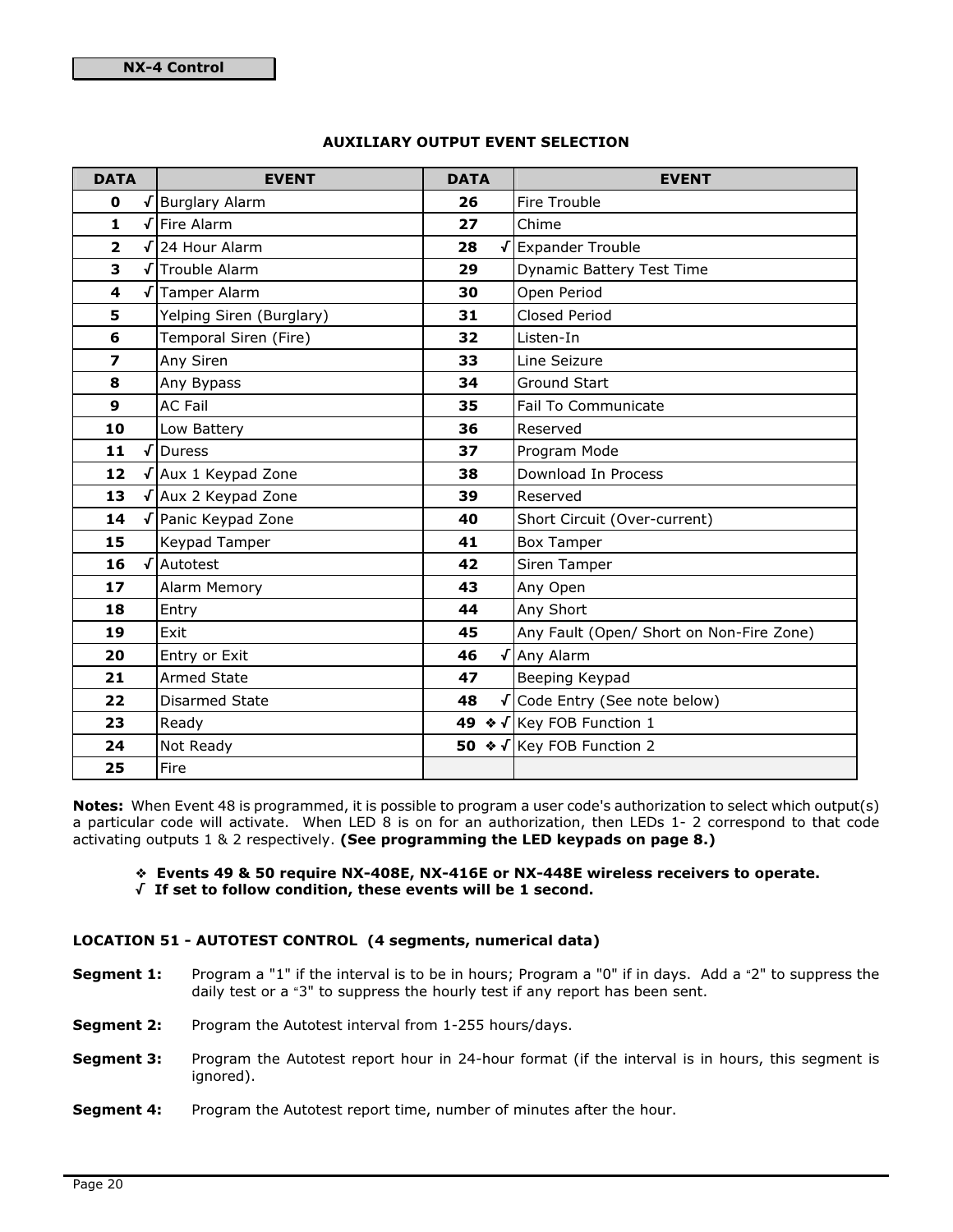NX-4 Control

## AUXILIARY OUTPUT EVENT SELECTION

| DATA | EVENT | DATA | EVENT |
|---|---|---|---|
| 0 √ | Burglary Alarm | 26 | Fire Trouble |
| 1 √ | Fire Alarm | 27 | Chime |
| 2 √ | 24 Hour Alarm | 28 √ | Expander Trouble |
| 3 √ | Trouble Alarm | 29 | Dynamic Battery Test Time |
| 4 √ | Tamper Alarm | 30 | Open Period |
| 5 | Yelping Siren (Burglary) | 31 | Closed Period |
| 6 | Temporal Siren (Fire) | 32 | Listen-In |
| 7 | Any Siren | 33 | Line Seizure |
| 8 | Any Bypass | 34 | Ground Start |
| 9 | AC Fail | 35 | Fail To Communicate |
| 10 | Low Battery | 36 | Reserved |
| 11 √ | Duress | 37 | Program Mode |
| 12 √ | Aux 1 Keypad Zone | 38 | Download In Process |
| 13 √ | Aux 2 Keypad Zone | 39 | Reserved |
| 14 √ | Panic Keypad Zone | 40 | Short Circuit (Over-current) |
| 15 | Keypad Tamper | 41 | Box Tamper |
| 16 √ | Autotest | 42 | Siren Tamper |
| 17 | Alarm Memory | 43 | Any Open |
| 18 | Entry | 44 | Any Short |
| 19 | Exit | 45 | Any Fault (Open/ Short on Non-Fire Zone) |
| 20 | Entry or Exit | 46 √ | Any Alarm |
| 21 | Armed State | 47 | Beeping Keypad |
| 22 | Disarmed State | 48 √ | Code Entry (See note below) |
| 23 | Ready | 49 ❖ √ | Key FOB Function 1 |
| 24 | Not Ready | 50 ❖ √ | Key FOB Function 2 |
| 25 | Fire | | |

**Notes:** When Event 48 is programmed, it is possible to program a user code's authorization to select which output(s) a particular code will activate. When LED 8 is on for an authorization, then LEDs 1- 2 correspond to that code activating outputs 1 & 2 respectively. **(See programming the LED keypads on page 8.)**

- ❖ **Events 49 & 50 require NX-408E, NX-416E or NX-448E wireless receivers to operate.**
- √ **If set to follow condition, these events will be 1 second.**

### LOCATION 51 - AUTOTEST CONTROL (4 segments, numerical data)

**Segment 1:** Program a "1" if the interval is to be in hours; Program a "0" if in days. Add a "2" to suppress the daily test or a "3" to suppress the hourly test if any report has been sent.

**Segment 2:** Program the Autotest interval from 1-255 hours/days.

**Segment 3:** Program the Autotest report hour in 24-hour format (if the interval is in hours, this segment is ignored).

**Segment 4:** Program the Autotest report time, number of minutes after the hour.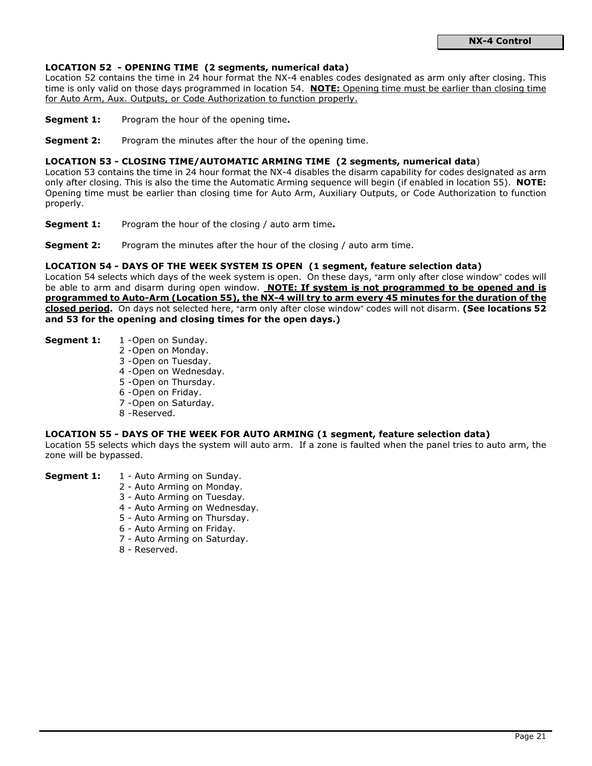### LOCATION 52 - OPENING TIME (2 segments, numerical data)

Location 52 contains the time in 24 hour format the NX-4 enables codes designated as arm only after closing. This time is only valid on those days programmed in location 54. **NOTE:** Opening time must be earlier than closing time for Auto Arm, Aux. Outputs, or Code Authorization to function properly.

**Segment 1:** Program the hour of the opening time**.**

**Segment 2:** Program the minutes after the hour of the opening time.

### LOCATION 53 - CLOSING TIME/AUTOMATIC ARMING TIME (2 segments, numerical data)

Location 53 contains the time in 24 hour format the NX-4 disables the disarm capability for codes designated as arm only after closing. This is also the time the Automatic Arming sequence will begin (if enabled in location 55). **NOTE:** Opening time must be earlier than closing time for Auto Arm, Auxiliary Outputs, or Code Authorization to function properly.

**Segment 1:** Program the hour of the closing / auto arm time**.**

**Segment 2:** Program the minutes after the hour of the closing / auto arm time.

### LOCATION 54 - DAYS OF THE WEEK SYSTEM IS OPEN (1 segment, feature selection data)

Location 54 selects which days of the week system is open. On these days, "arm only after close window" codes will be able to arm and disarm during open window. **NOTE: If system is not programmed to be opened and is programmed to Auto-Arm (Location 55), the NX-4 will try to arm every 45 minutes for the duration of the closed period.** On days not selected here, "arm only after close window" codes will not disarm. **(See locations 52 and 53 for the opening and closing times for the open days.)**

**Segment 1:**

1 -Open on Sunday.
2 -Open on Monday.
3 -Open on Tuesday.
4 -Open on Wednesday.
5 -Open on Thursday.
6 -Open on Friday.
7 -Open on Saturday.
8 -Reserved.

### LOCATION 55 - DAYS OF THE WEEK FOR AUTO ARMING (1 segment, feature selection data)

Location 55 selects which days the system will auto arm. If a zone is faulted when the panel tries to auto arm, the zone will be bypassed.

**Segment 1:**

1 - Auto Arming on Sunday.
2 - Auto Arming on Monday.
3 - Auto Arming on Tuesday.
4 - Auto Arming on Wednesday.
5 - Auto Arming on Thursday.
6 - Auto Arming on Friday.
7 - Auto Arming on Saturday.
8 - Reserved.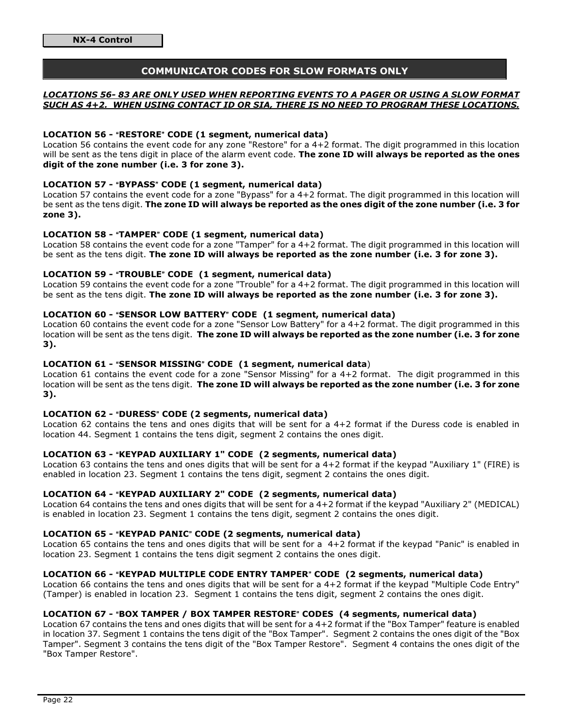## COMMUNICATOR CODES FOR SLOW FORMATS ONLY

***LOCATIONS 56- 83 ARE ONLY USED WHEN REPORTING EVENTS TO A PAGER OR USING A SLOW FORMAT SUCH AS 4+2. WHEN USING CONTACT ID OR SIA, THERE IS NO NEED TO PROGRAM THESE LOCATIONS.***

**LOCATION 56 - "RESTORE" CODE (1 segment, numerical data)**
Location 56 contains the event code for any zone "Restore" for a 4+2 format. The digit programmed in this location will be sent as the tens digit in place of the alarm event code. **The zone ID will always be reported as the ones digit of the zone number (i.e. 3 for zone 3).**

**LOCATION 57 - "BYPASS" CODE (1 segment, numerical data)**
Location 57 contains the event code for a zone "Bypass" for a 4+2 format. The digit programmed in this location will be sent as the tens digit. **The zone ID will always be reported as the ones digit of the zone number (i.e. 3 for zone 3).**

**LOCATION 58 - "TAMPER" CODE (1 segment, numerical data)**
Location 58 contains the event code for a zone "Tamper" for a 4+2 format. The digit programmed in this location will be sent as the tens digit. **The zone ID will always be reported as the zone number (i.e. 3 for zone 3).**

**LOCATION 59 - "TROUBLE" CODE (1 segment, numerical data)**
Location 59 contains the event code for a zone "Trouble" for a 4+2 format. The digit programmed in this location will be sent as the tens digit. **The zone ID will always be reported as the zone number (i.e. 3 for zone 3).**

**LOCATION 60 - "SENSOR LOW BATTERY" CODE (1 segment, numerical data)**
Location 60 contains the event code for a zone "Sensor Low Battery" for a 4+2 format. The digit programmed in this location will be sent as the tens digit. **The zone ID will always be reported as the zone number (i.e. 3 for zone 3).**

**LOCATION 61 - "SENSOR MISSING" CODE (1 segment, numerical data)**
Location 61 contains the event code for a zone "Sensor Missing" for a 4+2 format. The digit programmed in this location will be sent as the tens digit. **The zone ID will always be reported as the zone number (i.e. 3 for zone 3).**

**LOCATION 62 - "DURESS" CODE (2 segments, numerical data)**
Location 62 contains the tens and ones digits that will be sent for a 4+2 format if the Duress code is enabled in location 44. Segment 1 contains the tens digit, segment 2 contains the ones digit.

**LOCATION 63 - "KEYPAD AUXILIARY 1" CODE (2 segments, numerical data)**
Location 63 contains the tens and ones digits that will be sent for a 4+2 format if the keypad "Auxiliary 1" (FIRE) is enabled in location 23. Segment 1 contains the tens digit, segment 2 contains the ones digit.

**LOCATION 64 - "KEYPAD AUXILIARY 2" CODE (2 segments, numerical data)**
Location 64 contains the tens and ones digits that will be sent for a 4+2 format if the keypad "Auxiliary 2" (MEDICAL) is enabled in location 23. Segment 1 contains the tens digit, segment 2 contains the ones digit.

**LOCATION 65 - "KEYPAD PANIC" CODE (2 segments, numerical data)**
Location 65 contains the tens and ones digits that will be sent for a 4+2 format if the keypad "Panic" is enabled in location 23. Segment 1 contains the tens digit segment 2 contains the ones digit.

**LOCATION 66 - "KEYPAD MULTIPLE CODE ENTRY TAMPER" CODE (2 segments, numerical data)**
Location 66 contains the tens and ones digits that will be sent for a 4+2 format if the keypad "Multiple Code Entry" (Tamper) is enabled in location 23. Segment 1 contains the tens digit, segment 2 contains the ones digit.

**LOCATION 67 - "BOX TAMPER / BOX TAMPER RESTORE" CODES (4 segments, numerical data)**
Location 67 contains the tens and ones digits that will be sent for a 4+2 format if the "Box Tamper" feature is enabled in location 37. Segment 1 contains the tens digit of the "Box Tamper". Segment 2 contains the ones digit of the "Box Tamper". Segment 3 contains the tens digit of the "Box Tamper Restore". Segment 4 contains the ones digit of the "Box Tamper Restore".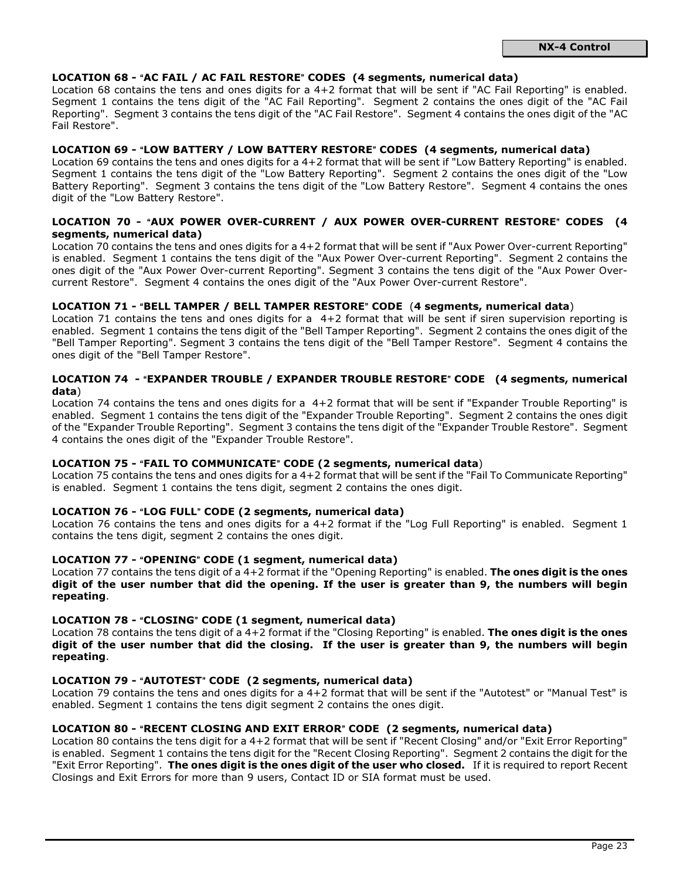### LOCATION 68 - "AC FAIL / AC FAIL RESTORE" CODES (4 segments, numerical data)

Location 68 contains the tens and ones digits for a 4+2 format that will be sent if "AC Fail Reporting" is enabled. Segment 1 contains the tens digit of the "AC Fail Reporting". Segment 2 contains the ones digit of the "AC Fail Reporting". Segment 3 contains the tens digit of the "AC Fail Restore". Segment 4 contains the ones digit of the "AC Fail Restore".

### LOCATION 69 - "LOW BATTERY / LOW BATTERY RESTORE" CODES (4 segments, numerical data)

Location 69 contains the tens and ones digits for a 4+2 format that will be sent if "Low Battery Reporting" is enabled. Segment 1 contains the tens digit of the "Low Battery Reporting". Segment 2 contains the ones digit of the "Low Battery Reporting". Segment 3 contains the tens digit of the "Low Battery Restore". Segment 4 contains the ones digit of the "Low Battery Restore".

### LOCATION 70 - "AUX POWER OVER-CURRENT / AUX POWER OVER-CURRENT RESTORE" CODES (4 segments, numerical data)

Location 70 contains the tens and ones digits for a 4+2 format that will be sent if "Aux Power Over-current Reporting" is enabled. Segment 1 contains the tens digit of the "Aux Power Over-current Reporting". Segment 2 contains the ones digit of the "Aux Power Over-current Reporting". Segment 3 contains the tens digit of the "Aux Power Over-current Restore". Segment 4 contains the ones digit of the "Aux Power Over-current Restore".

### LOCATION 71 - "BELL TAMPER / BELL TAMPER RESTORE" CODE (4 segments, numerical data)

Location 71 contains the tens and ones digits for a 4+2 format that will be sent if siren supervision reporting is enabled. Segment 1 contains the tens digit of the "Bell Tamper Reporting". Segment 2 contains the ones digit of the "Bell Tamper Reporting". Segment 3 contains the tens digit of the "Bell Tamper Restore". Segment 4 contains the ones digit of the "Bell Tamper Restore".

### LOCATION 74 - "EXPANDER TROUBLE / EXPANDER TROUBLE RESTORE" CODE (4 segments, numerical data)

Location 74 contains the tens and ones digits for a 4+2 format that will be sent if "Expander Trouble Reporting" is enabled. Segment 1 contains the tens digit of the "Expander Trouble Reporting". Segment 2 contains the ones digit of the "Expander Trouble Reporting". Segment 3 contains the tens digit of the "Expander Trouble Restore". Segment 4 contains the ones digit of the "Expander Trouble Restore".

### LOCATION 75 - "FAIL TO COMMUNICATE" CODE (2 segments, numerical data)

Location 75 contains the tens and ones digits for a 4+2 format that will be sent if the "Fail To Communicate Reporting" is enabled. Segment 1 contains the tens digit, segment 2 contains the ones digit.

### LOCATION 76 - "LOG FULL" CODE (2 segments, numerical data)

Location 76 contains the tens and ones digits for a 4+2 format if the "Log Full Reporting" is enabled. Segment 1 contains the tens digit, segment 2 contains the ones digit.

### LOCATION 77 - "OPENING" CODE (1 segment, numerical data)

Location 77 contains the tens digit of a 4+2 format if the "Opening Reporting" is enabled. **The ones digit is the ones digit of the user number that did the opening. If the user is greater than 9, the numbers will begin repeating**.

### LOCATION 78 - "CLOSING" CODE (1 segment, numerical data)

Location 78 contains the tens digit of a 4+2 format if the "Closing Reporting" is enabled. **The ones digit is the ones digit of the user number that did the closing. If the user is greater than 9, the numbers will begin repeating**.

### LOCATION 79 - "AUTOTEST" CODE (2 segments, numerical data)

Location 79 contains the tens and ones digits for a 4+2 format that will be sent if the "Autotest" or "Manual Test" is enabled. Segment 1 contains the tens digit segment 2 contains the ones digit.

### LOCATION 80 - "RECENT CLOSING AND EXIT ERROR" CODE (2 segments, numerical data)

Location 80 contains the tens digit for a 4+2 format that will be sent if "Recent Closing" and/or "Exit Error Reporting" is enabled. Segment 1 contains the tens digit for the "Recent Closing Reporting". Segment 2 contains the digit for the "Exit Error Reporting". **The ones digit is the ones digit of the user who closed.** If it is required to report Recent Closings and Exit Errors for more than 9 users, Contact ID or SIA format must be used.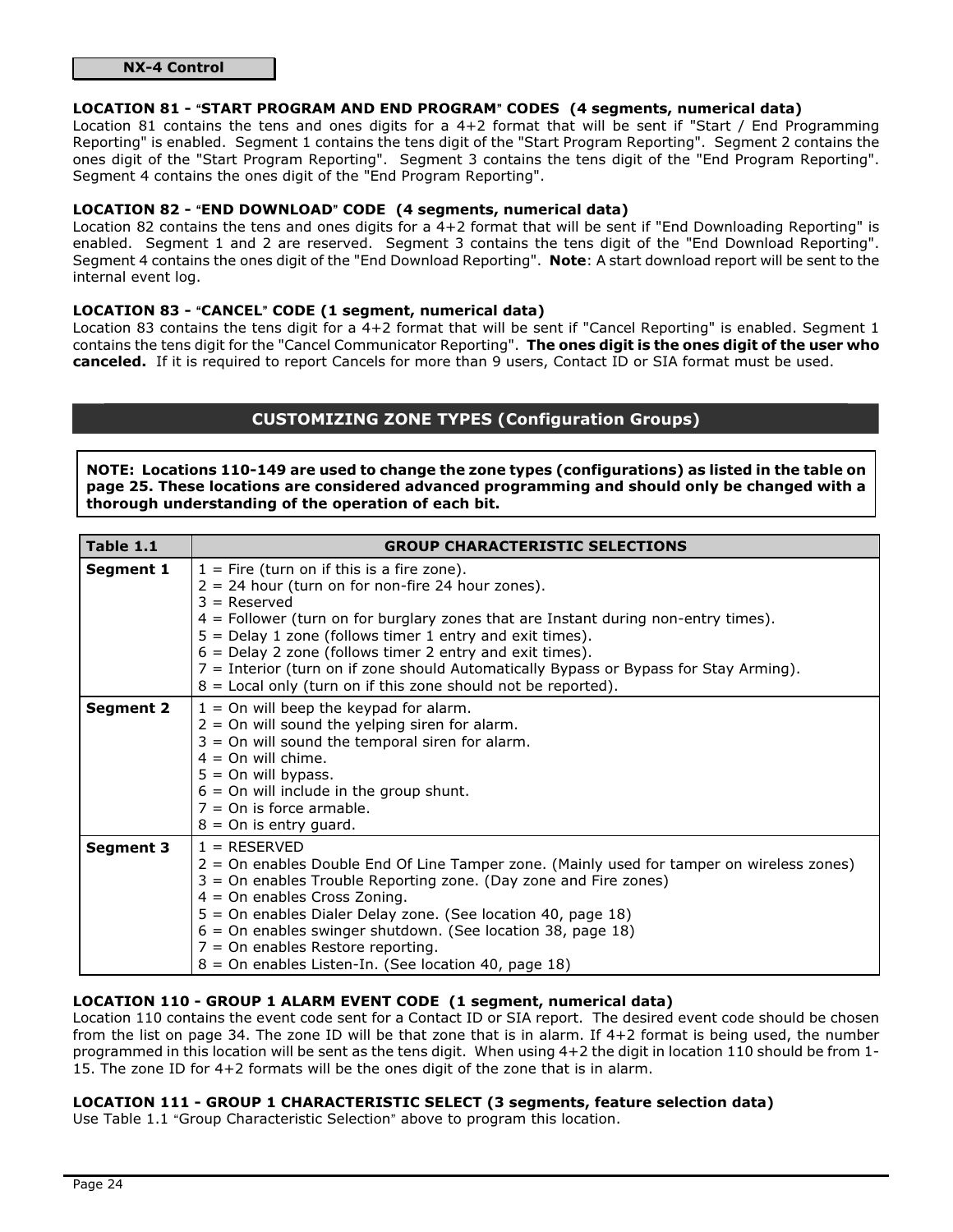**NX-4 Control**

### LOCATION 81 - "START PROGRAM AND END PROGRAM" CODES (4 segments, numerical data)

Location 81 contains the tens and ones digits for a 4+2 format that will be sent if "Start / End Programming Reporting" is enabled. Segment 1 contains the tens digit of the "Start Program Reporting". Segment 2 contains the ones digit of the "Start Program Reporting". Segment 3 contains the tens digit of the "End Program Reporting". Segment 4 contains the ones digit of the "End Program Reporting".

### LOCATION 82 - "END DOWNLOAD" CODE (4 segments, numerical data)

Location 82 contains the tens and ones digits for a 4+2 format that will be sent if "End Downloading Reporting" is enabled. Segment 1 and 2 are reserved. Segment 3 contains the tens digit of the "End Download Reporting". Segment 4 contains the ones digit of the "End Download Reporting". **Note**: A start download report will be sent to the internal event log.

### LOCATION 83 - "CANCEL" CODE (1 segment, numerical data)

Location 83 contains the tens digit for a 4+2 format that will be sent if "Cancel Reporting" is enabled. Segment 1 contains the tens digit for the "Cancel Communicator Reporting". **The ones digit is the ones digit of the user who canceled.** If it is required to report Cancels for more than 9 users, Contact ID or SIA format must be used.

## CUSTOMIZING ZONE TYPES (Configuration Groups)

**NOTE: Locations 110-149 are used to change the zone types (configurations) as listed in the table on page 25. These locations are considered advanced programming and should only be changed with a thorough understanding of the operation of each bit.**

| Table 1.1 | GROUP CHARACTERISTIC SELECTIONS |
|---|---|
| **Segment 1** | 1 = Fire (turn on if this is a fire zone).<br>2 = 24 hour (turn on for non-fire 24 hour zones).<br>3 = Reserved<br>4 = Follower (turn on for burglary zones that are Instant during non-entry times).<br>5 = Delay 1 zone (follows timer 1 entry and exit times).<br>6 = Delay 2 zone (follows timer 2 entry and exit times).<br>7 = Interior (turn on if zone should Automatically Bypass or Bypass for Stay Arming).<br>8 = Local only (turn on if this zone should not be reported). |
| **Segment 2** | 1 = On will beep the keypad for alarm.<br>2 = On will sound the yelping siren for alarm.<br>3 = On will sound the temporal siren for alarm.<br>4 = On will chime.<br>5 = On will bypass.<br>6 = On will include in the group shunt.<br>7 = On is force armable.<br>8 = On is entry guard. |
| **Segment 3** | 1 = RESERVED<br>2 = On enables Double End Of Line Tamper zone. (Mainly used for tamper on wireless zones)<br>3 = On enables Trouble Reporting zone. (Day zone and Fire zones)<br>4 = On enables Cross Zoning.<br>5 = On enables Dialer Delay zone. (See location 40, page 18)<br>6 = On enables swinger shutdown. (See location 38, page 18)<br>7 = On enables Restore reporting.<br>8 = On enables Listen-In. (See location 40, page 18) |

### LOCATION 110 - GROUP 1 ALARM EVENT CODE (1 segment, numerical data)

Location 110 contains the event code sent for a Contact ID or SIA report. The desired event code should be chosen from the list on page 34. The zone ID will be that zone that is in alarm. If 4+2 format is being used, the number programmed in this location will be sent as the tens digit. When using 4+2 the digit in location 110 should be from 1-15. The zone ID for 4+2 formats will be the ones digit of the zone that is in alarm.

### LOCATION 111 - GROUP 1 CHARACTERISTIC SELECT (3 segments, feature selection data)

Use Table 1.1 "Group Characteristic Selection" above to program this location.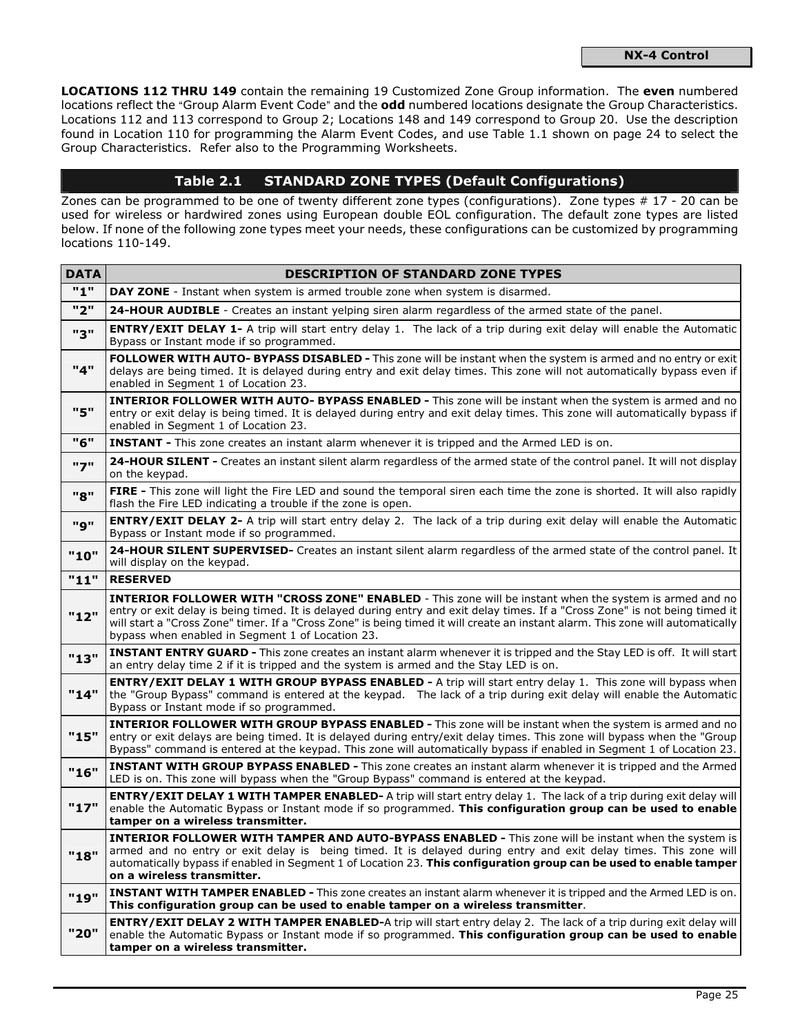**LOCATIONS 112 THRU 149** contain the remaining 19 Customized Zone Group information. The **even** numbered locations reflect the "Group Alarm Event Code" and the **odd** numbered locations designate the Group Characteristics. Locations 112 and 113 correspond to Group 2; Locations 148 and 149 correspond to Group 20. Use the description found in Location 110 for programming the Alarm Event Codes, and use Table 1.1 shown on page 24 to select the Group Characteristics. Refer also to the Programming Worksheets.

## Table 2.1 STANDARD ZONE TYPES (Default Configurations)

Zones can be programmed to be one of twenty different zone types (configurations). Zone types # 17 - 20 can be used for wireless or hardwired zones using European double EOL configuration. The default zone types are listed below. If none of the following zone types meet your needs, these configurations can be customized by programming locations 110-149.

| DATA | DESCRIPTION OF STANDARD ZONE TYPES |
|---|---|
| "1" | **DAY ZONE** - Instant when system is armed trouble zone when system is disarmed. |
| "2" | **24-HOUR AUDIBLE** - Creates an instant yelping siren alarm regardless of the armed state of the panel. |
| "3" | **ENTRY/EXIT DELAY 1-** A trip will start entry delay 1. The lack of a trip during exit delay will enable the Automatic Bypass or Instant mode if so programmed. |
| "4" | **FOLLOWER WITH AUTO- BYPASS DISABLED -** This zone will be instant when the system is armed and no entry or exit delays are being timed. It is delayed during entry and exit delay times. This zone will not automatically bypass even if enabled in Segment 1 of Location 23. |
| "5" | **INTERIOR FOLLOWER WITH AUTO- BYPASS ENABLED -** This zone will be instant when the system is armed and no entry or exit delay is being timed. It is delayed during entry and exit delay times. This zone will automatically bypass if enabled in Segment 1 of Location 23. |
| "6" | **INSTANT -** This zone creates an instant alarm whenever it is tripped and the Armed LED is on. |
| "7" | **24-HOUR SILENT -** Creates an instant silent alarm regardless of the armed state of the control panel. It will not display on the keypad. |
| "8" | **FIRE -** This zone will light the Fire LED and sound the temporal siren each time the zone is shorted. It will also rapidly flash the Fire LED indicating a trouble if the zone is open. |
| "9" | **ENTRY/EXIT DELAY 2-** A trip will start entry delay 2. The lack of a trip during exit delay will enable the Automatic Bypass or Instant mode if so programmed. |
| "10" | **24-HOUR SILENT SUPERVISED-** Creates an instant silent alarm regardless of the armed state of the control panel. It will display on the keypad. |
| "11" | **RESERVED** |
| "12" | **INTERIOR FOLLOWER WITH "CROSS ZONE" ENABLED** - This zone will be instant when the system is armed and no entry or exit delay is being timed. It is delayed during entry and exit delay times. If a "Cross Zone" is not being timed it will start a "Cross Zone" timer. If a "Cross Zone" is being timed it will create an instant alarm. This zone will automatically bypass when enabled in Segment 1 of Location 23. |
| "13" | **INSTANT ENTRY GUARD -** This zone creates an instant alarm whenever it is tripped and the Stay LED is off. It will start an entry delay time 2 if it is tripped and the system is armed and the Stay LED is on. |
| "14" | **ENTRY/EXIT DELAY 1 WITH GROUP BYPASS ENABLED -** A trip will start entry delay 1. This zone will bypass when the "Group Bypass" command is entered at the keypad. The lack of a trip during exit delay will enable the Automatic Bypass or Instant mode if so programmed. |
| "15" | **INTERIOR FOLLOWER WITH GROUP BYPASS ENABLED -** This zone will be instant when the system is armed and no entry or exit delays are being timed. It is delayed during entry/exit delay times. This zone will bypass when the "Group Bypass" command is entered at the keypad. This zone will automatically bypass if enabled in Segment 1 of Location 23. |
| "16" | **INSTANT WITH GROUP BYPASS ENABLED -** This zone creates an instant alarm whenever it is tripped and the Armed LED is on. This zone will bypass when the "Group Bypass" command is entered at the keypad. |
| "17" | **ENTRY/EXIT DELAY 1 WITH TAMPER ENABLED-** A trip will start entry delay 1. The lack of a trip during exit delay will enable the Automatic Bypass or Instant mode if so programmed. **This configuration group can be used to enable tamper on a wireless transmitter.** |
| "18" | **INTERIOR FOLLOWER WITH TAMPER AND AUTO-BYPASS ENABLED -** This zone will be instant when the system is armed and no entry or exit delay is being timed. It is delayed during entry and exit delay times. This zone will automatically bypass if enabled in Segment 1 of Location 23. **This configuration group can be used to enable tamper on a wireless transmitter.** |
| "19" | **INSTANT WITH TAMPER ENABLED -** This zone creates an instant alarm whenever it is tripped and the Armed LED is on. **This configuration group can be used to enable tamper on a wireless transmitter**. |
| "20" | **ENTRY/EXIT DELAY 2 WITH TAMPER ENABLED-**A trip will start entry delay 2. The lack of a trip during exit delay will enable the Automatic Bypass or Instant mode if so programmed. **This configuration group can be used to enable tamper on a wireless transmitter.** |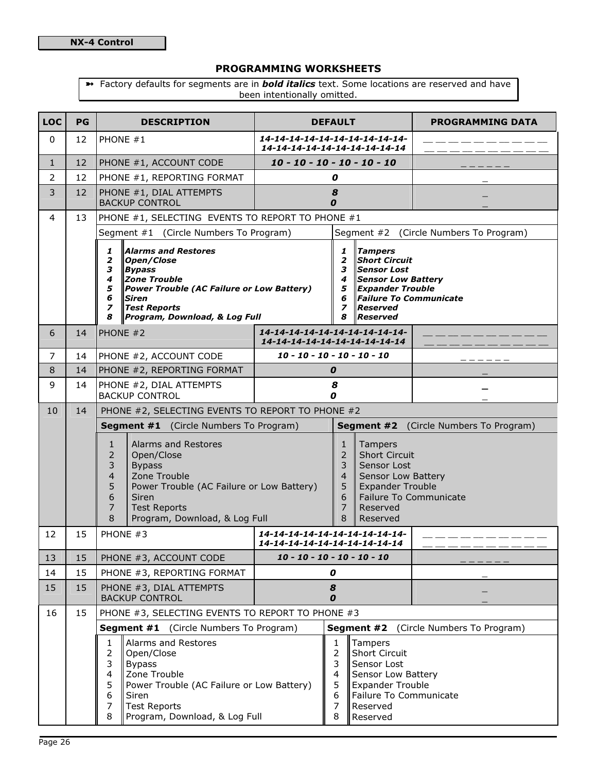NX-4 Control

## PROGRAMMING WORKSHEETS

➸ Factory defaults for segments are in ***bold italics*** text. Some locations are reserved and have been intentionally omitted.

| LOC | PG | DESCRIPTION | DEFAULT | PROGRAMMING DATA |
|---|---|---|---|---|
| 0 | 12 | PHONE #1 | ***14-14-14-14-14-14-14-14-14-14-14-14-14-14-14-14-14-14-14-14*** | __ __ __ __ __ __ __ __ __ __ __ __ __ __ __ __ __ __ __ __ |
| 1 | 12 | PHONE #1, ACCOUNT CODE | ***10 - 10 - 10 - 10 - 10 - 10*** | _ _ _ _ _ _ |
| 2 | 12 | PHONE #1, REPORTING FORMAT | ***0*** | _ |
| 3 | 12 | PHONE #1, DIAL ATTEMPTS<br>BACKUP CONTROL | ***8***<br>***0*** | _<br>_ |
| 4 | 13 | PHONE #1, SELECTING EVENTS TO REPORT TO PHONE #1<br>Segment #1 (Circle Numbers To Program): ***1 Alarms and Restores; 2 Open/Close; 3 Bypass; 4 Zone Trouble; 5 Power Trouble (AC Failure or Low Battery); 6 Siren; 7 Test Reports; 8 Program, Download, & Log Full***<br>Segment #2 (Circle Numbers To Program): ***1 Tampers; 2 Short Circuit; 3 Sensor Lost; 4 Sensor Low Battery; 5 Expander Trouble; 6 Failure To Communicate; 7 Reserved; 8 Reserved*** | | |
| 6 | 14 | PHONE #2 | ***14-14-14-14-14-14-14-14-14-14-14-14-14-14-14-14-14-14-14-14*** | __ __ __ __ __ __ __ __ __ __ __ __ __ __ __ __ __ __ __ __ |
| 7 | 14 | PHONE #2, ACCOUNT CODE | ***10 - 10 - 10 - 10 - 10 - 10*** | _ _ _ _ _ _ |
| 8 | 14 | PHONE #2, REPORTING FORMAT | ***0*** | _ |
| 9 | 14 | PHONE #2, DIAL ATTEMPTS<br>BACKUP CONTROL | ***8***<br>***0*** | _<br>_ |
| 10 | 14 | PHONE #2, SELECTING EVENTS TO REPORT TO PHONE #2<br>**Segment #1** (Circle Numbers To Program): 1 Alarms and Restores; 2 Open/Close; 3 Bypass; 4 Zone Trouble; 5 Power Trouble (AC Failure or Low Battery); 6 Siren; 7 Test Reports; 8 Program, Download, & Log Full<br>**Segment #2** (Circle Numbers To Program): 1 Tampers; 2 Short Circuit; 3 Sensor Lost; 4 Sensor Low Battery; 5 Expander Trouble; 6 Failure To Communicate; 7 Reserved; 8 Reserved | | |
| 12 | 15 | PHONE #3 | ***14-14-14-14-14-14-14-14-14-14-14-14-14-14-14-14-14-14-14-14*** | __ __ __ __ __ __ __ __ __ __ __ __ __ __ __ __ __ __ __ __ |
| 13 | 15 | PHONE #3, ACCOUNT CODE | ***10 - 10 - 10 - 10 - 10 - 10*** | _ _ _ _ _ _ |
| 14 | 15 | PHONE #3, REPORTING FORMAT | ***0*** | _ |
| 15 | 15 | PHONE #3, DIAL ATTEMPTS<br>BACKUP CONTROL | ***8***<br>***0*** | _<br>_ |
| 16 | 15 | PHONE #3, SELECTING EVENTS TO REPORT TO PHONE #3<br>**Segment #1** (Circle Numbers To Program): 1 Alarms and Restores; 2 Open/Close; 3 Bypass; 4 Zone Trouble; 5 Power Trouble (AC Failure or Low Battery); 6 Siren; 7 Test Reports; 8 Program, Download, & Log Full<br>**Segment #2** (Circle Numbers To Program): 1 Tampers; 2 Short Circuit; 3 Sensor Lost; 4 Sensor Low Battery; 5 Expander Trouble; 6 Failure To Communicate; 7 Reserved; 8 Reserved | | |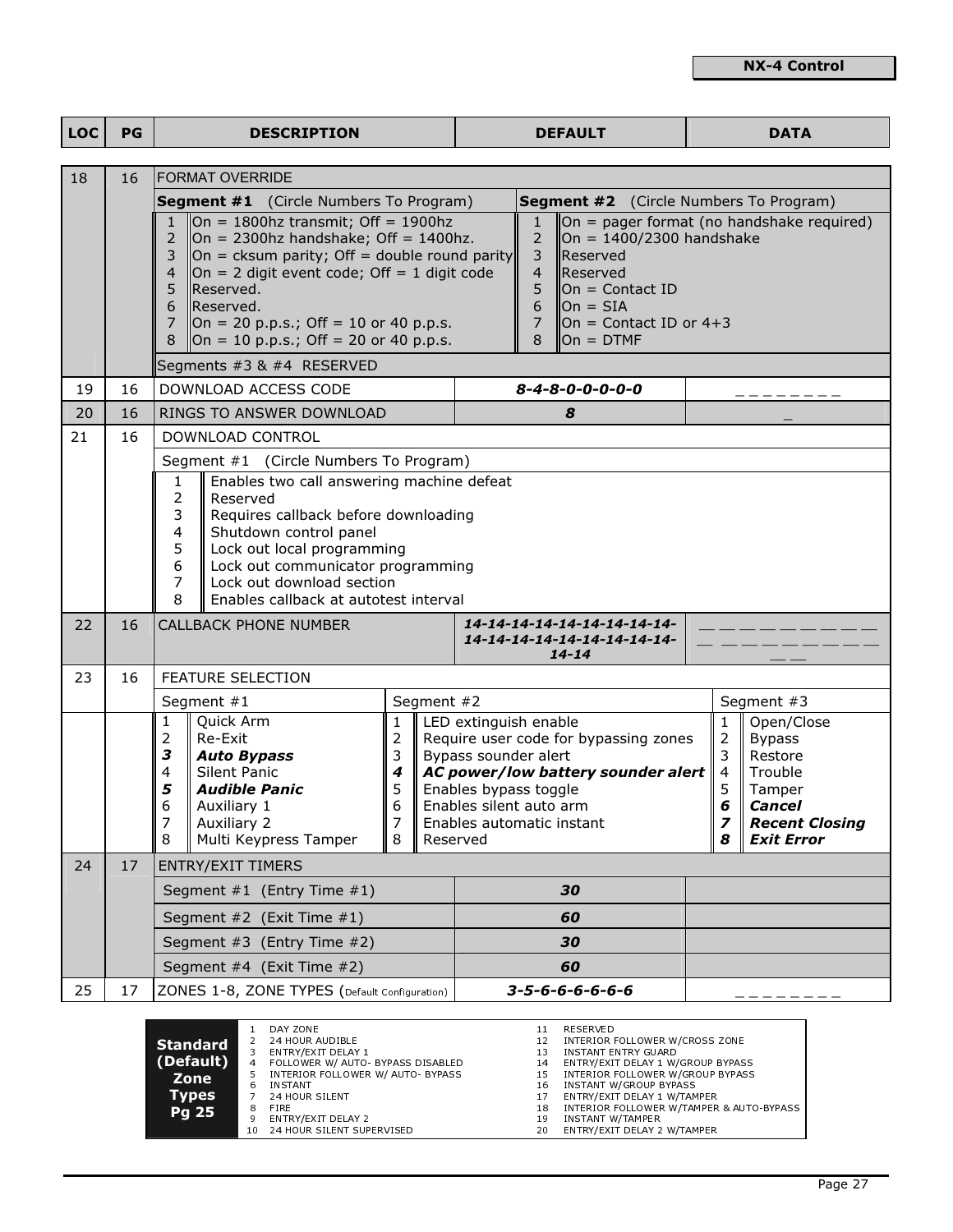**NX-4 Control**

| LOC | PG | DESCRIPTION | DEFAULT | DATA |
|---|---|---|---|---|
| 18 | 16 | FORMAT OVERRIDE | | |
| | | **Segment #1** (Circle Numbers To Program)<br>1 On = 1800hz transmit; Off = 1900hz<br>2 On = 2300hz handshake; Off = 1400hz.<br>3 On = cksum parity; Off = double round parity<br>4 On = 2 digit event code; Off = 1 digit code<br>5 Reserved.<br>6 Reserved.<br>7 On = 20 p.p.s.; Off = 10 or 40 p.p.s.<br>8 On = 10 p.p.s.; Off = 20 or 40 p.p.s. | **Segment #2** (Circle Numbers To Program)<br>1 On = pager format (no handshake required)<br>2 On = 1400/2300 handshake<br>3 Reserved<br>4 Reserved<br>5 On = Contact ID<br>6 On = SIA<br>7 On = Contact ID or 4+3<br>8 On = DTMF | |
| | | Segments #3 & #4 RESERVED | | |
| 19 | 16 | DOWNLOAD ACCESS CODE | ***8-4-8-0-0-0-0-0*** | _ _ _ _ _ _ _ _ |
| 20 | 16 | RINGS TO ANSWER DOWNLOAD | ***8*** | _ |
| 21 | 16 | DOWNLOAD CONTROL | | |
| | | Segment #1 (Circle Numbers To Program)<br>1 Enables two call answering machine defeat<br>2 Reserved<br>3 Requires callback before downloading<br>4 Shutdown control panel<br>5 Lock out local programming<br>6 Lock out communicator programming<br>7 Lock out download section<br>8 Enables callback at autotest interval | | |
| 22 | 16 | CALLBACK PHONE NUMBER | ***14-14-14-14-14-14-14-14-14-14-14-14-14-14-14-14-14-14-14-14*** | __ __ __ __ __ __ __ __ __ __ __ __ __ __ __ __ __ __ __ __ |
| 23 | 16 | FEATURE SELECTION | | |
| | | Segment #1<br>1 Quick Arm<br>2 Re-Exit<br>***3 Auto Bypass***<br>4 Silent Panic<br>***5 Audible Panic***<br>6 Auxiliary 1<br>7 Auxiliary 2<br>8 Multi Keypress Tamper | Segment #2<br>1 LED extinguish enable<br>2 Require user code for bypassing zones<br>3 Bypass sounder alert<br>***4 AC power/low battery sounder alert***<br>5 Enables bypass toggle<br>6 Enables silent auto arm<br>7 Enables automatic instant<br>8 Reserved | Segment #3<br>1 Open/Close<br>2 Bypass<br>3 Restore<br>4 Trouble<br>5 Tamper<br>***6 Cancel***<br>***7 Recent Closing***<br>***8 Exit Error*** |
| 24 | 17 | ENTRY/EXIT TIMERS | | |
| | | Segment #1 (Entry Time #1) | ***30*** | |
| | | Segment #2 (Exit Time #1) | ***60*** | |
| | | Segment #3 (Entry Time #2) | ***30*** | |
| | | Segment #4 (Exit Time #2) | ***60*** | |
| 25 | 17 | ZONES 1-8, ZONE TYPES (Default Configuration) | ***3-5-6-6-6-6-6-6*** | _ _ _ _ _ _ _ _ |

**Standard (Default) Zone Types Pg 25**

| | | | |
|---|---|---|---|
| 1 | DAY ZONE | 11 | RESERVED |
| 2 | 24 HOUR AUDIBLE | 12 | INTERIOR FOLLOWER W/CROSS ZONE |
| 3 | ENTRY/EXIT DELAY 1 | 13 | INSTANT ENTRY GUARD |
| 4 | FOLLOWER W/ AUTO- BYPASS DISABLED | 14 | ENTRY/EXIT DELAY 1 W/GROUP BYPASS |
| 5 | INTERIOR FOLLOWER W/ AUTO- BYPASS | 15 | INTERIOR FOLLOWER W/GROUP BYPASS |
| 6 | INSTANT | 16 | INSTANT W/GROUP BYPASS |
| 7 | 24 HOUR SILENT | 17 | ENTRY/EXIT DELAY 1 W/TAMPER |
| 8 | FIRE | 18 | INTERIOR FOLLOWER W/TAMPER & AUTO-BYPASS |
| 9 | ENTRY/EXIT DELAY 2 | 19 | INSTANT W/TAMPER |
| 10 | 24 HOUR SILENT SUPERVISED | 20 | ENTRY/EXIT DELAY 2 W/TAMPER |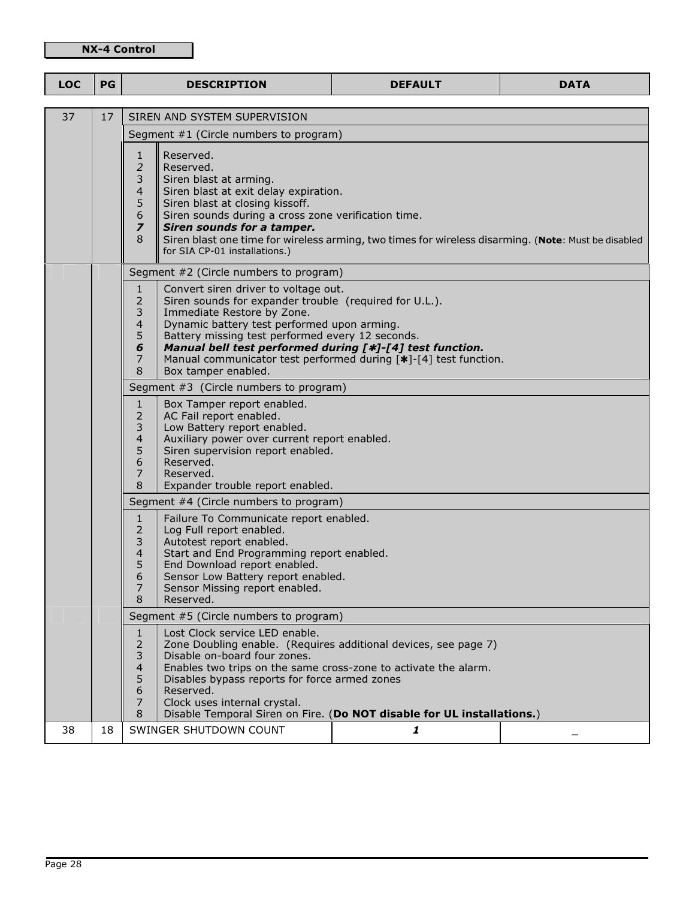**NX-4 Control**

| LOC | PG | DESCRIPTION | DEFAULT | DATA |
|---|---|---|---|---|
| 37 | 17 | SIREN AND SYSTEM SUPERVISION | | |
| | | Segment #1 (Circle numbers to program) | | |
| | | 1 Reserved.<br>2 Reserved.<br>3 Siren blast at arming.<br>4 Siren blast at exit delay expiration.<br>5 Siren blast at closing kissoff.<br>6 Siren sounds during a cross zone verification time.<br>***7*** ***Siren sounds for a tamper.***<br>8 Siren blast one time for wireless arming, two times for wireless disarming. (**Note**: Must be disabled for SIA CP-01 installations.) | | |
| | | Segment #2 (Circle numbers to program) | | |
| | | 1 Convert siren driver to voltage out.<br>2 Siren sounds for expander trouble (required for U.L.).<br>3 Immediate Restore by Zone.<br>4 Dynamic battery test performed upon arming.<br>5 Battery missing test performed every 12 seconds.<br>***6*** ***Manual bell test performed during [✱]-[4] test function.***<br>7 Manual communicator test performed during [✱]-[4] test function.<br>8 Box tamper enabled. | | |
| | | Segment #3 (Circle numbers to program) | | |
| | | 1 Box Tamper report enabled.<br>2 AC Fail report enabled.<br>3 Low Battery report enabled.<br>4 Auxiliary power over current report enabled.<br>5 Siren supervision report enabled.<br>6 Reserved.<br>7 Reserved.<br>8 Expander trouble report enabled. | | |
| | | Segment #4 (Circle numbers to program) | | |
| | | 1 Failure To Communicate report enabled.<br>2 Log Full report enabled.<br>3 Autotest report enabled.<br>4 Start and End Programming report enabled.<br>5 End Download report enabled.<br>6 Sensor Low Battery report enabled.<br>7 Sensor Missing report enabled.<br>8 Reserved. | | |
| | | Segment #5 (Circle numbers to program) | | |
| | | 1 Lost Clock service LED enable.<br>2 Zone Doubling enable. (Requires additional devices, see page 7)<br>3 Disable on-board four zones.<br>4 Enables two trips on the same cross-zone to activate the alarm.<br>5 Disables bypass reports for force armed zones<br>6 Reserved.<br>7 Clock uses internal crystal.<br>8 Disable Temporal Siren on Fire. (**Do NOT disable for UL installations.**) | | |
| 38 | 18 | SWINGER SHUTDOWN COUNT | ***1*** | _ |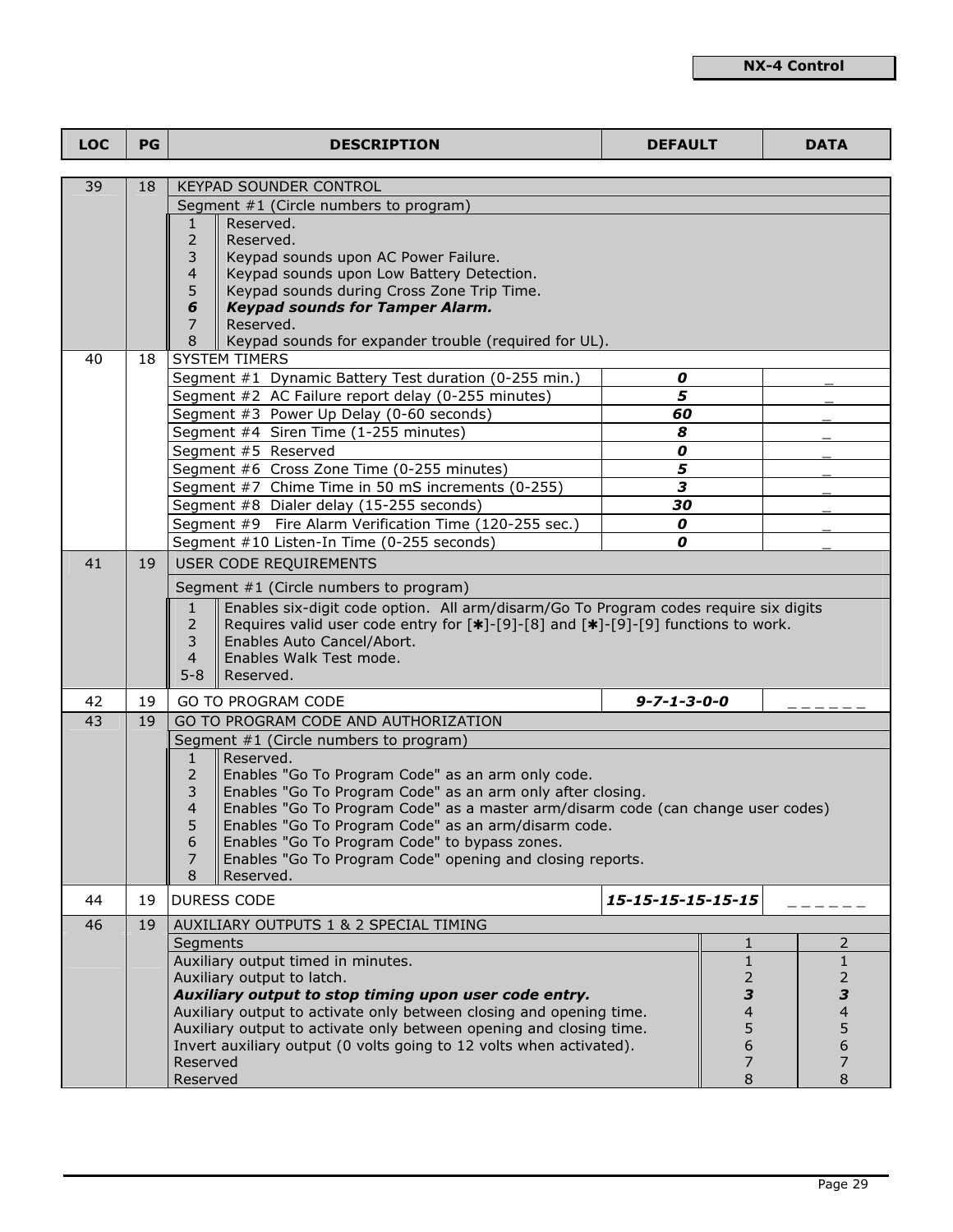| LOC | PG | DESCRIPTION | DEFAULT | DATA |
|---|---|---|---|---|
| 39 | 18 | KEYPAD SOUNDER CONTROL | | |
| | | Segment #1 (Circle numbers to program) | | |
| | | 1 Reserved. | | |
| | | 2 Reserved. | | |
| | | 3 Keypad sounds upon AC Power Failure. | | |
| | | 4 Keypad sounds upon Low Battery Detection. | | |
| | | 5 Keypad sounds during Cross Zone Trip Time. | | |
| | | ***6 Keypad sounds for Tamper Alarm.*** | | |
| | | 7 Reserved. | | |
| | | 8 Keypad sounds for expander trouble (required for UL). | | |
| 40 | 18 | SYSTEM TIMERS | | |
| | | Segment #1 Dynamic Battery Test duration (0-255 min.) | ***0*** | _ |
| | | Segment #2 AC Failure report delay (0-255 minutes) | ***5*** | _ |
| | | Segment #3 Power Up Delay (0-60 seconds) | ***60*** | _ |
| | | Segment #4 Siren Time (1-255 minutes) | ***8*** | _ |
| | | Segment #5 Reserved | ***0*** | _ |
| | | Segment #6 Cross Zone Time (0-255 minutes) | ***5*** | _ |
| | | Segment #7 Chime Time in 50 mS increments (0-255) | ***3*** | _ |
| | | Segment #8 Dialer delay (15-255 seconds) | ***30*** | _ |
| | | Segment #9 Fire Alarm Verification Time (120-255 sec.) | ***0*** | _ |
| | | Segment #10 Listen-In Time (0-255 seconds) | ***0*** | _ |
| 41 | 19 | USER CODE REQUIREMENTS | | |
| | | Segment #1 (Circle numbers to program) | | |
| | | 1 Enables six-digit code option. All arm/disarm/Go To Program codes require six digits | | |
| | | 2 Requires valid user code entry for [✱]-[9]-[8] and [✱]-[9]-[9] functions to work. | | |
| | | 3 Enables Auto Cancel/Abort. | | |
| | | 4 Enables Walk Test mode. | | |
| | | 5-8 Reserved. | | |
| 42 | 19 | GO TO PROGRAM CODE | ***9-7-1-3-0-0*** | _ _ _ _ _ _ |
| 43 | 19 | GO TO PROGRAM CODE AND AUTHORIZATION | | |
| | | Segment #1 (Circle numbers to program) | | |
| | | 1 Reserved. | | |
| | | 2 Enables "Go To Program Code" as an arm only code. | | |
| | | 3 Enables "Go To Program Code" as an arm only after closing. | | |
| | | 4 Enables "Go To Program Code" as a master arm/disarm code (can change user codes) | | |
| | | 5 Enables "Go To Program Code" as an arm/disarm code. | | |
| | | 6 Enables "Go To Program Code" to bypass zones. | | |
| | | 7 Enables "Go To Program Code" opening and closing reports. | | |
| | | 8 Reserved. | | |
| 44 | 19 | DURESS CODE | ***15-15-15-15-15-15*** | _ _ _ _ _ _ |

| LOC | PG | DESCRIPTION | 1 | 2 |
|---|---|---|---|---|
| 46 | 19 | AUXILIARY OUTPUTS 1 & 2 SPECIAL TIMING | | |
| | | Segments | 1 | 2 |
| | | Auxiliary output timed in minutes. | 1 | 1 |
| | | Auxiliary output to latch. | 2 | 2 |
| | | ***Auxiliary output to stop timing upon user code entry.*** | ***3*** | ***3*** |
| | | Auxiliary output to activate only between closing and opening time. | 4 | 4 |
| | | Auxiliary output to activate only between opening and closing time. | 5 | 5 |
| | | Invert auxiliary output (0 volts going to 12 volts when activated). | 6 | 6 |
| | | Reserved | 7 | 7 |
| | | Reserved | 8 | 8 |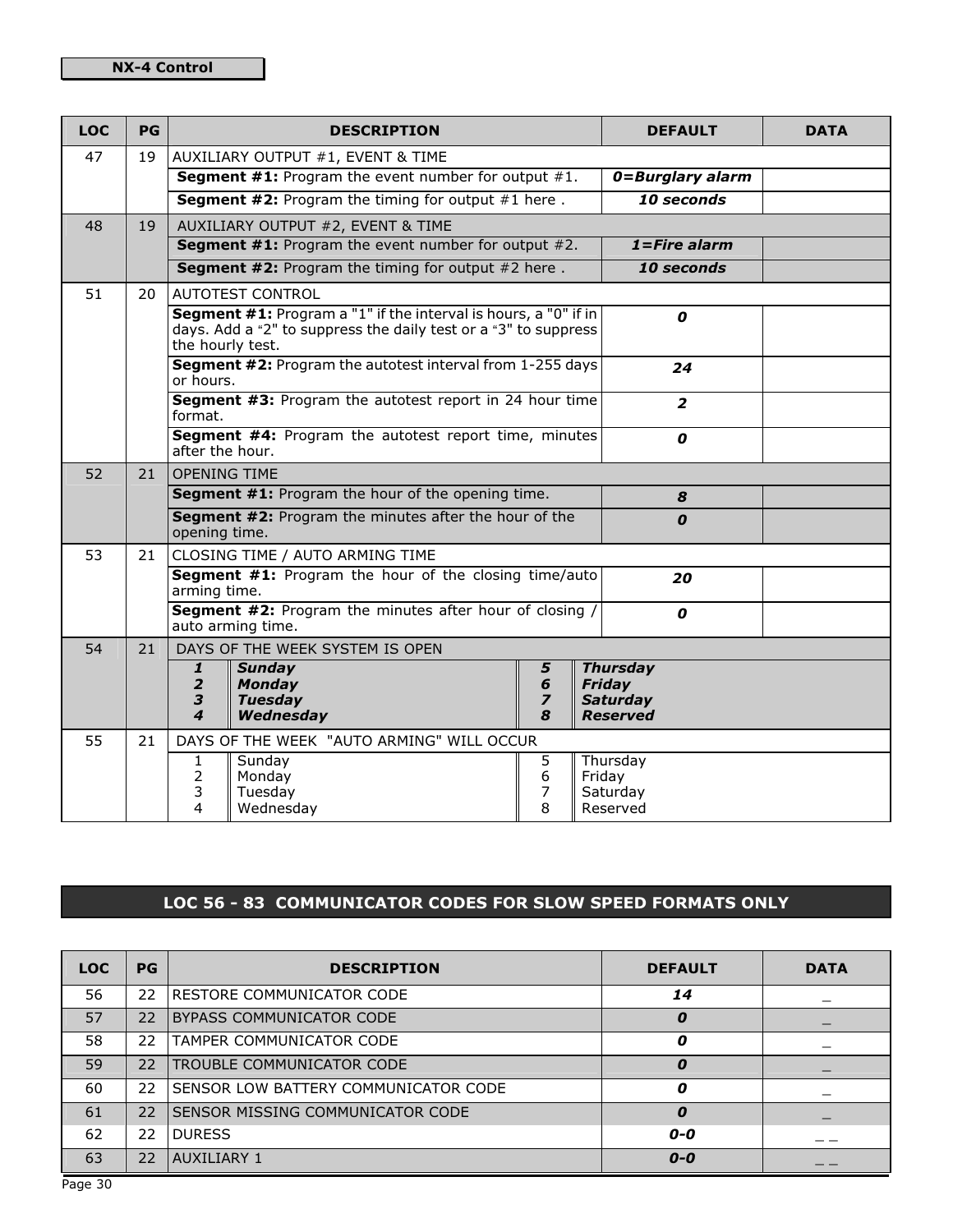**NX-4 Control**

| LOC | PG | DESCRIPTION | DEFAULT | DATA |
|---|---|---|---|---|
| 47 | 19 | AUXILIARY OUTPUT #1, EVENT & TIME | | |
| | | **Segment #1:** Program the event number for output #1. | ***0=Burglary alarm*** | |
| | | **Segment #2:** Program the timing for output #1 here . | ***10 seconds*** | |
| 48 | 19 | AUXILIARY OUTPUT #2, EVENT & TIME | | |
| | | **Segment #1:** Program the event number for output #2. | ***1=Fire alarm*** | |
| | | **Segment #2:** Program the timing for output #2 here . | ***10 seconds*** | |
| 51 | 20 | AUTOTEST CONTROL | | |
| | | **Segment #1:** Program a "1" if the interval is hours, a "0" if in days. Add a "2" to suppress the daily test or a "3" to suppress the hourly test. | ***0*** | |
| | | **Segment #2:** Program the autotest interval from 1-255 days or hours. | ***24*** | |
| | | **Segment #3:** Program the autotest report in 24 hour time format. | ***2*** | |
| | | **Segment #4:** Program the autotest report time, minutes after the hour. | ***0*** | |
| 52 | 21 | OPENING TIME | | |
| | | **Segment #1:** Program the hour of the opening time. | ***8*** | |
| | | **Segment #2:** Program the minutes after the hour of the opening time. | ***0*** | |
| 53 | 21 | CLOSING TIME / AUTO ARMING TIME | | |
| | | **Segment #1:** Program the hour of the closing time/auto arming time. | ***20*** | |
| | | **Segment #2:** Program the minutes after hour of closing / auto arming time. | ***0*** | |
| 54 | 21 | DAYS OF THE WEEK SYSTEM IS OPEN | | |
| | | ***1*** ***Sunday***, ***2*** ***Monday***, ***3*** ***Tuesday***, ***4*** ***Wednesday***, ***5*** ***Thursday***, ***6*** ***Friday***, ***7*** ***Saturday***, ***8*** ***Reserved*** | | |
| 55 | 21 | DAYS OF THE WEEK "AUTO ARMING" WILL OCCUR | | |
| | | 1 Sunday, 2 Monday, 3 Tuesday, 4 Wednesday, 5 Thursday, 6 Friday, 7 Saturday, 8 Reserved | | |

## LOC 56 - 83 COMMUNICATOR CODES FOR SLOW SPEED FORMATS ONLY

| LOC | PG | DESCRIPTION | DEFAULT | DATA |
|---|---|---|---|---|
| 56 | 22 | RESTORE COMMUNICATOR CODE | ***14*** | _ |
| 57 | 22 | BYPASS COMMUNICATOR CODE | ***0*** | _ |
| 58 | 22 | TAMPER COMMUNICATOR CODE | ***0*** | _ |
| 59 | 22 | TROUBLE COMMUNICATOR CODE | ***0*** | _ |
| 60 | 22 | SENSOR LOW BATTERY COMMUNICATOR CODE | ***0*** | _ |
| 61 | 22 | SENSOR MISSING COMMUNICATOR CODE | ***0*** | _ |
| 62 | 22 | DURESS | ***0-0*** | _ _ |
| 63 | 22 | AUXILIARY 1 | ***0-0*** | _ _ |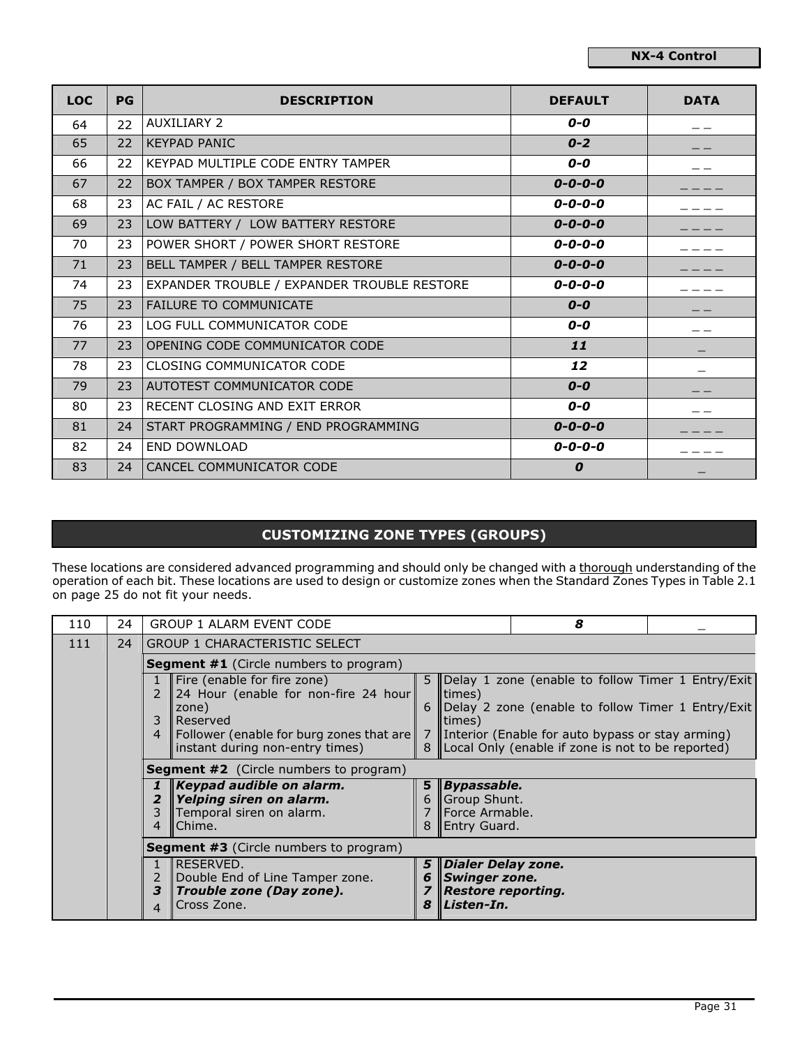| LOC | PG | DESCRIPTION | DEFAULT | DATA |
|---|---|---|---|---|
| 64 | 22 | AUXILIARY 2 | ***0-0*** | _ _ |
| 65 | 22 | KEYPAD PANIC | ***0-2*** | _ _ |
| 66 | 22 | KEYPAD MULTIPLE CODE ENTRY TAMPER | ***0-0*** | _ _ |
| 67 | 22 | BOX TAMPER / BOX TAMPER RESTORE | ***0-0-0-0*** | _ _ _ _ |
| 68 | 23 | AC FAIL / AC RESTORE | ***0-0-0-0*** | _ _ _ _ |
| 69 | 23 | LOW BATTERY / LOW BATTERY RESTORE | ***0-0-0-0*** | _ _ _ _ |
| 70 | 23 | POWER SHORT / POWER SHORT RESTORE | ***0-0-0-0*** | _ _ _ _ |
| 71 | 23 | BELL TAMPER / BELL TAMPER RESTORE | ***0-0-0-0*** | _ _ _ _ |
| 74 | 23 | EXPANDER TROUBLE / EXPANDER TROUBLE RESTORE | ***0-0-0-0*** | _ _ _ _ |
| 75 | 23 | FAILURE TO COMMUNICATE | ***0-0*** | _ _ |
| 76 | 23 | LOG FULL COMMUNICATOR CODE | ***0-0*** | _ _ |
| 77 | 23 | OPENING CODE COMMUNICATOR CODE | ***11*** | _ |
| 78 | 23 | CLOSING COMMUNICATOR CODE | ***12*** | _ |
| 79 | 23 | AUTOTEST COMMUNICATOR CODE | ***0-0*** | _ _ |
| 80 | 23 | RECENT CLOSING AND EXIT ERROR | ***0-0*** | _ _ |
| 81 | 24 | START PROGRAMMING / END PROGRAMMING | ***0-0-0-0*** | _ _ _ _ |
| 82 | 24 | END DOWNLOAD | ***0-0-0-0*** | _ _ _ _ |
| 83 | 24 | CANCEL COMMUNICATOR CODE | ***0*** | _ |

## CUSTOMIZING ZONE TYPES (GROUPS)

These locations are considered advanced programming and should only be changed with a thorough understanding of the operation of each bit. These locations are used to design or customize zones when the Standard Zones Types in Table 2.1 on page 25 do not fit your needs.

| LOC | PG | DESCRIPTION | DEFAULT | DATA |
|---|---|---|---|---|
| 110 | 24 | GROUP 1 ALARM EVENT CODE | ***8*** | _ |
| 111 | 24 | GROUP 1 CHARACTERISTIC SELECT | | |

**Segment #1** (Circle numbers to program)

| | | | |
|---|---|---|---|
| 1 | Fire (enable for fire zone) | 5 | Delay 1 zone (enable to follow Timer 1 Entry/Exit times) |
| 2 | 24 Hour (enable for non-fire 24 hour zone) | 6 | Delay 2 zone (enable to follow Timer 1 Entry/Exit times) |
| 3 | Reserved | 7 | Interior (Enable for auto bypass or stay arming) |
| 4 | Follower (enable for burg zones that are instant during non-entry times) | 8 | Local Only (enable if zone is not to be reported) |

**Segment #2** (Circle numbers to program)

| | | | |
|---|---|---|---|
| ***1*** | ***Keypad audible on alarm.*** | ***5*** | ***Bypassable.*** |
| ***2*** | ***Yelping siren on alarm.*** | 6 | Group Shunt. |
| 3 | Temporal siren on alarm. | 7 | Force Armable. |
| 4 | Chime. | 8 | Entry Guard. |

**Segment #3** (Circle numbers to program)

| | | | |
|---|---|---|---|
| 1 | RESERVED. | ***5*** | ***Dialer Delay zone.*** |
| 2 | Double End of Line Tamper zone. | ***6*** | ***Swinger zone.*** |
| ***3*** | ***Trouble zone (Day zone).*** | ***7*** | ***Restore reporting.*** |
| 4 | Cross Zone. | ***8*** | ***Listen-In.*** |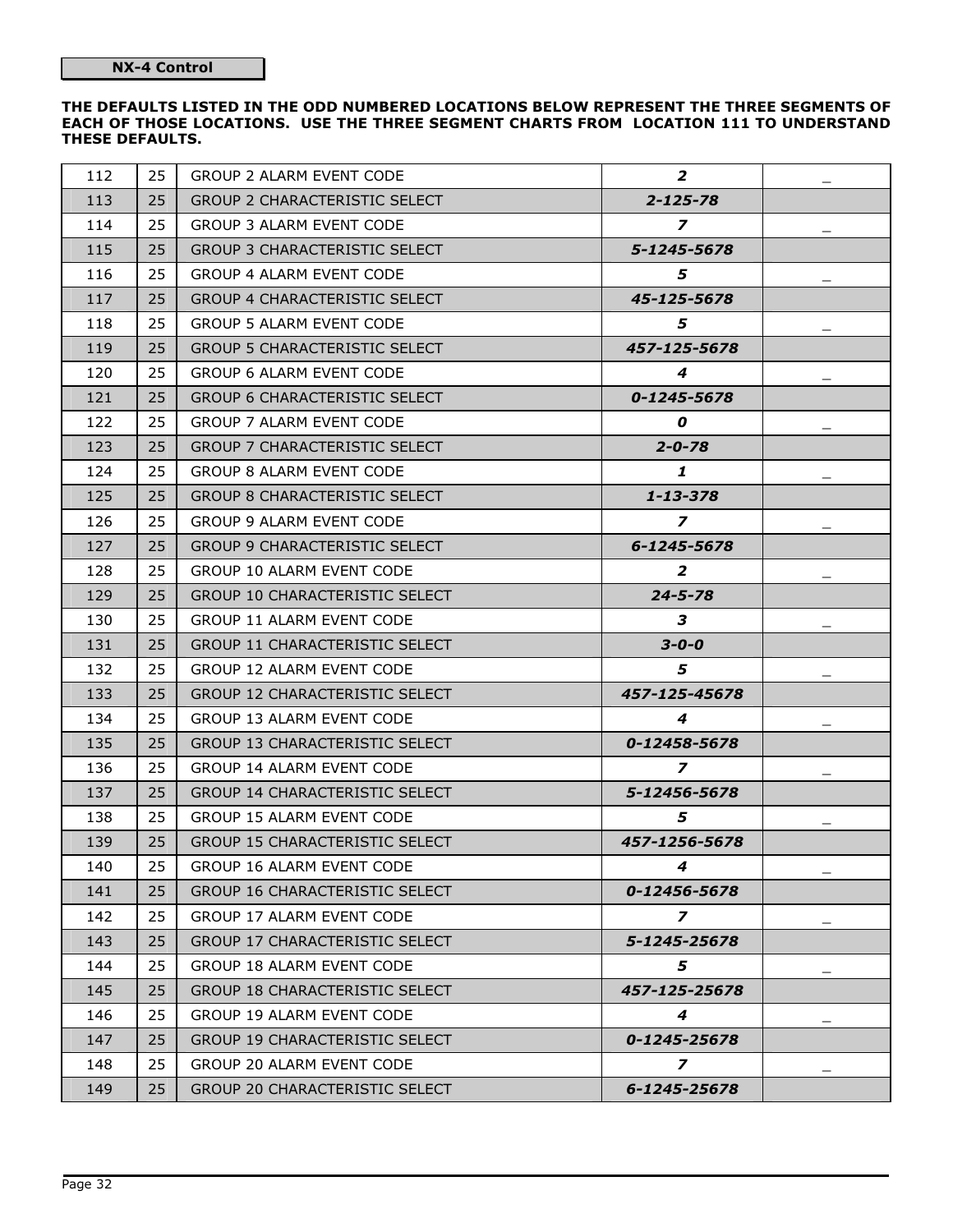**NX-4 Control**

**THE DEFAULTS LISTED IN THE ODD NUMBERED LOCATIONS BELOW REPRESENT THE THREE SEGMENTS OF EACH OF THOSE LOCATIONS. USE THE THREE SEGMENT CHARTS FROM LOCATION 111 TO UNDERSTAND THESE DEFAULTS.**

| | | | | |
|---|---|---|---|---|
| 112 | 25 | GROUP 2 ALARM EVENT CODE | ***2*** | _ |
| 113 | 25 | GROUP 2 CHARACTERISTIC SELECT | ***2-125-78*** | |
| 114 | 25 | GROUP 3 ALARM EVENT CODE | ***7*** | _ |
| 115 | 25 | GROUP 3 CHARACTERISTIC SELECT | ***5-1245-5678*** | |
| 116 | 25 | GROUP 4 ALARM EVENT CODE | ***5*** | _ |
| 117 | 25 | GROUP 4 CHARACTERISTIC SELECT | ***45-125-5678*** | |
| 118 | 25 | GROUP 5 ALARM EVENT CODE | ***5*** | _ |
| 119 | 25 | GROUP 5 CHARACTERISTIC SELECT | ***457-125-5678*** | |
| 120 | 25 | GROUP 6 ALARM EVENT CODE | ***4*** | _ |
| 121 | 25 | GROUP 6 CHARACTERISTIC SELECT | ***0-1245-5678*** | |
| 122 | 25 | GROUP 7 ALARM EVENT CODE | ***0*** | _ |
| 123 | 25 | GROUP 7 CHARACTERISTIC SELECT | ***2-0-78*** | |
| 124 | 25 | GROUP 8 ALARM EVENT CODE | ***1*** | _ |
| 125 | 25 | GROUP 8 CHARACTERISTIC SELECT | ***1-13-378*** | |
| 126 | 25 | GROUP 9 ALARM EVENT CODE | ***7*** | _ |
| 127 | 25 | GROUP 9 CHARACTERISTIC SELECT | ***6-1245-5678*** | |
| 128 | 25 | GROUP 10 ALARM EVENT CODE | ***2*** | _ |
| 129 | 25 | GROUP 10 CHARACTERISTIC SELECT | ***24-5-78*** | |
| 130 | 25 | GROUP 11 ALARM EVENT CODE | ***3*** | _ |
| 131 | 25 | GROUP 11 CHARACTERISTIC SELECT | ***3-0-0*** | |
| 132 | 25 | GROUP 12 ALARM EVENT CODE | ***5*** | _ |
| 133 | 25 | GROUP 12 CHARACTERISTIC SELECT | ***457-125-45678*** | |
| 134 | 25 | GROUP 13 ALARM EVENT CODE | ***4*** | _ |
| 135 | 25 | GROUP 13 CHARACTERISTIC SELECT | ***0-12458-5678*** | |
| 136 | 25 | GROUP 14 ALARM EVENT CODE | ***7*** | _ |
| 137 | 25 | GROUP 14 CHARACTERISTIC SELECT | ***5-12456-5678*** | |
| 138 | 25 | GROUP 15 ALARM EVENT CODE | ***5*** | _ |
| 139 | 25 | GROUP 15 CHARACTERISTIC SELECT | ***457-1256-5678*** | |
| 140 | 25 | GROUP 16 ALARM EVENT CODE | ***4*** | _ |
| 141 | 25 | GROUP 16 CHARACTERISTIC SELECT | ***0-12456-5678*** | |
| 142 | 25 | GROUP 17 ALARM EVENT CODE | ***7*** | _ |
| 143 | 25 | GROUP 17 CHARACTERISTIC SELECT | ***5-1245-25678*** | |
| 144 | 25 | GROUP 18 ALARM EVENT CODE | ***5*** | _ |
| 145 | 25 | GROUP 18 CHARACTERISTIC SELECT | ***457-125-25678*** | |
| 146 | 25 | GROUP 19 ALARM EVENT CODE | ***4*** | _ |
| 147 | 25 | GROUP 19 CHARACTERISTIC SELECT | ***0-1245-25678*** | |
| 148 | 25 | GROUP 20 ALARM EVENT CODE | ***7*** | _ |
| 149 | 25 | GROUP 20 CHARACTERISTIC SELECT | ***6-1245-25678*** | |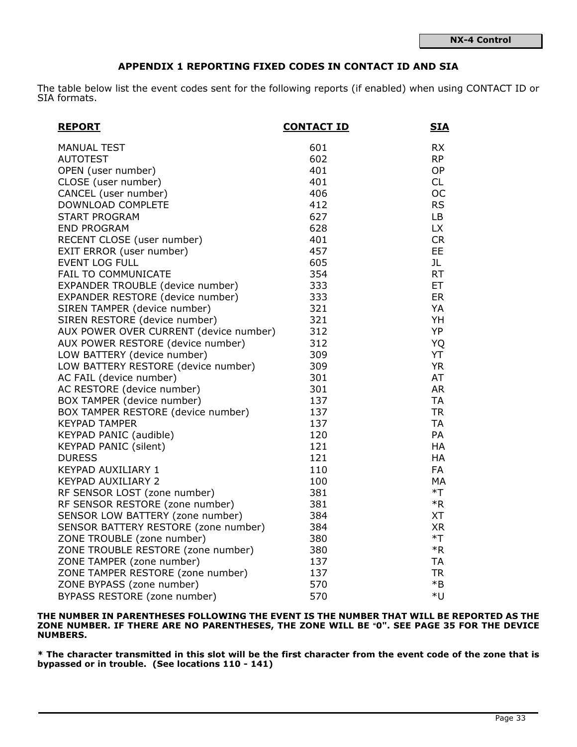## APPENDIX 1 REPORTING FIXED CODES IN CONTACT ID AND SIA

The table below list the event codes sent for the following reports (if enabled) when using CONTACT ID or SIA formats.

| REPORT | CONTACT ID | SIA |
|---|---|---|
| MANUAL TEST | 601 | RX |
| AUTOTEST | 602 | RP |
| OPEN (user number) | 401 | OP |
| CLOSE (user number) | 401 | CL |
| CANCEL (user number) | 406 | OC |
| DOWNLOAD COMPLETE | 412 | RS |
| START PROGRAM | 627 | LB |
| END PROGRAM | 628 | LX |
| RECENT CLOSE (user number) | 401 | CR |
| EXIT ERROR (user number) | 457 | EE |
| EVENT LOG FULL | 605 | JL |
| FAIL TO COMMUNICATE | 354 | RT |
| EXPANDER TROUBLE (device number) | 333 | ET |
| EXPANDER RESTORE (device number) | 333 | ER |
| SIREN TAMPER (device number) | 321 | YA |
| SIREN RESTORE (device number) | 321 | YH |
| AUX POWER OVER CURRENT (device number) | 312 | YP |
| AUX POWER RESTORE (device number) | 312 | YQ |
| LOW BATTERY (device number) | 309 | YT |
| LOW BATTERY RESTORE (device number) | 309 | YR |
| AC FAIL (device number) | 301 | AT |
| AC RESTORE (device number) | 301 | AR |
| BOX TAMPER (device number) | 137 | TA |
| BOX TAMPER RESTORE (device number) | 137 | TR |
| KEYPAD TAMPER | 137 | TA |
| KEYPAD PANIC (audible) | 120 | PA |
| KEYPAD PANIC (silent) | 121 | HA |
| DURESS | 121 | HA |
| KEYPAD AUXILIARY 1 | 110 | FA |
| KEYPAD AUXILIARY 2 | 100 | MA |
| RF SENSOR LOST (zone number) | 381 | *T |
| RF SENSOR RESTORE (zone number) | 381 | *R |
| SENSOR LOW BATTERY (zone number) | 384 | XT |
| SENSOR BATTERY RESTORE (zone number) | 384 | XR |
| ZONE TROUBLE (zone number) | 380 | *T |
| ZONE TROUBLE RESTORE (zone number) | 380 | *R |
| ZONE TAMPER (zone number) | 137 | TA |
| ZONE TAMPER RESTORE (zone number) | 137 | TR |
| ZONE BYPASS (zone number) | 570 | *B |
| BYPASS RESTORE (zone number) | 570 | *U |

**THE NUMBER IN PARENTHESES FOLLOWING THE EVENT IS THE NUMBER THAT WILL BE REPORTED AS THE ZONE NUMBER. IF THERE ARE NO PARENTHESES, THE ZONE WILL BE "0". SEE PAGE 35 FOR THE DEVICE NUMBERS.**

**\* The character transmitted in this slot will be the first character from the event code of the zone that is bypassed or in trouble. (See locations 110 - 141)**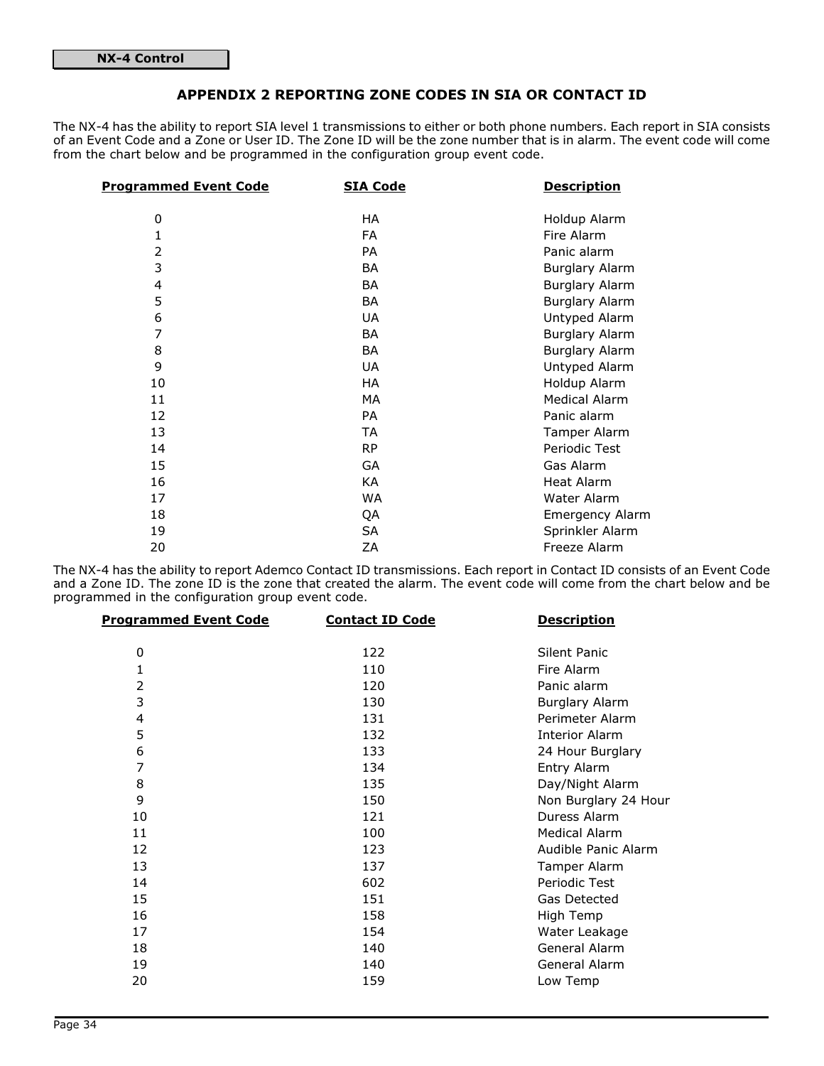## APPENDIX 2 REPORTING ZONE CODES IN SIA OR CONTACT ID

The NX-4 has the ability to report SIA level 1 transmissions to either or both phone numbers. Each report in SIA consists of an Event Code and a Zone or User ID. The Zone ID will be the zone number that is in alarm. The event code will come from the chart below and be programmed in the configuration group event code.

| Programmed Event Code | SIA Code | Description |
|---|---|---|
| 0 | HA | Holdup Alarm |
| 1 | FA | Fire Alarm |
| 2 | PA | Panic alarm |
| 3 | BA | Burglary Alarm |
| 4 | BA | Burglary Alarm |
| 5 | BA | Burglary Alarm |
| 6 | UA | Untyped Alarm |
| 7 | BA | Burglary Alarm |
| 8 | BA | Burglary Alarm |
| 9 | UA | Untyped Alarm |
| 10 | HA | Holdup Alarm |
| 11 | MA | Medical Alarm |
| 12 | PA | Panic alarm |
| 13 | TA | Tamper Alarm |
| 14 | RP | Periodic Test |
| 15 | GA | Gas Alarm |
| 16 | KA | Heat Alarm |
| 17 | WA | Water Alarm |
| 18 | QA | Emergency Alarm |
| 19 | SA | Sprinkler Alarm |
| 20 | ZA | Freeze Alarm |

The NX-4 has the ability to report Ademco Contact ID transmissions. Each report in Contact ID consists of an Event Code and a Zone ID. The zone ID is the zone that created the alarm. The event code will come from the chart below and be programmed in the configuration group event code.

| Programmed Event Code | Contact ID Code | Description |
|---|---|---|
| 0 | 122 | Silent Panic |
| 1 | 110 | Fire Alarm |
| 2 | 120 | Panic alarm |
| 3 | 130 | Burglary Alarm |
| 4 | 131 | Perimeter Alarm |
| 5 | 132 | Interior Alarm |
| 6 | 133 | 24 Hour Burglary |
| 7 | 134 | Entry Alarm |
| 8 | 135 | Day/Night Alarm |
| 9 | 150 | Non Burglary 24 Hour |
| 10 | 121 | Duress Alarm |
| 11 | 100 | Medical Alarm |
| 12 | 123 | Audible Panic Alarm |
| 13 | 137 | Tamper Alarm |
| 14 | 602 | Periodic Test |
| 15 | 151 | Gas Detected |
| 16 | 158 | High Temp |
| 17 | 154 | Water Leakage |
| 18 | 140 | General Alarm |
| 19 | 140 | General Alarm |
| 20 | 159 | Low Temp |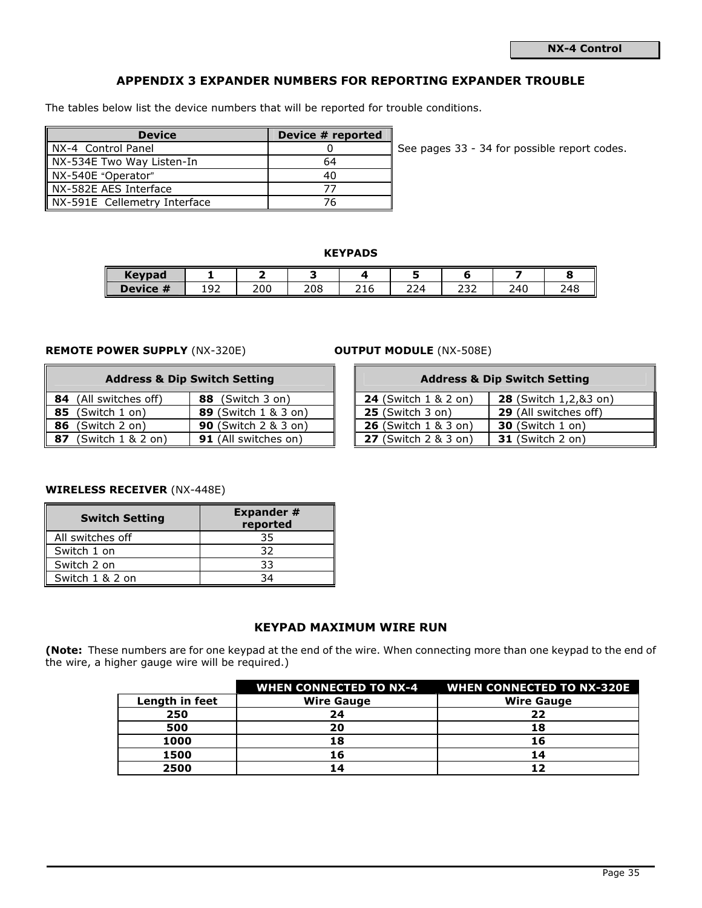## APPENDIX 3 EXPANDER NUMBERS FOR REPORTING EXPANDER TROUBLE

The tables below list the device numbers that will be reported for trouble conditions.

| Device | Device # reported |
|---|---|
| NX-4 Control Panel | 0 |
| NX-534E Two Way Listen-In | 64 |
| NX-540E "Operator" | 40 |
| NX-582E AES Interface | 77 |
| NX-591E Cellemetry Interface | 76 |

See pages 33 - 34 for possible report codes.

### KEYPADS

| Keypad | 1 | 2 | 3 | 4 | 5 | 6 | 7 | 8 |
|---|---|---|---|---|---|---|---|---|
| Device # | 192 | 200 | 208 | 216 | 224 | 232 | 240 | 248 |

**REMOTE POWER SUPPLY** (NX-320E)

| Address & Dip Switch Setting | |
|---|---|
| **84** (All switches off) | **88** (Switch 3 on) |
| **85** (Switch 1 on) | **89** (Switch 1 & 3 on) |
| **86** (Switch 2 on) | **90** (Switch 2 & 3 on) |
| **87** (Switch 1 & 2 on) | **91** (All switches on) |

**OUTPUT MODULE** (NX-508E)

| Address & Dip Switch Setting | |
|---|---|
| **24** (Switch 1 & 2 on) | **28** (Switch 1,2,&3 on) |
| **25** (Switch 3 on) | **29** (All switches off) |
| **26** (Switch 1 & 3 on) | **30** (Switch 1 on) |
| **27** (Switch 2 & 3 on) | **31** (Switch 2 on) |

**WIRELESS RECEIVER** (NX-448E)

| Switch Setting | Expander # reported |
|---|---|
| All switches off | 35 |
| Switch 1 on | 32 |
| Switch 2 on | 33 |
| Switch 1 & 2 on | 34 |

### KEYPAD MAXIMUM WIRE RUN

**(Note:** These numbers are for one keypad at the end of the wire. When connecting more than one keypad to the end of the wire, a higher gauge wire will be required.)

| | WHEN CONNECTED TO NX-4 | WHEN CONNECTED TO NX-320E |
|---|---|---|
| **Length in feet** | **Wire Gauge** | **Wire Gauge** |
| **250** | **24** | **22** |
| **500** | **20** | **18** |
| **1000** | **18** | **16** |
| **1500** | **16** | **14** |
| **2500** | **14** | **12** |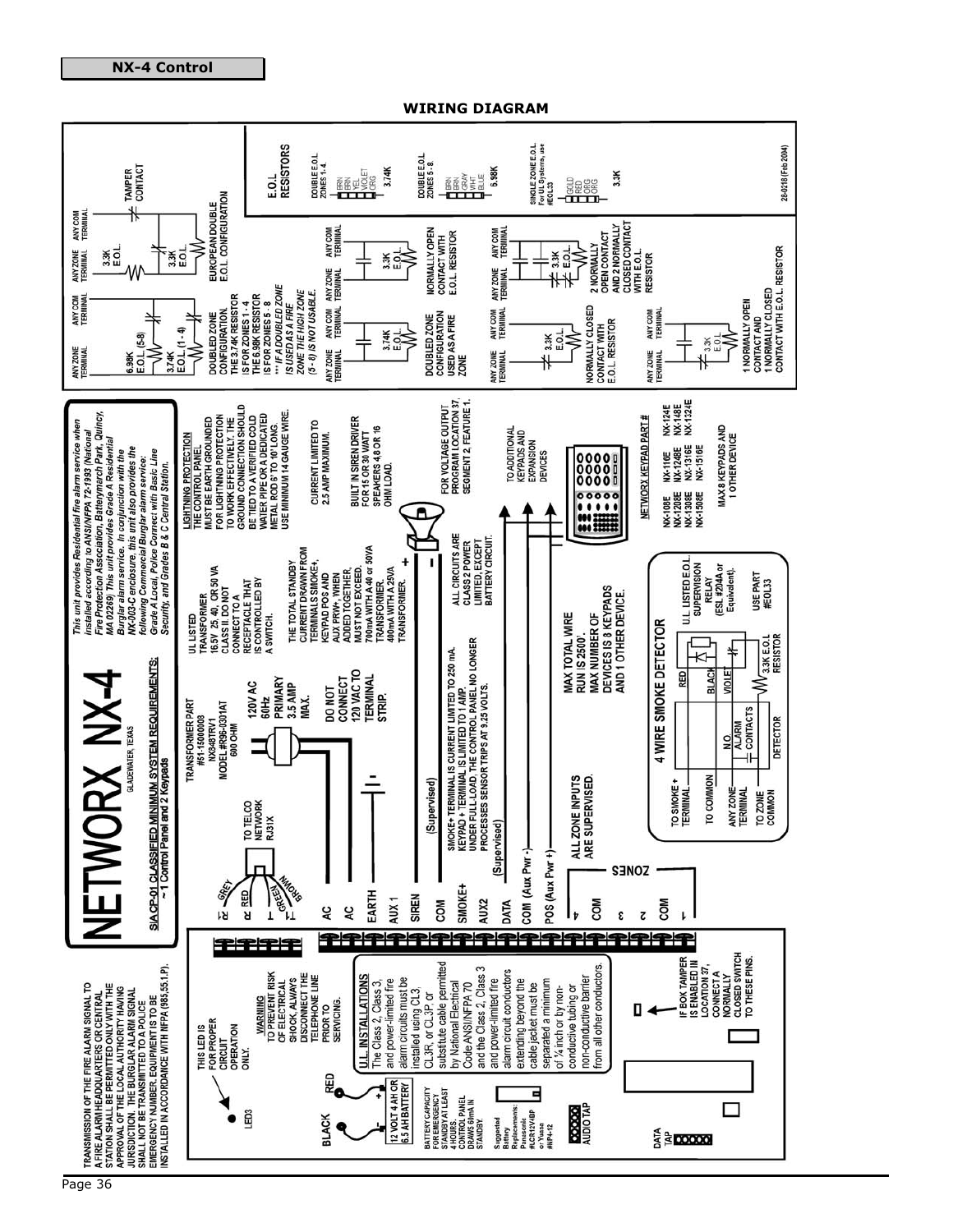NX-4 Control

# WIRING DIAGRAM

# NETWORX NX-4

GLADEWATER, TEXAS

**SIA CP-01 CLASSIFIED MINIMUM SYSTEM REQUIREMENTS:**
~ 1 Control Panel and 2 Keypads

*This unit provides Residential fire alarm service when installed according to ANSI/NFPA 72-1993 (National Fire Protection Association, Batterymarch Park, Quincy, MA 02269) This unit provides Grade A Residential Burglar alarm service. In conjunction with the NX-003-C enclosure, this unit also provides the following Commercial Burglar alarm service: Grade A Local, Police Connect with Basic Line Security, and Grades B & C Central Station.*

TRANSMISSION OF THE FIRE ALARM SIGNAL TO A FIRE ALARM HEADQUARTERS OR CENTRAL STATION SHALL BE PERMITTED ONLY WITH THE APPROVAL OF THE LOCAL AUTHORITY HAVING JURISDICTION. THE BURGLAR ALARM SIGNAL SHALL NOT BE TRANSMITTED TO A POLICE EMERGENCY NUMBER. EQUIPMENT IS TO BE INSTALLED IN ACCORDANCE WITH NFPA (985,55.1.P).

THIS LED IS FOR PROPER CIRCUIT OPERATION ONLY.

LED3

**WARNING**
TO PREVENT RISK OF ELECTRICAL SHOCK, ALWAYS DISCONNECT THE TELEPHONE LINE PRIOR TO SERVICING.

BLACK — RED

12 VOLT 4 AH OR 6.5 AH BATTERY

BATTERY CAPACITY FOR EMERGENCY STANDBY AT LEAST 4 HOURS. CONTROL PANEL DRAWS 60mA IN STANDBY.

Suggested Battery Replacements: Panasonic #LCR12V4BP or Yuasa #NP4-12

AUDIO TAP

DATA TAP

**U.L. INSTALLATIONS**
The Class 2, Class 3, and power-limited fire alarm circuits must be installed using CL3, CL3R, or CL3P, or substitute cable permitted by National Electrical Code ANSI/NFPA 70 and the Class 2, Class 3 and power-limited fire alarm circuit conductors extending beyond the cable jacket must be separated a minimum of ¼ inch or by non-conductive tubing or non-conductive barrier from all other conductors.

IF BOX TAMPER IS ENABLED IN LOCATION 37, CONNECT A NORMALLY CLOSED SWITCH TO THESE PINS.

**Terminals:** R, R (RED), T (GREEN), T (BROWN) — GREY, RED, GREEN, BROWN; AC; AC; EARTH; AUX 1; SIREN; COM; SMOKE+; AUX2; DATA; COM (Aux Pwr -); POS (Aux Pwr +); 4; COM; 3; 2; COM; 1 — ZONES

TO TELCO NETWORK RJ31X

TRANSFORMER PART #51-15000008 NX3481TRV1 MODEL #R36-U301AT 600 OHM

120V AC 60Hz PRIMARY 3.5 AMP MAX.

DO NOT CONNECT 120 VAC TO TERMINAL STRIP.

UL LISTED TRANSFORMER 16.5V 25, 40, OR 50 VA CLASS II. DO NOT CONNECT TO A RECEPTACLE THAT IS CONTROLLED BY A SWITCH.

**LIGHTNING PROTECTION**
THE CONTROL PANEL MUST BE EARTH GROUNDED FOR LIGHTNING PROTECTION TO WORK EFFECTIVELY. THE GROUND CONNECTION SHOULD BE TIED TO A VERIFIED COLD WATER PIPE OR A DEDICATED METAL ROD 6' TO 10' LONG. USE MINIMUM 14 GAUGE WIRE.

THE TOTAL STANDBY CURRENT DRAWN FROM TERMINALS SMOKE+, KEYPAD POS AND AUX PRW+, WHEN ADDED TOGETHER, MUST NOT EXCEED: 700mA WITH A 40 or 50VA TRANSFORMER. 400mA WITH A 25VA TRANSFORMER.

CURRENT LIMITED TO 2.5 AMP MAXIMUM.

BUILT IN SIREN DRIVER FOR 15 OR 30 WATT SPEAKERS 4,8 OR 16 OHM LOAD.

(Supervised)

ALL CIRCUITS ARE CLASS 2 POWER LIMITED, EXCEPT BATTERY CIRCUIT.

FOR VOLTAGE OUTPUT PROGRAM LOCATION 37, SEGMENT 2, FEATURE 1.

SMOKE+ TERMINAL IS CURRENT LIMITED TO 250 mA. KEYPAD + TERMINAL IS LIMITED TO 1 AMP. UNDER FULL LOAD, THE CONTROL PANEL NO LONGER PROCESSES SENSOR TRIPS AT 9.25 VOLTS.

(Supervised)

TO ADDITIONAL KEYPADS AND EXPANSION DEVICES

MAX TOTAL WIRE RUN IS 2500'. MAX NUMBER OF DEVICES IS 8 KEYPADS AND 1 OTHER DEVICE.

**NETWORX KEYPAD PART #**

| | | |
|---|---|---|
| NX-108E | NX-116E | NX-124E |
| NX-1208E | NX-1248E | NX-148E |
| NX-1308E | NX-1316E | NX-1324E |
| NX-1508E | NX-1516E | |

MAX 8 KEYPADS AND 1 OTHER DEVICE

ALL ZONE INPUTS ARE SUPERVISED.

**4 WIRE SMOKE DETECTOR**

TO SMOKE + TERMINAL; TO COMMON; ANY ZONE TERMINAL; TO ZONE COMMON; RED; BLACK; VIOLET; N.O. ALARM CONTACTS; DETECTOR; 3.3K E.O.L RESISTOR

U.L. LISTED E.O.L. SUPERVISION RELAY (ESL #204A or Equivalent). USE PART #EOL33

**E.O.L. CONFIGURATIONS**

ANY ZONE TERMINAL / ANY COM TERMINAL — 6.98K E.O.L. (5-8); 3.74K E.O.L. (1-4)

DOUBLED ZONE CONFIGURATION. THE 3.74K RESISTOR IS FOR ZONES 1-4. THE 6.98K RESISTOR IS FOR ZONES 5-8. *** IF A DOUBLED ZONE IS USED AS A FIRE ZONE THE HIGH ZONE (5-8) IS NOT USABLE.*

ANY ZONE TERMINAL / ANY COM TERMINAL — 3.3K E.O.L.; 3.3K E.O.L.; TAMPER CONTACT

EUROPEAN DOUBLE E.O.L. CONFIGURATION

ANY ZONE TERMINAL / ANY COM TERMINAL — 3.74K E.O.L.
DOUBLED ZONE CONFIGURATION USED AS A FIRE ZONE

ANY ZONE TERMINAL / ANY COM TERMINAL — 3.3K E.O.L.
NORMALLY OPEN CONTACT WITH E.O.L. RESISTOR

ANY ZONE TERMINAL / ANY COM TERMINAL — 3.3K E.O.L.
NORMALLY CLOSED CONTACT WITH E.O.L. RESISTOR

ANY ZONE TERMINAL / ANY COM TERMINAL — 3.3K E.O.L.
2 NORMALLY OPEN CONTACT AND 2 NORMALLY CLOSED CONTACT WITH E.O.L. RESISTOR

ANY ZONE TERMINAL / ANY COM TERMINAL — 3.3K E.O.L.
1 NORMALLY OPEN CONTACT AND 1 NORMALLY CLOSED CONTACT WITH E.O.L. RESISTOR

**E.O.L. RESISTORS**

DOUBLE E.O.L. ZONES 1-4: BRN, BRN, YEL, VIOLET, ORG — 3.74K

DOUBLE E.O.L. ZONES 5-8: BRN, BRN, GRAY, WHT, BLUE — 6.98K

SINGLE ZONE E.O.L. For UL Systems, use #EOL33: GOLD, RED, ORG, ORG — 3.3K

28-0218 (Feb 2004)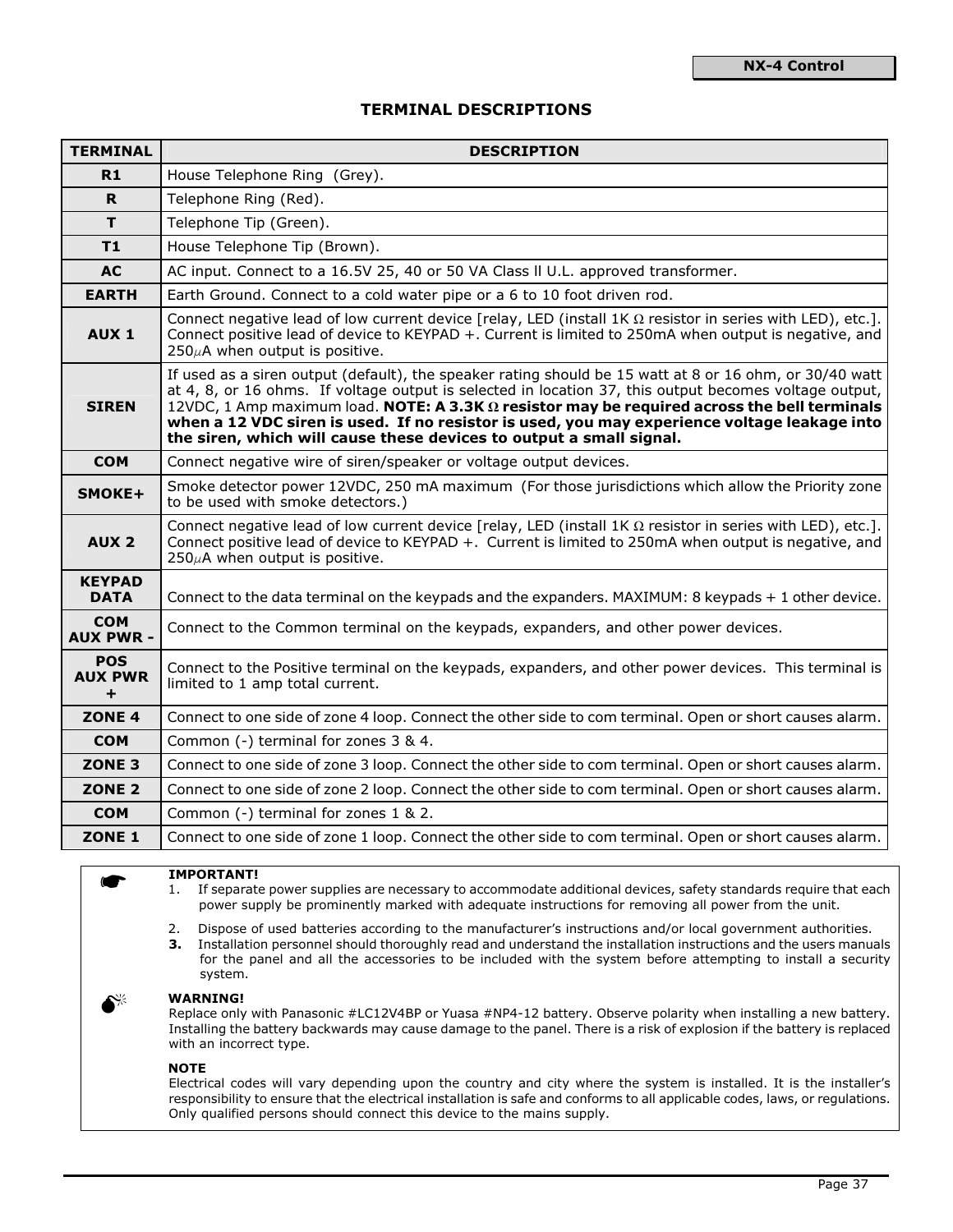## TERMINAL DESCRIPTIONS

| TERMINAL | DESCRIPTION |
|---|---|
| **R1** | House Telephone Ring (Grey). |
| **R** | Telephone Ring (Red). |
| **T** | Telephone Tip (Green). |
| **T1** | House Telephone Tip (Brown). |
| **AC** | AC input. Connect to a 16.5V 25, 40 or 50 VA Class ll U.L. approved transformer. |
| **EARTH** | Earth Ground. Connect to a cold water pipe or a 6 to 10 foot driven rod. |
| **AUX 1** | Connect negative lead of low current device [relay, LED (install 1K Ω resistor in series with LED), etc.]. Connect positive lead of device to KEYPAD +. Current is limited to 250mA when output is negative, and 250μA when output is positive. |
| **SIREN** | If used as a siren output (default), the speaker rating should be 15 watt at 8 or 16 ohm, or 30/40 watt at 4, 8, or 16 ohms. If voltage output is selected in location 37, this output becomes voltage output, 12VDC, 1 Amp maximum load. **NOTE: A 3.3K Ω resistor may be required across the bell terminals when a 12 VDC siren is used. If no resistor is used, you may experience voltage leakage into the siren, which will cause these devices to output a small signal.** |
| **COM** | Connect negative wire of siren/speaker or voltage output devices. |
| **SMOKE+** | Smoke detector power 12VDC, 250 mA maximum (For those jurisdictions which allow the Priority zone to be used with smoke detectors.) |
| **AUX 2** | Connect negative lead of low current device [relay, LED (install 1K Ω resistor in series with LED), etc.]. Connect positive lead of device to KEYPAD +. Current is limited to 250mA when output is negative, and 250μA when output is positive. |
| **KEYPAD DATA** | Connect to the data terminal on the keypads and the expanders. MAXIMUM: 8 keypads + 1 other device. |
| **COM AUX PWR -** | Connect to the Common terminal on the keypads, expanders, and other power devices. |
| **POS AUX PWR +** | Connect to the Positive terminal on the keypads, expanders, and other power devices. This terminal is limited to 1 amp total current. |
| **ZONE 4** | Connect to one side of zone 4 loop. Connect the other side to com terminal. Open or short causes alarm. |
| **COM** | Common (-) terminal for zones 3 & 4. |
| **ZONE 3** | Connect to one side of zone 3 loop. Connect the other side to com terminal. Open or short causes alarm. |
| **ZONE 2** | Connect to one side of zone 2 loop. Connect the other side to com terminal. Open or short causes alarm. |
| **COM** | Common (-) terminal for zones 1 & 2. |
| **ZONE 1** | Connect to one side of zone 1 loop. Connect the other side to com terminal. Open or short causes alarm. |

☛ **IMPORTANT!**

1. If separate power supplies are necessary to accommodate additional devices, safety standards require that each power supply be prominently marked with adequate instructions for removing all power from the unit.
2. Dispose of used batteries according to the manufacturer's instructions and/or local government authorities.
3. Installation personnel should thoroughly read and understand the installation instructions and the users manuals for the panel and all the accessories to be included with the system before attempting to install a security system.

**WARNING!**
Replace only with Panasonic #LC12V4BP or Yuasa #NP4-12 battery. Observe polarity when installing a new battery. Installing the battery backwards may cause damage to the panel. There is a risk of explosion if the battery is replaced with an incorrect type.

**NOTE**
Electrical codes will vary depending upon the country and city where the system is installed. It is the installer's responsibility to ensure that the electrical installation is safe and conforms to all applicable codes, laws, or regulations. Only qualified persons should connect this device to the mains supply.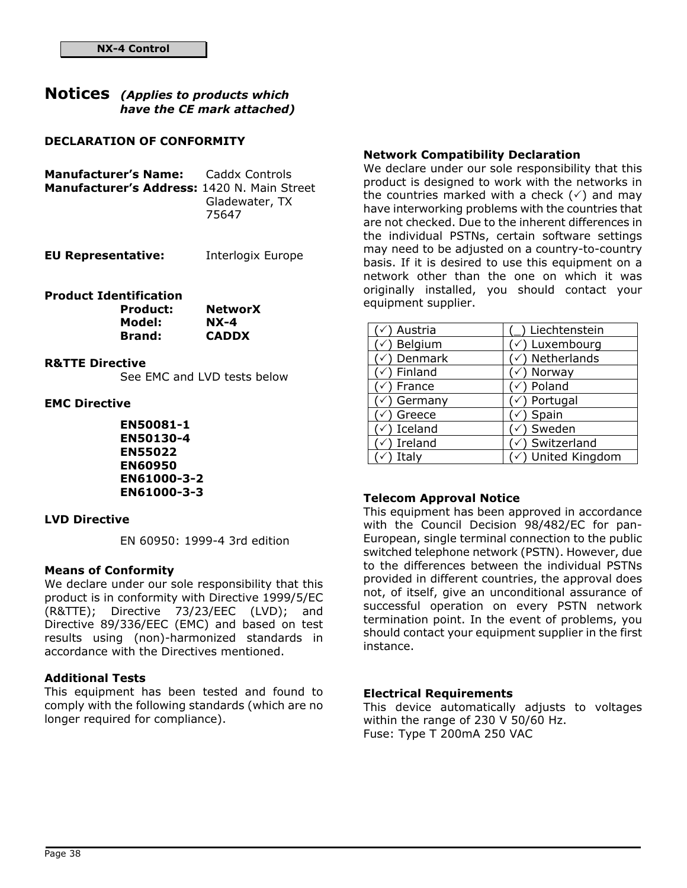# Notices *(Applies to products which have the CE mark attached)*

**DECLARATION OF CONFORMITY**

**Manufacturer's Name:** Caddx Controls
**Manufacturer's Address:** 1420 N. Main Street
Gladewater, TX
75647

**EU Representative:** Interlogix Europe

**Product Identification**

**Product:** **NetworX**
**Model:** **NX-4**
**Brand:** **CADDX**

**R&TTE Directive**

See EMC and LVD tests below

**EMC Directive**

**EN50081-1**
**EN50130-4**
**EN55022**
**EN60950**
**EN61000-3-2**
**EN61000-3-3**

**LVD Directive**

EN 60950: 1999-4 3rd edition

**Means of Conformity**

We declare under our sole responsibility that this product is in conformity with Directive 1999/5/EC (R&TTE); Directive 73/23/EEC (LVD); and Directive 89/336/EEC (EMC) and based on test results using (non)-harmonized standards in accordance with the Directives mentioned.

**Additional Tests**

This equipment has been tested and found to comply with the following standards (which are no longer required for compliance).

**Network Compatibility Declaration**

We declare under our sole responsibility that this product is designed to work with the networks in the countries marked with a check (✓) and may have interworking problems with the countries that are not checked. Due to the inherent differences in the individual PSTNs, certain software settings may need to be adjusted on a country-to-country basis. If it is desired to use this equipment on a network other than the one on which it was originally installed, you should contact your equipment supplier.

| | |
|---|---|
| (✓) Austria | (_) Liechtenstein |
| (✓) Belgium | (✓) Luxembourg |
| (✓) Denmark | (✓) Netherlands |
| (✓) Finland | (✓) Norway |
| (✓) France | (✓) Poland |
| (✓) Germany | (✓) Portugal |
| (✓) Greece | (✓) Spain |
| (✓) Iceland | (✓) Sweden |
| (✓) Ireland | (✓) Switzerland |
| (✓) Italy | (✓) United Kingdom |

**Telecom Approval Notice**

This equipment has been approved in accordance with the Council Decision 98/482/EC for pan-European, single terminal connection to the public switched telephone network (PSTN). However, due to the differences between the individual PSTNs provided in different countries, the approval does not, of itself, give an unconditional assurance of successful operation on every PSTN network termination point. In the event of problems, you should contact your equipment supplier in the first instance.

**Electrical Requirements**

This device automatically adjusts to voltages within the range of 230 V 50/60 Hz.
Fuse: Type T 200mA 250 VAC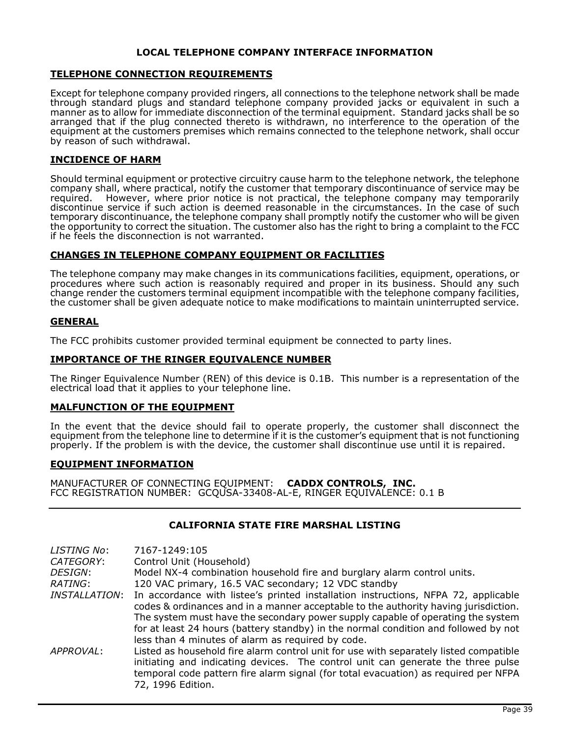# LOCAL TELEPHONE COMPANY INTERFACE INFORMATION

## TELEPHONE CONNECTION REQUIREMENTS

Except for telephone company provided ringers, all connections to the telephone network shall be made through standard plugs and standard telephone company provided jacks or equivalent in such a manner as to allow for immediate disconnection of the terminal equipment. Standard jacks shall be so arranged that if the plug connected thereto is withdrawn, no interference to the operation of the equipment at the customers premises which remains connected to the telephone network, shall occur by reason of such withdrawal.

## INCIDENCE OF HARM

Should terminal equipment or protective circuitry cause harm to the telephone network, the telephone company shall, where practical, notify the customer that temporary discontinuance of service may be required. However, where prior notice is not practical, the telephone company may temporarily discontinue service if such action is deemed reasonable in the circumstances. In the case of such temporary discontinuance, the telephone company shall promptly notify the customer who will be given the opportunity to correct the situation. The customer also has the right to bring a complaint to the FCC if he feels the disconnection is not warranted.

## CHANGES IN TELEPHONE COMPANY EQUIPMENT OR FACILITIES

The telephone company may make changes in its communications facilities, equipment, operations, or procedures where such action is reasonably required and proper in its business. Should any such change render the customers terminal equipment incompatible with the telephone company facilities, the customer shall be given adequate notice to make modifications to maintain uninterrupted service.

## GENERAL

The FCC prohibits customer provided terminal equipment be connected to party lines.

## IMPORTANCE OF THE RINGER EQUIVALENCE NUMBER

The Ringer Equivalence Number (REN) of this device is 0.1B. This number is a representation of the electrical load that it applies to your telephone line.

## MALFUNCTION OF THE EQUIPMENT

In the event that the device should fail to operate properly, the customer shall disconnect the equipment from the telephone line to determine if it is the customer's equipment that is not functioning properly. If the problem is with the device, the customer shall discontinue use until it is repaired.

## EQUIPMENT INFORMATION

MANUFACTURER OF CONNECTING EQUIPMENT: **CADDX CONTROLS, INC.**
FCC REGISTRATION NUMBER: GCQUSA-33408-AL-E, RINGER EQUIVALENCE: 0.1 B

---

# CALIFORNIA STATE FIRE MARSHAL LISTING

*LISTING No*: 7167-1249:105

*CATEGORY*: Control Unit (Household)

*DESIGN*: Model NX-4 combination household fire and burglary alarm control units.

*RATING*: 120 VAC primary, 16.5 VAC secondary; 12 VDC standby

*INSTALLATION*: In accordance with listee's printed installation instructions, NFPA 72, applicable codes & ordinances and in a manner acceptable to the authority having jurisdiction. The system must have the secondary power supply capable of operating the system for at least 24 hours (battery standby) in the normal condition and followed by not less than 4 minutes of alarm as required by code.

*APPROVAL*: Listed as household fire alarm control unit for use with separately listed compatible initiating and indicating devices. The control unit can generate the three pulse temporal code pattern fire alarm signal (for total evacuation) as required per NFPA 72, 1996 Edition.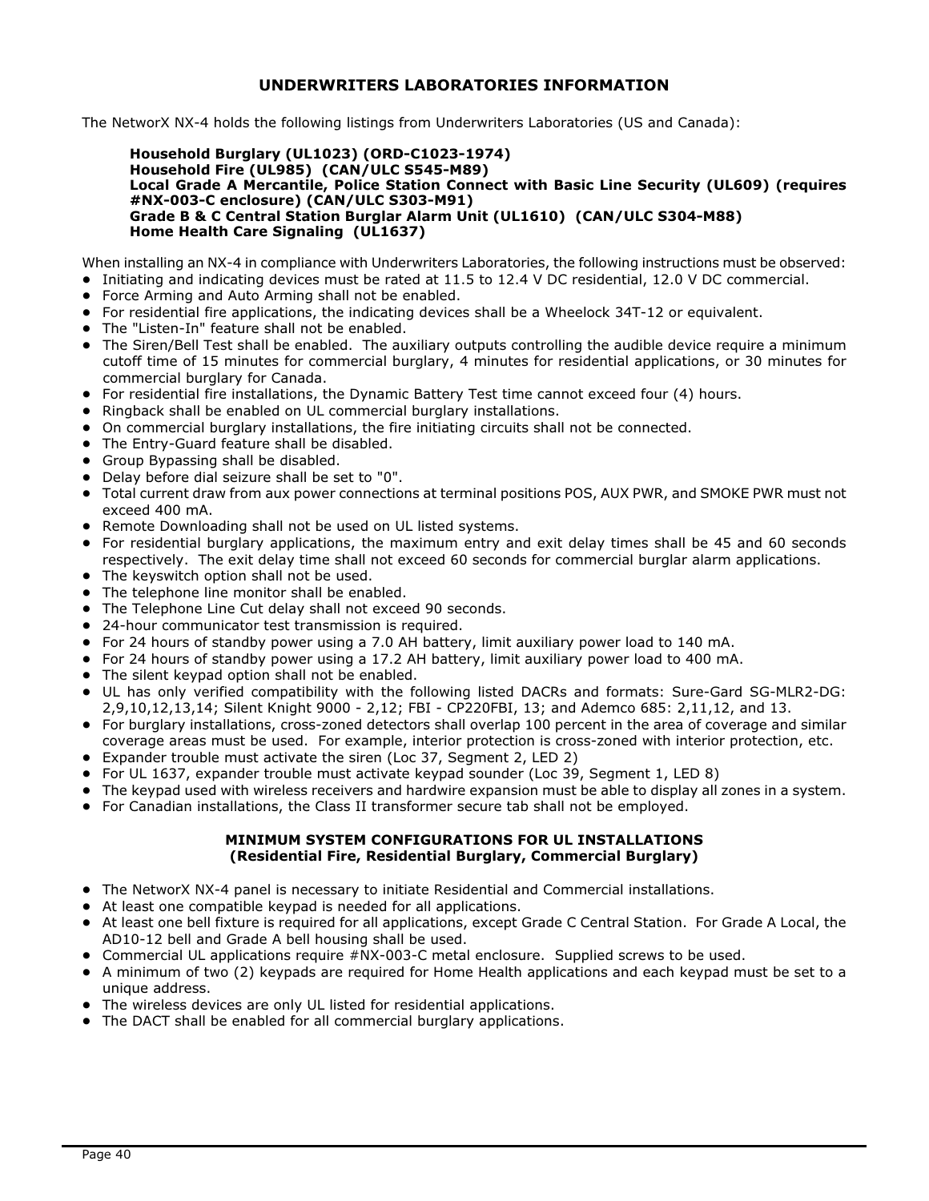# UNDERWRITERS LABORATORIES INFORMATION

The NetworX NX-4 holds the following listings from Underwriters Laboratories (US and Canada):

> **Household Burglary (UL1023) (ORD-C1023-1974)**
> **Household Fire (UL985) (CAN/ULC S545-M89)**
> **Local Grade A Mercantile, Police Station Connect with Basic Line Security (UL609) (requires #NX-003-C enclosure) (CAN/ULC S303-M91)**
> **Grade B & C Central Station Burglar Alarm Unit (UL1610) (CAN/ULC S304-M88)**
> **Home Health Care Signaling (UL1637)**

When installing an NX-4 in compliance with Underwriters Laboratories, the following instructions must be observed:

- Initiating and indicating devices must be rated at 11.5 to 12.4 V DC residential, 12.0 V DC commercial.
- Force Arming and Auto Arming shall not be enabled.
- For residential fire applications, the indicating devices shall be a Wheelock 34T-12 or equivalent.
- The "Listen-In" feature shall not be enabled.
- The Siren/Bell Test shall be enabled. The auxiliary outputs controlling the audible device require a minimum cutoff time of 15 minutes for commercial burglary, 4 minutes for residential applications, or 30 minutes for commercial burglary for Canada.
- For residential fire installations, the Dynamic Battery Test time cannot exceed four (4) hours.
- Ringback shall be enabled on UL commercial burglary installations.
- On commercial burglary installations, the fire initiating circuits shall not be connected.
- The Entry-Guard feature shall be disabled.
- Group Bypassing shall be disabled.
- Delay before dial seizure shall be set to "0".
- Total current draw from aux power connections at terminal positions POS, AUX PWR, and SMOKE PWR must not exceed 400 mA.
- Remote Downloading shall not be used on UL listed systems.
- For residential burglary applications, the maximum entry and exit delay times shall be 45 and 60 seconds respectively. The exit delay time shall not exceed 60 seconds for commercial burglar alarm applications.
- The keyswitch option shall not be used.
- The telephone line monitor shall be enabled.
- The Telephone Line Cut delay shall not exceed 90 seconds.
- 24-hour communicator test transmission is required.
- For 24 hours of standby power using a 7.0 AH battery, limit auxiliary power load to 140 mA.
- For 24 hours of standby power using a 17.2 AH battery, limit auxiliary power load to 400 mA.
- The silent keypad option shall not be enabled.
- UL has only verified compatibility with the following listed DACRs and formats: Sure-Gard SG-MLR2-DG: 2,9,10,12,13,14; Silent Knight 9000 - 2,12; FBI - CP220FBI, 13; and Ademco 685: 2,11,12, and 13.
- For burglary installations, cross-zoned detectors shall overlap 100 percent in the area of coverage and similar coverage areas must be used. For example, interior protection is cross-zoned with interior protection, etc.
- Expander trouble must activate the siren (Loc 37, Segment 2, LED 2)
- For UL 1637, expander trouble must activate keypad sounder (Loc 39, Segment 1, LED 8)
- The keypad used with wireless receivers and hardwire expansion must be able to display all zones in a system.
- For Canadian installations, the Class II transformer secure tab shall not be employed.

### MINIMUM SYSTEM CONFIGURATIONS FOR UL INSTALLATIONS
### (Residential Fire, Residential Burglary, Commercial Burglary)

- The NetworX NX-4 panel is necessary to initiate Residential and Commercial installations.
- At least one compatible keypad is needed for all applications.
- At least one bell fixture is required for all applications, except Grade C Central Station. For Grade A Local, the AD10-12 bell and Grade A bell housing shall be used.
- Commercial UL applications require #NX-003-C metal enclosure. Supplied screws to be used.
- A minimum of two (2) keypads are required for Home Health applications and each keypad must be set to a unique address.
- The wireless devices are only UL listed for residential applications.
- The DACT shall be enabled for all commercial burglary applications.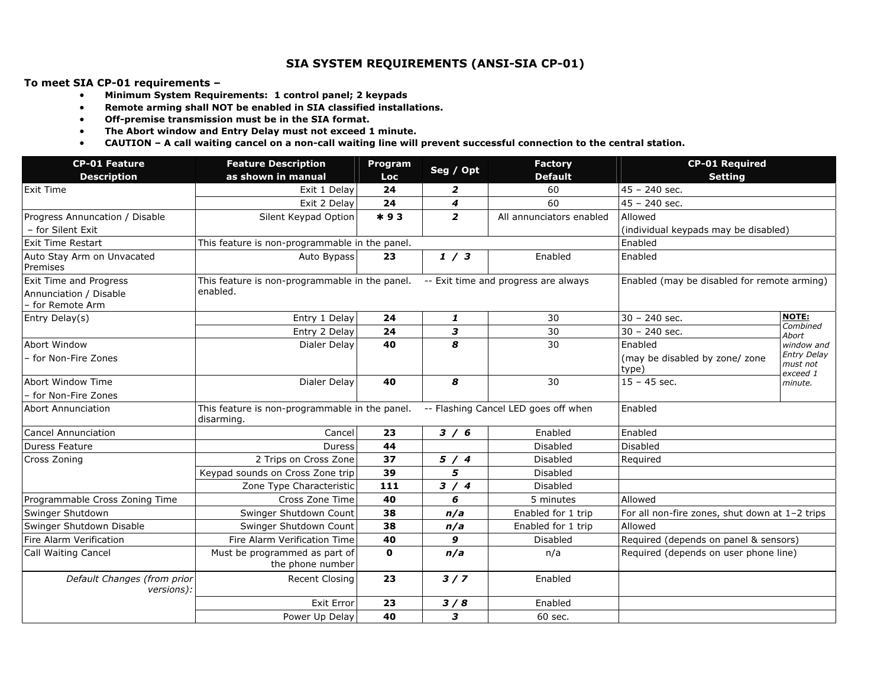# SIA SYSTEM REQUIREMENTS (ANSI-SIA CP-01)

**To meet SIA CP-01 requirements –**

- **Minimum System Requirements: 1 control panel; 2 keypads**
- **Remote arming shall NOT be enabled in SIA classified installations.**
- **Off-premise transmission must be in the SIA format.**
- **The Abort window and Entry Delay must not exceed 1 minute.**
- **CAUTION – A call waiting cancel on a non-call waiting line will prevent successful connection to the central station.**

| CP-01 Feature Description | Feature Description as shown in manual | Program Loc | Seg / Opt | Factory Default | CP-01 Required Setting | |
|---|---|---|---|---|---|---|
| Exit Time | Exit 1 Delay | **24** | ***2*** | 60 | 45 – 240 sec. | |
| | Exit 2 Delay | **24** | ***4*** | 60 | 45 – 240 sec. | |
| Progress Annuncation / Disable – for Silent Exit | Silent Keypad Option | **∗ 9 3** | ***2*** | All annunciators enabled | Allowed (individual keypads may be disabled) | |
| Exit Time Restart | This feature is non-programmable in the panel. | | | | Enabled | |
| Auto Stay Arm on Unvacated Premises | Auto Bypass | **23** | ***1 / 3*** | Enabled | Enabled | |
| Exit Time and Progress Annunciation / Disable – for Remote Arm | This feature is non-programmable in the panel. -- Exit time and progress are always enabled. | | | | Enabled (may be disabled for remote arming) | |
| Entry Delay(s) | Entry 1 Delay | **24** | ***1*** | 30 | 30 – 240 sec. | **NOTE:** *Combined Abort window and Entry Delay must not exceed 1 minute.* |
| | Entry 2 Delay | **24** | ***3*** | 30 | 30 – 240 sec. | |
| Abort Window – for Non-Fire Zones | Dialer Delay | **40** | ***8*** | 30 | Enabled (may be disabled by zone/ zone type) | |
| Abort Window Time – for Non-Fire Zones | Dialer Delay | **40** | ***8*** | 30 | 15 – 45 sec. | |
| Abort Annunciation | This feature is non-programmable in the panel. -- Flashing Cancel LED goes off when disarming. | | | | Enabled | |
| Cancel Annunciation | Cancel | **23** | ***3 / 6*** | Enabled | Enabled | |
| Duress Feature | Duress | **44** | | Disabled | Disabled | |
| Cross Zoning | 2 Trips on Cross Zone | **37** | ***5 / 4*** | Disabled | Required | |
| | Keypad sounds on Cross Zone trip | **39** | ***5*** | Disabled | | |
| | Zone Type Characteristic | **111** | ***3 / 4*** | Disabled | | |
| Programmable Cross Zoning Time | Cross Zone Time | **40** | ***6*** | 5 minutes | Allowed | |
| Swinger Shutdown | Swinger Shutdown Count | **38** | ***n/a*** | Enabled for 1 trip | For all non-fire zones, shut down at 1–2 trips | |
| Swinger Shutdown Disable | Swinger Shutdown Count | **38** | ***n/a*** | Enabled for 1 trip | Allowed | |
| Fire Alarm Verification | Fire Alarm Verification Time | **40** | ***9*** | Disabled | Required (depends on panel & sensors) | |
| Call Waiting Cancel | Must be programmed as part of the phone number | **0** | ***n/a*** | n/a | Required (depends on user phone line) | |
| *Default Changes (from prior versions):* | Recent Closing | **23** | ***3 / 7*** | Enabled | | |
| | Exit Error | **23** | ***3 / 8*** | Enabled | | |
| | Power Up Delay | **40** | ***3*** | 60 sec. | | |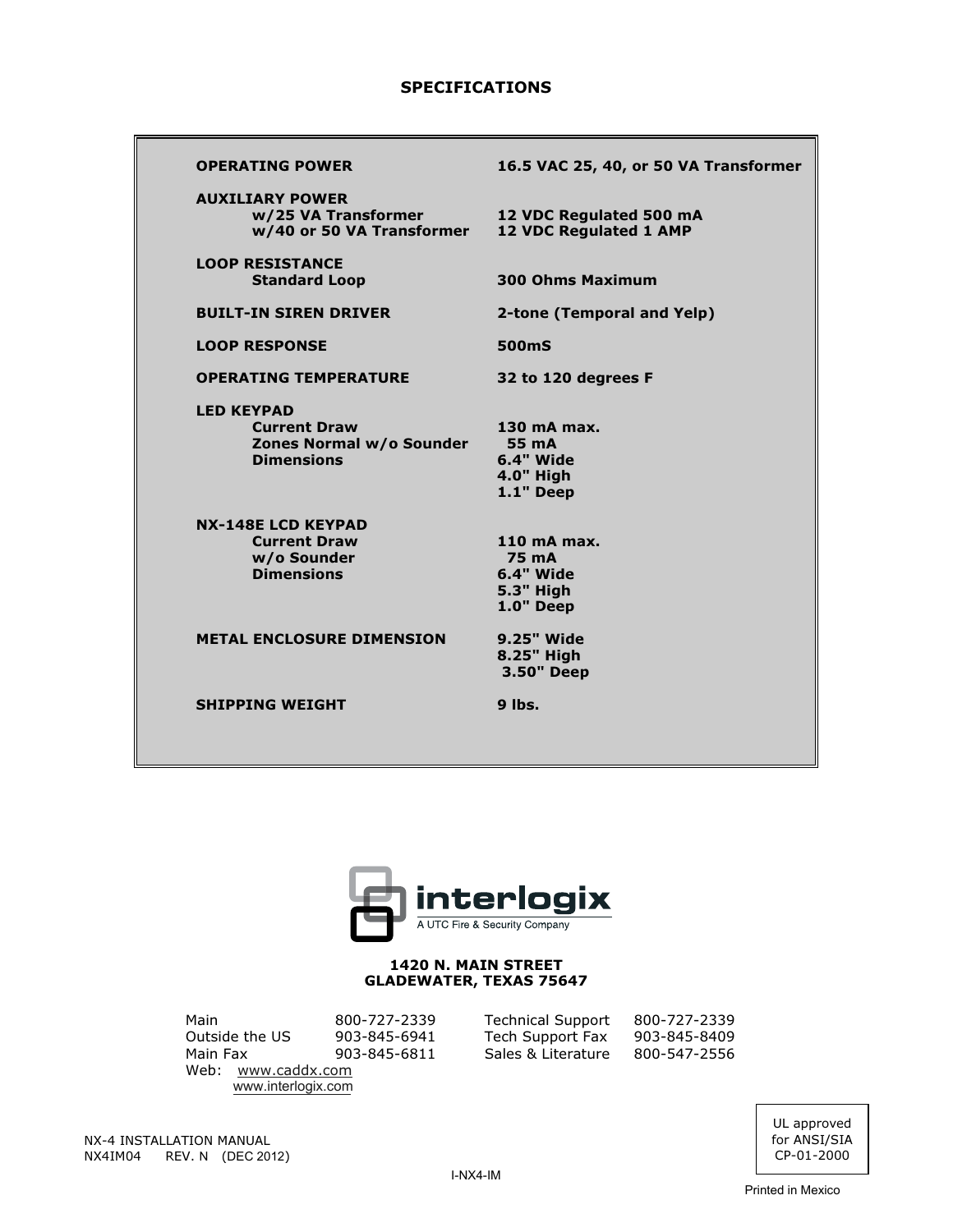## SPECIFICATIONS

| | |
|---|---|
| **OPERATING POWER** | **16.5 VAC 25, 40, or 50 VA Transformer** |
| **AUXILIARY POWER** | |
| **w/25 VA Transformer** | **12 VDC Regulated 500 mA** |
| **w/40 or 50 VA Transformer** | **12 VDC Regulated 1 AMP** |
| **LOOP RESISTANCE** | |
| **Standard Loop** | **300 Ohms Maximum** |
| **BUILT-IN SIREN DRIVER** | **2-tone (Temporal and Yelp)** |
| **LOOP RESPONSE** | **500mS** |
| **OPERATING TEMPERATURE** | **32 to 120 degrees F** |
| **LED KEYPAD** | |
| **Current Draw** | **130 mA max.** |
| **Zones Normal w/o Sounder** | **55 mA** |
| **Dimensions** | **6.4" Wide**<br>**4.0" High**<br>**1.1" Deep** |
| **NX-148E LCD KEYPAD** | |
| **Current Draw** | **110 mA max.** |
| **w/o Sounder** | **75 mA** |
| **Dimensions** | **6.4" Wide**<br>**5.3" High**<br>**1.0" Deep** |
| **METAL ENCLOSURE DIMENSION** | **9.25" Wide**<br>**8.25" High**<br>**3.50" Deep** |
| **SHIPPING WEIGHT** | **9 lbs.** |

interlogix
A UTC Fire & Security Company

**1420 N. MAIN STREET**
**GLADEWATER, TEXAS 75647**

| | | | |
|---|---|---|---|
| Main | 800-727-2339 | Technical Support | 800-727-2339 |
| Outside the US | 903-845-6941 | Tech Support Fax | 903-845-8409 |
| Main Fax | 903-845-6811 | Sales & Literature | 800-547-2556 |

Web: www.caddx.com
www.interlogix.com

NX-4 INSTALLATION MANUAL
NX4IM04 REV. N (DEC 2012)

UL approved for ANSI/SIA CP-01-2000

I-NX4-IM

Printed in Mexico